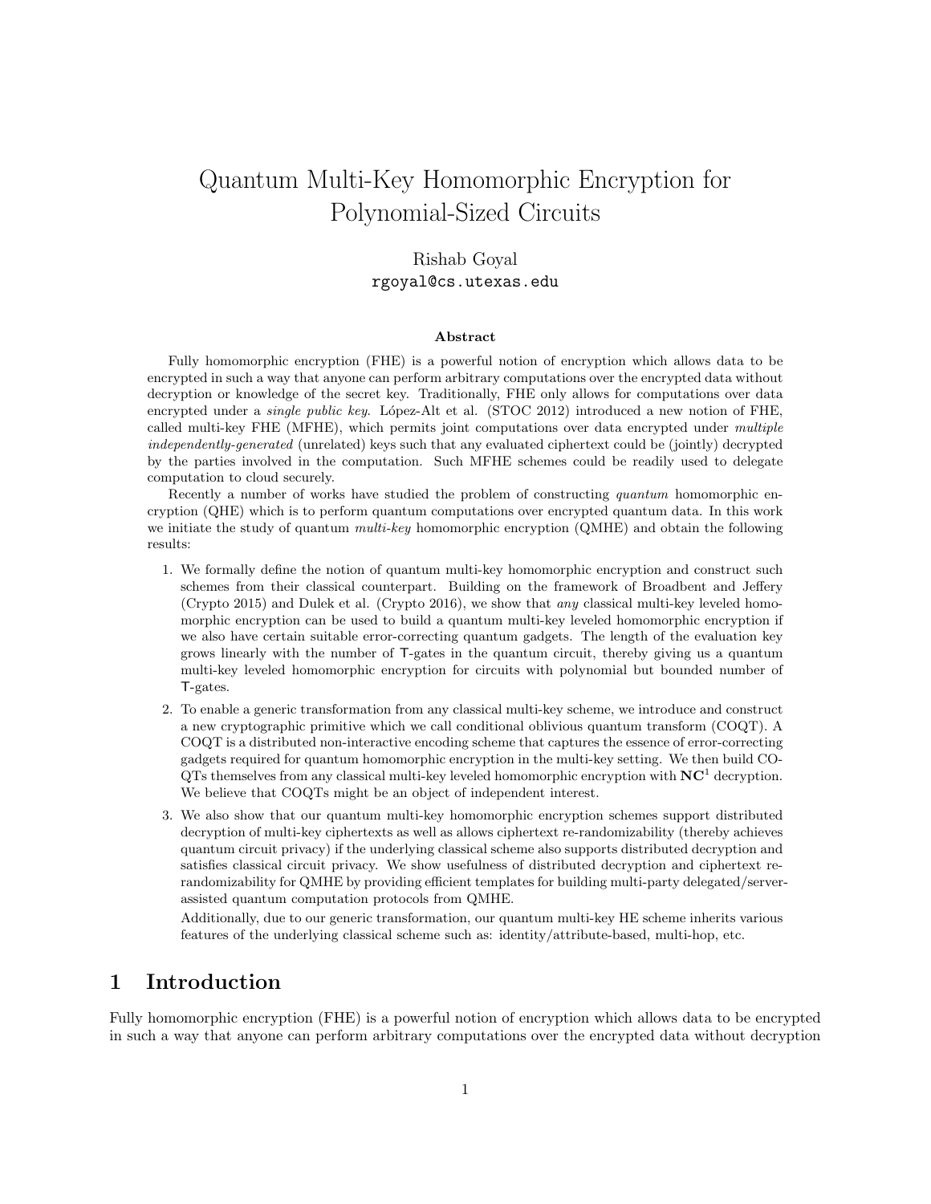# Quantum Multi-Key Homomorphic Encryption for Polynomial-Sized Circuits

Rishab Goyal
rgoyal@cs.utexas.edu

### Abstract

Fully homomorphic encryption (FHE) is a powerful notion of encryption which allows data to be encrypted in such a way that anyone can perform arbitrary computations over the encrypted data without decryption or knowledge of the secret key. Traditionally, FHE only allows for computations over data encrypted under a *single public key*. López-Alt et al. (STOC 2012) introduced a new notion of FHE, called multi-key FHE (MFHE), which permits joint computations over data encrypted under *multiple independently-generated* (unrelated) keys such that any evaluated ciphertext could be (jointly) decrypted by the parties involved in the computation. Such MFHE schemes could be readily used to delegate computation to cloud securely.

Recently a number of works have studied the problem of constructing *quantum* homomorphic encryption (QHE) which is to perform quantum computations over encrypted quantum data. In this work we initiate the study of quantum *multi-key* homomorphic encryption (QMHE) and obtain the following results:

1. We formally define the notion of quantum multi-key homomorphic encryption and construct such schemes from their classical counterpart. Building on the framework of Broadbent and Jeffery (Crypto 2015) and Dulek et al. (Crypto 2016), we show that *any* classical multi-key leveled homomorphic encryption can be used to build a quantum multi-key leveled homomorphic encryption if we also have certain suitable error-correcting quantum gadgets. The length of the evaluation key grows linearly with the number of T-gates in the quantum circuit, thereby giving us a quantum multi-key leveled homomorphic encryption for circuits with polynomial but bounded number of T-gates.
2. To enable a generic transformation from any classical multi-key scheme, we introduce and construct a new cryptographic primitive which we call conditional oblivious quantum transform (COQT). A COQT is a distributed non-interactive encoding scheme that captures the essence of error-correcting gadgets required for quantum homomorphic encryption in the multi-key setting. We then build COQTs themselves from any classical multi-key leveled homomorphic encryption with $\mathbf{NC}^1$ decryption. We believe that COQTs might be an object of independent interest.
3. We also show that our quantum multi-key homomorphic encryption schemes support distributed decryption of multi-key ciphertexts as well as allows ciphertext re-randomizability (thereby achieves quantum circuit privacy) if the underlying classical scheme also supports distributed decryption and satisfies classical circuit privacy. We show usefulness of distributed decryption and ciphertext re-randomizability for QMHE by providing efficient templates for building multi-party delegated/server-assisted quantum computation protocols from QMHE.

   Additionally, due to our generic transformation, our quantum multi-key HE scheme inherits various features of the underlying classical scheme such as: identity/attribute-based, multi-hop, etc.

## 1 Introduction

Fully homomorphic encryption (FHE) is a powerful notion of encryption which allows data to be encrypted in such a way that anyone can perform arbitrary computations over the encrypted data without decryption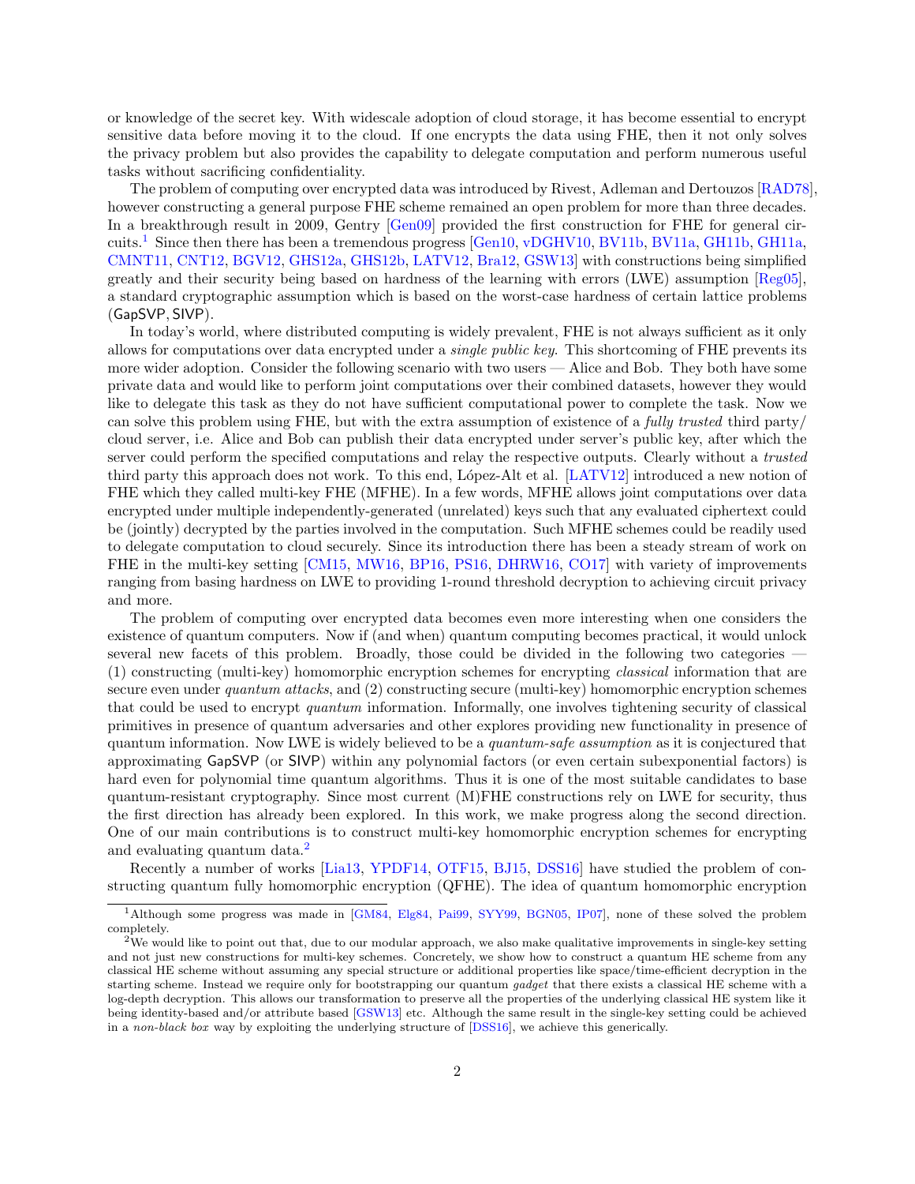or knowledge of the secret key. With widescale adoption of cloud storage, it has become essential to encrypt sensitive data before moving it to the cloud. If one encrypts the data using FHE, then it not only solves the privacy problem but also provides the capability to delegate computation and perform numerous useful tasks without sacrificing confidentiality.

The problem of computing over encrypted data was introduced by Rivest, Adleman and Dertouzos [RAD78], however constructing a general purpose FHE scheme remained an open problem for more than three decades. In a breakthrough result in 2009, Gentry [Gen09] provided the first construction for FHE for general circuits.[1] Since then there has been a tremendous progress [Gen10, vDGHV10, BV11b, BV11a, GH11b, GH11a, CMNT11, CNT12, BGV12, GHS12a, GHS12b, LATV12, Bra12, GSW13] with constructions being simplified greatly and their security being based on hardness of the learning with errors (LWE) assumption [Reg05], a standard cryptographic assumption which is based on the worst-case hardness of certain lattice problems ($\mathsf{GapSVP}, \mathsf{SIVP}$).

In today's world, where distributed computing is widely prevalent, FHE is not always sufficient as it only allows for computations over data encrypted under a *single public key*. This shortcoming of FHE prevents its more wider adoption. Consider the following scenario with two users — Alice and Bob. They both have some private data and would like to perform joint computations over their combined datasets, however they would like to delegate this task as they do not have sufficient computational power to complete the task. Now we can solve this problem using FHE, but with the extra assumption of existence of a *fully trusted* third party/ cloud server, i.e. Alice and Bob can publish their data encrypted under server's public key, after which the server could perform the specified computations and relay the respective outputs. Clearly without a *trusted* third party this approach does not work. To this end, López-Alt et al. [LATV12] introduced a new notion of FHE which they called multi-key FHE (MFHE). In a few words, MFHE allows joint computations over data encrypted under multiple independently-generated (unrelated) keys such that any evaluated ciphertext could be (jointly) decrypted by the parties involved in the computation. Such MFHE schemes could be readily used to delegate computation to cloud securely. Since its introduction there has been a steady stream of work on FHE in the multi-key setting [CM15, MW16, BP16, PS16, DHRW16, CO17] with variety of improvements ranging from basing hardness on LWE to providing 1-round threshold decryption to achieving circuit privacy and more.

The problem of computing over encrypted data becomes even more interesting when one considers the existence of quantum computers. Now if (and when) quantum computing becomes practical, it would unlock several new facets of this problem. Broadly, those could be divided in the following two categories — (1) constructing (multi-key) homomorphic encryption schemes for encrypting *classical* information that are secure even under *quantum attacks*, and (2) constructing secure (multi-key) homomorphic encryption schemes that could be used to encrypt *quantum* information. Informally, one involves tightening security of classical primitives in presence of quantum adversaries and other explores providing new functionality in presence of quantum information. Now LWE is widely believed to be a *quantum-safe assumption* as it is conjectured that approximating $\mathsf{GapSVP}$ (or $\mathsf{SIVP}$) within any polynomial factors (or even certain subexponential factors) is hard even for polynomial time quantum algorithms. Thus it is one of the most suitable candidates to base quantum-resistant cryptography. Since most current (M)FHE constructions rely on LWE for security, thus the first direction has already been explored. In this work, we make progress along the second direction. One of our main contributions is to construct multi-key homomorphic encryption schemes for encrypting and evaluating quantum data.[2]

Recently a number of works [Lia13, YPDF14, OTF15, BJ15, DSS16] have studied the problem of constructing quantum fully homomorphic encryption (QFHE). The idea of quantum homomorphic encryption

[1] Although some progress was made in [GM84, Elg84, Pai99, SYY99, BGN05, IP07], none of these solved the problem completely.

[2] We would like to point out that, due to our modular approach, we also make qualitative improvements in single-key setting and not just new constructions for multi-key schemes. Concretely, we show how to construct a quantum HE scheme from any classical HE scheme without assuming any special structure or additional properties like space/time-efficient decryption in the starting scheme. Instead we require only for bootstrapping our quantum *gadget* that there exists a classical HE scheme with a log-depth decryption. This allows our transformation to preserve all the properties of the underlying classical HE system like it being identity-based and/or attribute based [GSW13] etc. Although the same result in the single-key setting could be achieved in a *non-black box* way by exploiting the underlying structure of [DSS16], we achieve this generically.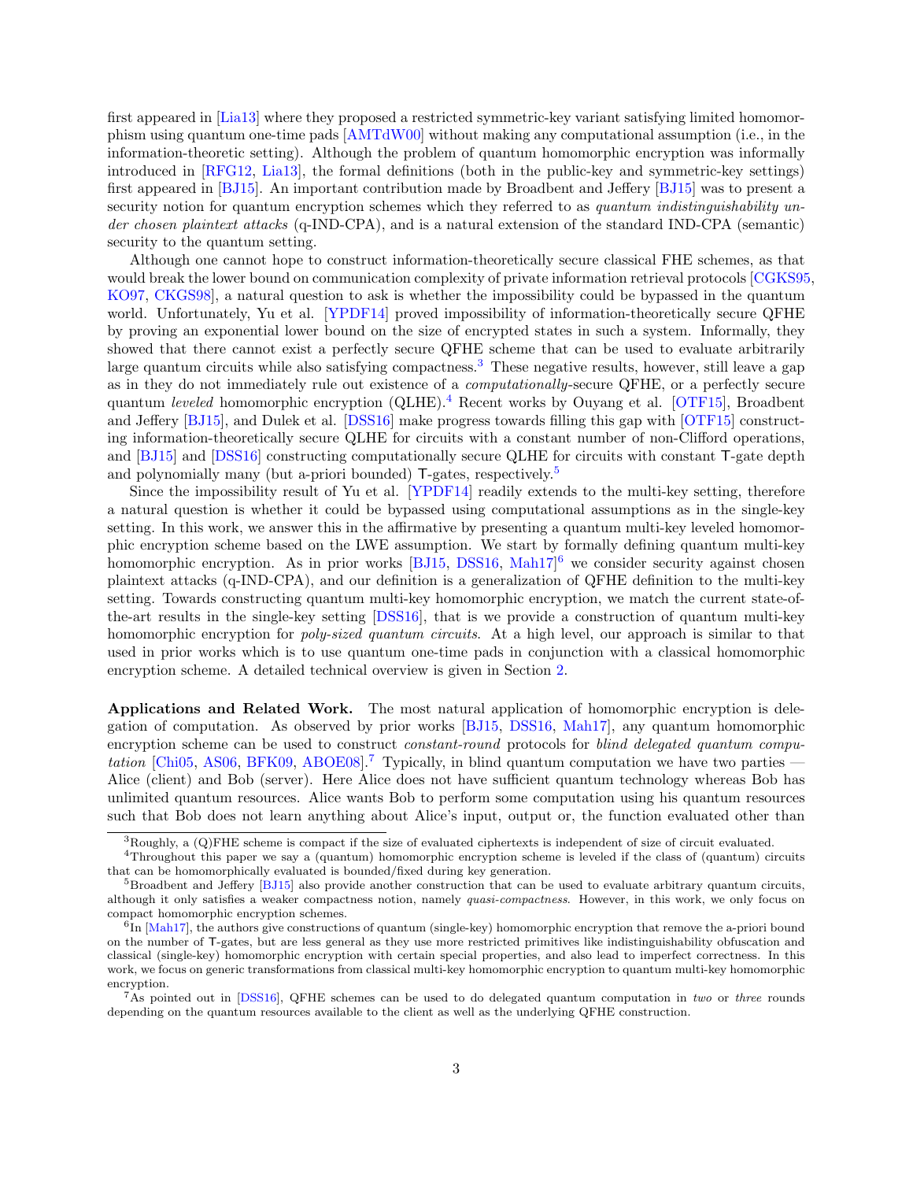first appeared in [Lia13] where they proposed a restricted symmetric-key variant satisfying limited homomorphism using quantum one-time pads [AMTdW00] without making any computational assumption (i.e., in the information-theoretic setting). Although the problem of quantum homomorphic encryption was informally introduced in [RFG12, Lia13], the formal definitions (both in the public-key and symmetric-key settings) first appeared in [BJ15]. An important contribution made by Broadbent and Jeffery [BJ15] was to present a security notion for quantum encryption schemes which they referred to as *quantum indistinguishability under chosen plaintext attacks* (q-IND-CPA), and is a natural extension of the standard IND-CPA (semantic) security to the quantum setting.

Although one cannot hope to construct information-theoretically secure classical FHE schemes, as that would break the lower bound on communication complexity of private information retrieval protocols [CGKS95, KO97, CKGS98], a natural question to ask is whether the impossibility could be bypassed in the quantum world. Unfortunately, Yu et al. [YPDF14] proved impossibility of information-theoretically secure QFHE by proving an exponential lower bound on the size of encrypted states in such a system. Informally, they showed that there cannot exist a perfectly secure QFHE scheme that can be used to evaluate arbitrarily large quantum circuits while also satisfying compactness.[3] These negative results, however, still leave a gap as in they do not immediately rule out existence of a *computationally*-secure QFHE, or a perfectly secure quantum *leveled* homomorphic encryption (QLHE).[4] Recent works by Ouyang et al. [OTF15], Broadbent and Jeffery [BJ15], and Dulek et al. [DSS16] make progress towards filling this gap with [OTF15] constructing information-theoretically secure QLHE for circuits with a constant number of non-Clifford operations, and [BJ15] and [DSS16] constructing computationally secure QLHE for circuits with constant T-gate depth and polynomially many (but a-priori bounded) T-gates, respectively.[5]

Since the impossibility result of Yu et al. [YPDF14] readily extends to the multi-key setting, therefore a natural question is whether it could be bypassed using computational assumptions as in the single-key setting. In this work, we answer this in the affirmative by presenting a quantum multi-key leveled homomorphic encryption scheme based on the LWE assumption. We start by formally defining quantum multi-key homomorphic encryption. As in prior works [BJ15, DSS16, Mah17][6] we consider security against chosen plaintext attacks (q-IND-CPA), and our definition is a generalization of QFHE definition to the multi-key setting. Towards constructing quantum multi-key homomorphic encryption, we match the current state-of-the-art results in the single-key setting [DSS16], that is we provide a construction of quantum multi-key homomorphic encryption for *poly-sized quantum circuits*. At a high level, our approach is similar to that used in prior works which is to use quantum one-time pads in conjunction with a classical homomorphic encryption scheme. A detailed technical overview is given in Section 2.

**Applications and Related Work.** The most natural application of homomorphic encryption is delegation of computation. As observed by prior works [BJ15, DSS16, Mah17], any quantum homomorphic encryption scheme can be used to construct *constant-round* protocols for *blind delegated quantum computation* [Chi05, AS06, BFK09, ABOE08].[7] Typically, in blind quantum computation we have two parties — Alice (client) and Bob (server). Here Alice does not have sufficient quantum technology whereas Bob has unlimited quantum resources. Alice wants Bob to perform some computation using his quantum resources such that Bob does not learn anything about Alice's input, output or, the function evaluated other than

[3] Roughly, a (Q)FHE scheme is compact if the size of evaluated ciphertexts is independent of size of circuit evaluated.

[4] Throughout this paper we say a (quantum) homomorphic encryption scheme is leveled if the class of (quantum) circuits that can be homomorphically evaluated is bounded/fixed during key generation.

[5] Broadbent and Jeffery [BJ15] also provide another construction that can be used to evaluate arbitrary quantum circuits, although it only satisfies a weaker compactness notion, namely *quasi-compactness*. However, in this work, we only focus on compact homomorphic encryption schemes.

[6] In [Mah17], the authors give constructions of quantum (single-key) homomorphic encryption that remove the a-priori bound on the number of T-gates, but are less general as they use more restricted primitives like indistinguishability obfuscation and classical (single-key) homomorphic encryption with certain special properties, and also lead to imperfect correctness. In this work, we focus on generic transformations from classical multi-key homomorphic encryption to quantum multi-key homomorphic encryption.

[7] As pointed out in [DSS16], QFHE schemes can be used to do delegated quantum computation in *two* or *three* rounds depending on the quantum resources available to the client as well as the underlying QFHE construction.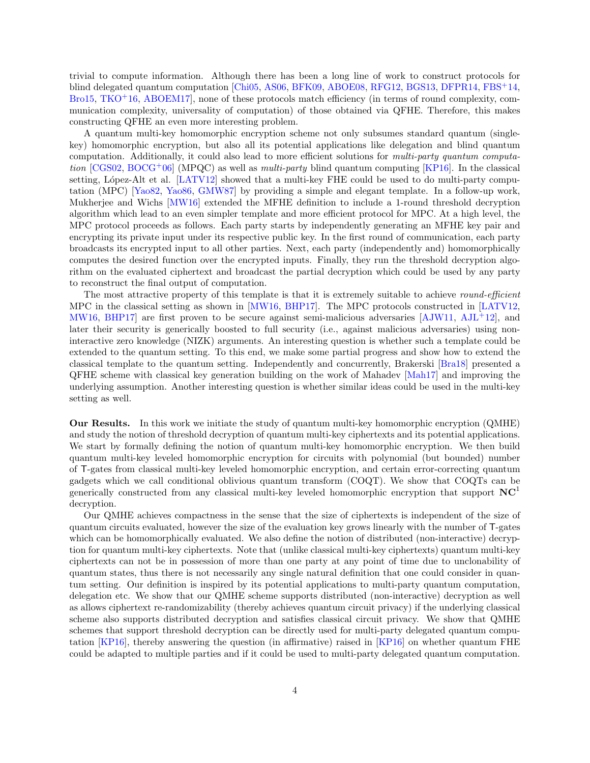trivial to compute information. Although there has been a long line of work to construct protocols for blind delegated quantum computation [Chi05, AS06, BFK09, ABOE08, RFG12, BGS13, DFPR14, FBS+14, Bro15, TKO+16, ABOEM17], none of these protocols match efficiency (in terms of round complexity, communication complexity, universality of computation) of those obtained via QFHE. Therefore, this makes constructing QFHE an even more interesting problem.

A quantum multi-key homomorphic encryption scheme not only subsumes standard quantum (single-key) homomorphic encryption, but also all its potential applications like delegation and blind quantum computation. Additionally, it could also lead to more efficient solutions for *multi-party quantum computation* [CGS02, BOCG+06] (MPQC) as well as *multi-party* blind quantum computing [KP16]. In the classical setting, López-Alt et al. [LATV12] showed that a multi-key FHE could be used to do multi-party computation (MPC) [Yao82, Yao86, GMW87] by providing a simple and elegant template. In a follow-up work, Mukherjee and Wichs [MW16] extended the MFHE definition to include a 1-round threshold decryption algorithm which lead to an even simpler template and more efficient protocol for MPC. At a high level, the MPC protocol proceeds as follows. Each party starts by independently generating an MFHE key pair and encrypting its private input under its respective public key. In the first round of communication, each party broadcasts its encrypted input to all other parties. Next, each party (independently and) homomorphically computes the desired function over the encrypted inputs. Finally, they run the threshold decryption algorithm on the evaluated ciphertext and broadcast the partial decryption which could be used by any party to reconstruct the final output of computation.

The most attractive property of this template is that it is extremely suitable to achieve *round-efficient* MPC in the classical setting as shown in [MW16, BHP17]. The MPC protocols constructed in [LATV12, MW16, BHP17] are first proven to be secure against semi-malicious adversaries [AJW11, AJL+12], and later their security is generically boosted to full security (i.e., against malicious adversaries) using non-interactive zero knowledge (NIZK) arguments. An interesting question is whether such a template could be extended to the quantum setting. To this end, we make some partial progress and show how to extend the classical template to the quantum setting. Independently and concurrently, Brakerski [Bra18] presented a QFHE scheme with classical key generation building on the work of Mahadev [Mah17] and improving the underlying assumption. Another interesting question is whether similar ideas could be used in the multi-key setting as well.

**Our Results.** In this work we initiate the study of quantum multi-key homomorphic encryption (QMHE) and study the notion of threshold decryption of quantum multi-key ciphertexts and its potential applications. We start by formally defining the notion of quantum multi-key homomorphic encryption. We then build quantum multi-key leveled homomorphic encryption for circuits with polynomial (but bounded) number of T-gates from classical multi-key leveled homomorphic encryption, and certain error-correcting quantum gadgets which we call conditional oblivious quantum transform (COQT). We show that COQTs can be generically constructed from any classical multi-key leveled homomorphic encryption that support $\mathbf{NC}^1$ decryption.

Our QMHE achieves compactness in the sense that the size of ciphertexts is independent of the size of quantum circuits evaluated, however the size of the evaluation key grows linearly with the number of T-gates which can be homomorphically evaluated. We also define the notion of distributed (non-interactive) decryption for quantum multi-key ciphertexts. Note that (unlike classical multi-key ciphertexts) quantum multi-key ciphertexts can not be in possession of more than one party at any point of time due to unclonability of quantum states, thus there is not necessarily any single natural definition that one could consider in quantum setting. Our definition is inspired by its potential applications to multi-party quantum computation, delegation etc. We show that our QMHE scheme supports distributed (non-interactive) decryption as well as allows ciphertext re-randomizability (thereby achieves quantum circuit privacy) if the underlying classical scheme also supports distributed decryption and satisfies classical circuit privacy. We show that QMHE schemes that support threshold decryption can be directly used for multi-party delegated quantum computation [KP16], thereby answering the question (in affirmative) raised in [KP16] on whether quantum FHE could be adapted to multiple parties and if it could be used to multi-party delegated quantum computation.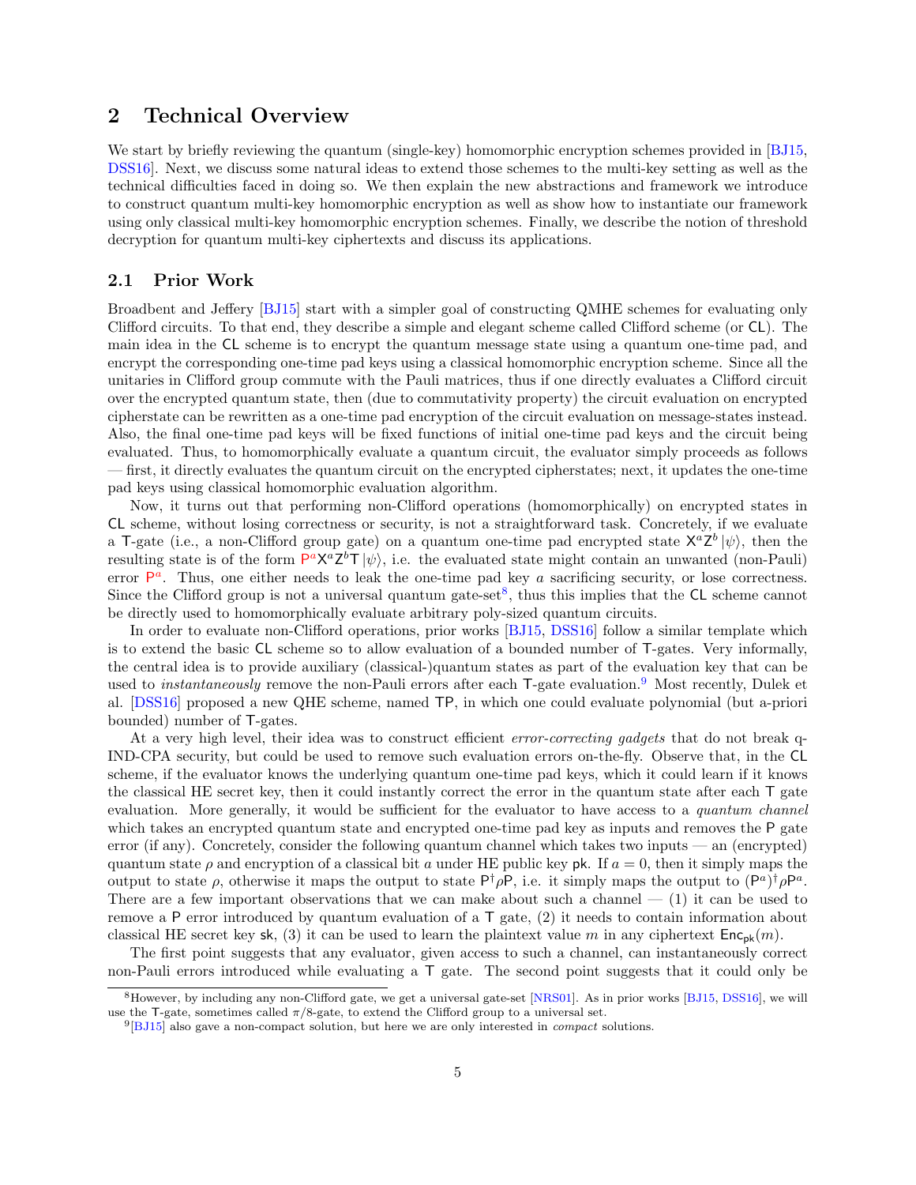## 2 Technical Overview

We start by briefly reviewing the quantum (single-key) homomorphic encryption schemes provided in [BJ15, DSS16]. Next, we discuss some natural ideas to extend those schemes to the multi-key setting as well as the technical difficulties faced in doing so. We then explain the new abstractions and framework we introduce to construct quantum multi-key homomorphic encryption as well as show how to instantiate our framework using only classical multi-key homomorphic encryption schemes. Finally, we describe the notion of threshold decryption for quantum multi-key ciphertexts and discuss its applications.

### 2.1 Prior Work

Broadbent and Jeffery [BJ15] start with a simpler goal of constructing QMHE schemes for evaluating only Clifford circuits. To that end, they describe a simple and elegant scheme called Clifford scheme (or $\mathsf{CL}$). The main idea in the $\mathsf{CL}$ scheme is to encrypt the quantum message state using a quantum one-time pad, and encrypt the corresponding one-time pad keys using a classical homomorphic encryption scheme. Since all the unitaries in Clifford group commute with the Pauli matrices, thus if one directly evaluates a Clifford circuit over the encrypted quantum state, then (due to commutativity property) the circuit evaluation on encrypted cipherstate can be rewritten as a one-time pad encryption of the circuit evaluation on message-states instead. Also, the final one-time pad keys will be fixed functions of initial one-time pad keys and the circuit being evaluated. Thus, to homomorphically evaluate a quantum circuit, the evaluator simply proceeds as follows — first, it directly evaluates the quantum circuit on the encrypted cipherstates; next, it updates the one-time pad keys using classical homomorphic evaluation algorithm.

Now, it turns out that performing non-Clifford operations (homomorphically) on encrypted states in $\mathsf{CL}$ scheme, without losing correctness or security, is not a straightforward task. Concretely, if we evaluate a $\mathsf{T}$-gate (i.e., a non-Clifford group gate) on a quantum one-time pad encrypted state $\mathsf{X}^a\mathsf{Z}^b\left|\psi\right\rangle$, then the resulting state is of the form $\mathsf{P}^a\mathsf{X}^a\mathsf{Z}^b\mathsf{T}\left|\psi\right\rangle$, i.e. the evaluated state might contain an unwanted (non-Pauli) error $\mathsf{P}^a$. Thus, one either needs to leak the one-time pad key $a$ sacrificing security, or lose correctness. Since the Clifford group is not a universal quantum gate-set[8], thus this implies that the $\mathsf{CL}$ scheme cannot be directly used to homomorphically evaluate arbitrary poly-sized quantum circuits.

In order to evaluate non-Clifford operations, prior works [BJ15, DSS16] follow a similar template which is to extend the basic $\mathsf{CL}$ scheme so to allow evaluation of a bounded number of $\mathsf{T}$-gates. Very informally, the central idea is to provide auxiliary (classical-)quantum states as part of the evaluation key that can be used to *instantaneously* remove the non-Pauli errors after each $\mathsf{T}$-gate evaluation.[9] Most recently, Dulek et al. [DSS16] proposed a new QHE scheme, named $\mathsf{TP}$, in which one could evaluate polynomial (but a-priori bounded) number of $\mathsf{T}$-gates.

At a very high level, their idea was to construct efficient *error-correcting gadgets* that do not break q-IND-CPA security, but could be used to remove such evaluation errors on-the-fly. Observe that, in the $\mathsf{CL}$ scheme, if the evaluator knows the underlying quantum one-time pad keys, which it could learn if it knows the classical HE secret key, then it could instantly correct the error in the quantum state after each $\mathsf{T}$ gate evaluation. More generally, it would be sufficient for the evaluator to have access to a *quantum channel* which takes an encrypted quantum state and encrypted one-time pad key as inputs and removes the $\mathsf{P}$ gate error (if any). Concretely, consider the following quantum channel which takes two inputs — an (encrypted) quantum state $\rho$ and encryption of a classical bit $a$ under HE public key $\mathsf{pk}$. If $a = 0$, then it simply maps the output to state $\rho$, otherwise it maps the output to state $\mathsf{P}^\dagger\rho\mathsf{P}$, i.e. it simply maps the output to $(\mathsf{P}^a)^\dagger\rho\mathsf{P}^a$. There are a few important observations that we can make about such a channel — (1) it can be used to remove a $\mathsf{P}$ error introduced by quantum evaluation of a $\mathsf{T}$ gate, (2) it needs to contain information about classical HE secret key $\mathsf{sk}$, (3) it can be used to learn the plaintext value $m$ in any ciphertext $\mathsf{Enc}_{\mathsf{pk}}(m)$.

The first point suggests that any evaluator, given access to such a channel, can instantaneously correct non-Pauli errors introduced while evaluating a $\mathsf{T}$ gate. The second point suggests that it could only be

[8] However, by including any non-Clifford gate, we get a universal gate-set [NRS01]. As in prior works [BJ15, DSS16], we will use the $\mathsf{T}$-gate, sometimes called $\pi/8$-gate, to extend the Clifford group to a universal set.

[9] [BJ15] also gave a non-compact solution, but here we are only interested in *compact* solutions.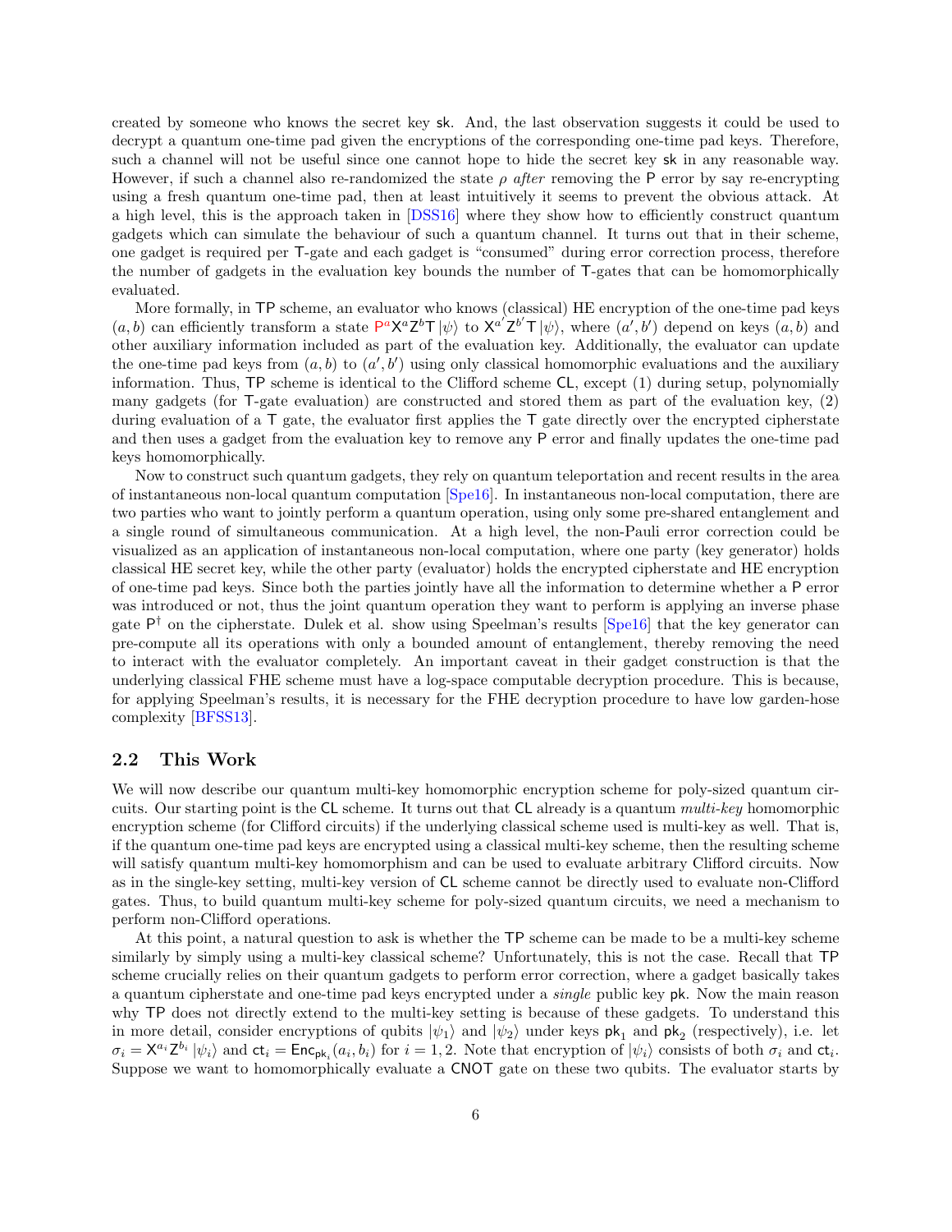created by someone who knows the secret key sk. And, the last observation suggests it could be used to decrypt a quantum one-time pad given the encryptions of the corresponding one-time pad keys. Therefore, such a channel will not be useful since one cannot hope to hide the secret key sk in any reasonable way. However, if such a channel also re-randomized the state $\rho$ *after* removing the P error by say re-encrypting using a fresh quantum one-time pad, then at least intuitively it seems to prevent the obvious attack. At a high level, this is the approach taken in [DSS16] where they show how to efficiently construct quantum gadgets which can simulate the behaviour of such a quantum channel. It turns out that in their scheme, one gadget is required per T-gate and each gadget is "consumed" during error correction process, therefore the number of gadgets in the evaluation key bounds the number of T-gates that can be homomorphically evaluated.

More formally, in TP scheme, an evaluator who knows (classical) HE encryption of the one-time pad keys $(a, b)$ can efficiently transform a state $\mathsf{P}^a\mathsf{X}^a\mathsf{Z}^b\mathsf{T}\left|\psi\right\rangle$ to $\mathsf{X}^{a'}\mathsf{Z}^{b'}\mathsf{T}\left|\psi\right\rangle$, where $(a', b')$ depend on keys $(a, b)$ and other auxiliary information included as part of the evaluation key. Additionally, the evaluator can update the one-time pad keys from $(a, b)$ to $(a', b')$ using only classical homomorphic evaluations and the auxiliary information. Thus, TP scheme is identical to the Clifford scheme CL, except (1) during setup, polynomially many gadgets (for T-gate evaluation) are constructed and stored them as part of the evaluation key, (2) during evaluation of a T gate, the evaluator first applies the T gate directly over the encrypted cipherstate and then uses a gadget from the evaluation key to remove any P error and finally updates the one-time pad keys homomorphically.

Now to construct such quantum gadgets, they rely on quantum teleportation and recent results in the area of instantaneous non-local quantum computation [Spe16]. In instantaneous non-local computation, there are two parties who want to jointly perform a quantum operation, using only some pre-shared entanglement and a single round of simultaneous communication. At a high level, the non-Pauli error correction could be visualized as an application of instantaneous non-local computation, where one party (key generator) holds classical HE secret key, while the other party (evaluator) holds the encrypted cipherstate and HE encryption of one-time pad keys. Since both the parties jointly have all the information to determine whether a P error was introduced or not, thus the joint quantum operation they want to perform is applying an inverse phase gate $\mathsf{P}^\dagger$ on the cipherstate. Dulek et al. show using Speelman's results [Spe16] that the key generator can pre-compute all its operations with only a bounded amount of entanglement, thereby removing the need to interact with the evaluator completely. An important caveat in their gadget construction is that the underlying classical FHE scheme must have a log-space computable decryption procedure. This is because, for applying Speelman's results, it is necessary for the FHE decryption procedure to have low garden-hose complexity [BFSS13].

## 2.2 This Work

We will now describe our quantum multi-key homomorphic encryption scheme for poly-sized quantum circuits. Our starting point is the CL scheme. It turns out that CL already is a quantum *multi-key* homomorphic encryption scheme (for Clifford circuits) if the underlying classical scheme used is multi-key as well. That is, if the quantum one-time pad keys are encrypted using a classical multi-key scheme, then the resulting scheme will satisfy quantum multi-key homomorphism and can be used to evaluate arbitrary Clifford circuits. Now as in the single-key setting, multi-key version of CL scheme cannot be directly used to evaluate non-Clifford gates. Thus, to build quantum multi-key scheme for poly-sized quantum circuits, we need a mechanism to perform non-Clifford operations.

At this point, a natural question to ask is whether the TP scheme can be made to be a multi-key scheme similarly by simply using a multi-key classical scheme? Unfortunately, this is not the case. Recall that TP scheme crucially relies on their quantum gadgets to perform error correction, where a gadget basically takes a quantum cipherstate and one-time pad keys encrypted under a *single* public key pk. Now the main reason why TP does not directly extend to the multi-key setting is because of these gadgets. To understand this in more detail, consider encryptions of qubits $\left|\psi_1\right\rangle$ and $\left|\psi_2\right\rangle$ under keys $\mathsf{pk}_1$ and $\mathsf{pk}_2$ (respectively), i.e. let $\sigma_i = \mathsf{X}^{a_i}\mathsf{Z}^{b_i}\left|\psi_i\right\rangle$ and $\mathsf{ct}_i = \mathsf{Enc}_{\mathsf{pk}_i}(a_i, b_i)$ for $i = 1, 2$. Note that encryption of $\left|\psi_i\right\rangle$ consists of both $\sigma_i$ and $\mathsf{ct}_i$. Suppose we want to homomorphically evaluate a CNOT gate on these two qubits. The evaluator starts by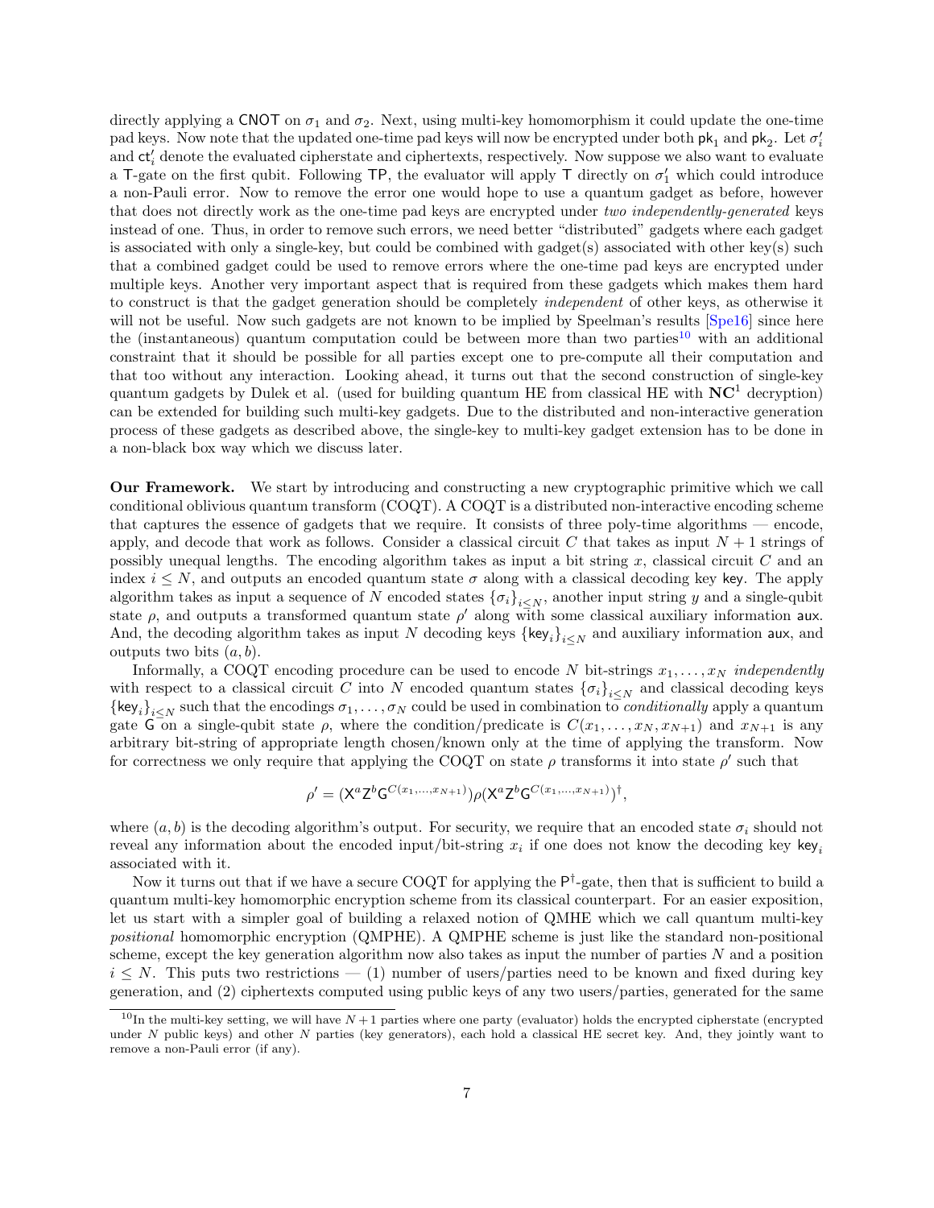directly applying a CNOT on $\sigma_1$ and $\sigma_2$. Next, using multi-key homomorphism it could update the one-time pad keys. Now note that the updated one-time pad keys will now be encrypted under both $\mathsf{pk}_1$ and $\mathsf{pk}_2$. Let $\sigma_i'$ and $\mathsf{ct}_i'$ denote the evaluated cipherstate and ciphertexts, respectively. Now suppose we also want to evaluate a T-gate on the first qubit. Following TP, the evaluator will apply T directly on $\sigma_1'$ which could introduce a non-Pauli error. Now to remove the error one would hope to use a quantum gadget as before, however that does not directly work as the one-time pad keys are encrypted under *two independently-generated* keys instead of one. Thus, in order to remove such errors, we need better "distributed" gadgets where each gadget is associated with only a single-key, but could be combined with gadget(s) associated with other key(s) such that a combined gadget could be used to remove errors where the one-time pad keys are encrypted under multiple keys. Another very important aspect that is required from these gadgets which makes them hard to construct is that the gadget generation should be completely *independent* of other keys, as otherwise it will not be useful. Now such gadgets are not known to be implied by Speelman's results [Spe16] since here the (instantaneous) quantum computation could be between more than two parties[10] with an additional constraint that it should be possible for all parties except one to pre-compute all their computation and that too without any interaction. Looking ahead, it turns out that the second construction of single-key quantum gadgets by Dulek et al. (used for building quantum HE from classical HE with $\mathbf{NC}^1$ decryption) can be extended for building such multi-key gadgets. Due to the distributed and non-interactive generation process of these gadgets as described above, the single-key to multi-key gadget extension has to be done in a non-black box way which we discuss later.

**Our Framework.** We start by introducing and constructing a new cryptographic primitive which we call conditional oblivious quantum transform (COQT). A COQT is a distributed non-interactive encoding scheme that captures the essence of gadgets that we require. It consists of three poly-time algorithms — encode, apply, and decode that work as follows. Consider a classical circuit $C$ that takes as input $N+1$ strings of possibly unequal lengths. The encoding algorithm takes as input a bit string $x$, classical circuit $C$ and an index $i \leq N$, and outputs an encoded quantum state $\sigma$ along with a classical decoding key $\mathsf{key}$. The apply algorithm takes as input a sequence of $N$ encoded states $\{\sigma_i\}_{i \leq N}$, another input string $y$ and a single-qubit state $\rho$, and outputs a transformed quantum state $\rho'$ along with some classical auxiliary information $\mathsf{aux}$. And, the decoding algorithm takes as input $N$ decoding keys $\{\mathsf{key}_i\}_{i \leq N}$ and auxiliary information $\mathsf{aux}$, and outputs two bits $(a, b)$.

Informally, a COQT encoding procedure can be used to encode $N$ bit-strings $x_1, \ldots, x_N$ *independently* with respect to a classical circuit $C$ into $N$ encoded quantum states $\{\sigma_i\}_{i \leq N}$ and classical decoding keys $\{\mathsf{key}_i\}_{i \leq N}$ such that the encodings $\sigma_1, \ldots, \sigma_N$ could be used in combination to *conditionally* apply a quantum gate G on a single-qubit state $\rho$, where the condition/predicate is $C(x_1, \ldots, x_N, x_{N+1})$ and $x_{N+1}$ is any arbitrary bit-string of appropriate length chosen/known only at the time of applying the transform. Now for correctness we only require that applying the COQT on state $\rho$ transforms it into state $\rho'$ such that

$$\rho' = (\mathsf{X}^a \mathsf{Z}^b \mathsf{G}^{C(x_1, \ldots, x_{N+1})}) \rho (\mathsf{X}^a \mathsf{Z}^b \mathsf{G}^{C(x_1, \ldots, x_{N+1})})^\dagger,$$

where $(a, b)$ is the decoding algorithm's output. For security, we require that an encoded state $\sigma_i$ should not reveal any information about the encoded input/bit-string $x_i$ if one does not know the decoding key $\mathsf{key}_i$ associated with it.

Now it turns out that if we have a secure COQT for applying the $\mathsf{P}^\dagger$-gate, then that is sufficient to build a quantum multi-key homomorphic encryption scheme from its classical counterpart. For an easier exposition, let us start with a simpler goal of building a relaxed notion of QMHE which we call quantum multi-key *positional* homomorphic encryption (QMPHE). A QMPHE scheme is just like the standard non-positional scheme, except the key generation algorithm now also takes as input the number of parties $N$ and a position $i \leq N$. This puts two restrictions — (1) number of users/parties need to be known and fixed during key generation, and (2) ciphertexts computed using public keys of any two users/parties, generated for the same

[10] In the multi-key setting, we will have $N+1$ parties where one party (evaluator) holds the encrypted cipherstate (encrypted under $N$ public keys) and other $N$ parties (key generators), each hold a classical HE secret key. And, they jointly want to remove a non-Pauli error (if any).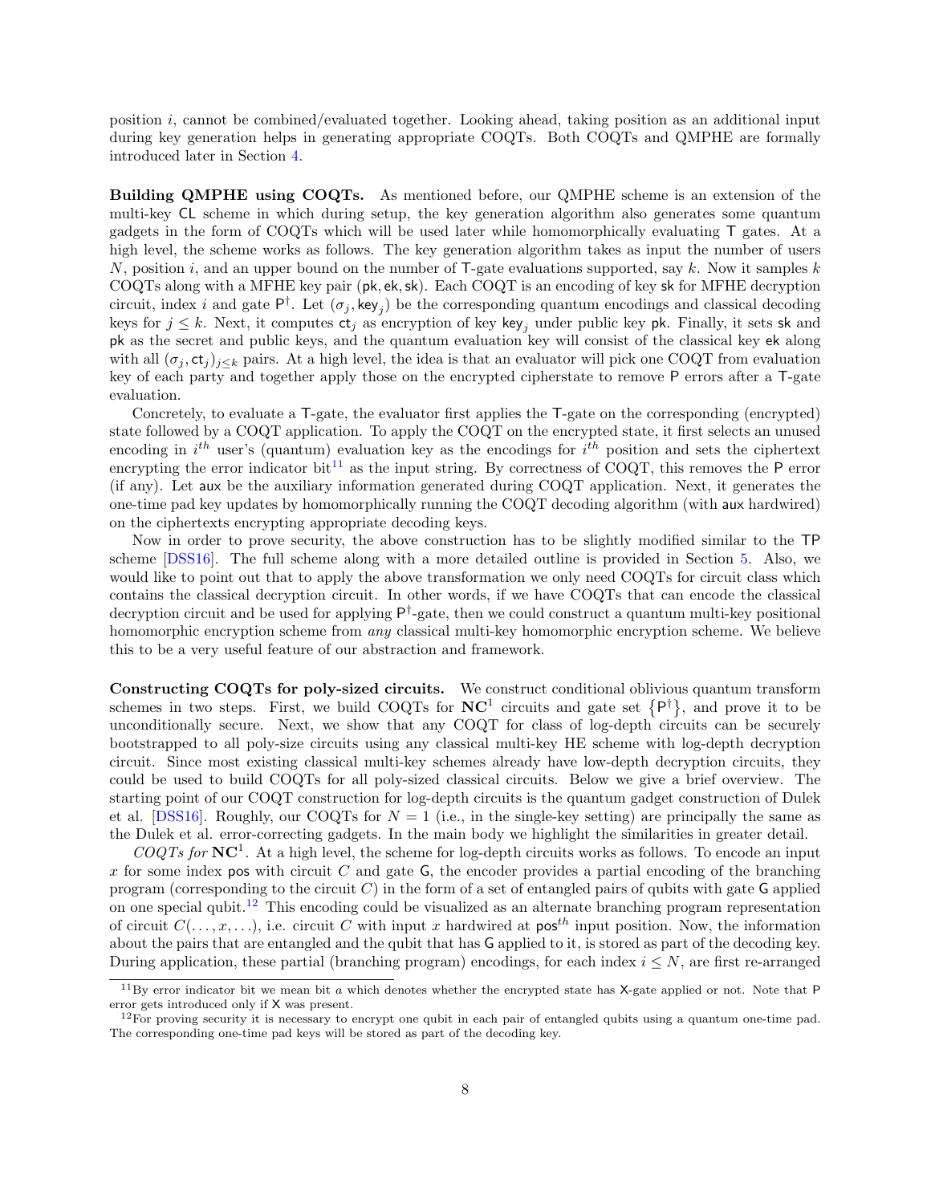position $i$, cannot be combined/evaluated together. Looking ahead, taking position as an additional input during key generation helps in generating appropriate COQTs. Both COQTs and QMPHE are formally introduced later in Section 4.

**Building QMPHE using COQTs.** As mentioned before, our QMPHE scheme is an extension of the multi-key $\mathsf{CL}$ scheme in which during setup, the key generation algorithm also generates some quantum gadgets in the form of COQTs which will be used later while homomorphically evaluating $\mathsf{T}$ gates. At a high level, the scheme works as follows. The key generation algorithm takes as input the number of users $N$, position $i$, and an upper bound on the number of $\mathsf{T}$-gate evaluations supported, say $k$. Now it samples $k$ COQTs along with a MFHE key pair $(\mathsf{pk}, \mathsf{ek}, \mathsf{sk})$. Each COQT is an encoding of key $\mathsf{sk}$ for MFHE decryption circuit, index $i$ and gate $\mathsf{P}^\dagger$. Let $(\sigma_j, \mathsf{key}_j)$ be the corresponding quantum encodings and classical decoding keys for $j \leq k$. Next, it computes $\mathsf{ct}_j$ as encryption of key $\mathsf{key}_j$ under public key $\mathsf{pk}$. Finally, it sets $\mathsf{sk}$ and $\mathsf{pk}$ as the secret and public keys, and the quantum evaluation key will consist of the classical key $\mathsf{ek}$ along with all $(\sigma_j, \mathsf{ct}_j)_{j \leq k}$ pairs. At a high level, the idea is that an evaluator will pick one COQT from evaluation key of each party and together apply those on the encrypted cipherstate to remove $\mathsf{P}$ errors after a $\mathsf{T}$-gate evaluation.

Concretely, to evaluate a $\mathsf{T}$-gate, the evaluator first applies the $\mathsf{T}$-gate on the corresponding (encrypted) state followed by a COQT application. To apply the COQT on the encrypted state, it first selects an unused encoding in $i^{th}$ user's (quantum) evaluation key as the encodings for $i^{th}$ position and sets the ciphertext encrypting the error indicator bit[11] as the input string. By correctness of COQT, this removes the $\mathsf{P}$ error (if any). Let $\mathsf{aux}$ be the auxiliary information generated during COQT application. Next, it generates the one-time pad key updates by homomorphically running the COQT decoding algorithm (with $\mathsf{aux}$ hardwired) on the ciphertexts encrypting appropriate decoding keys.

Now in order to prove security, the above construction has to be slightly modified similar to the $\mathsf{TP}$ scheme [DSS16]. The full scheme along with a more detailed outline is provided in Section 5. Also, we would like to point out that to apply the above transformation we only need COQTs for circuit class which contains the classical decryption circuit. In other words, if we have COQTs that can encode the classical decryption circuit and be used for applying $\mathsf{P}^\dagger$-gate, then we could construct a quantum multi-key positional homomorphic encryption scheme from *any* classical multi-key homomorphic encryption scheme. We believe this to be a very useful feature of our abstraction and framework.

**Constructing COQTs for poly-sized circuits.** We construct conditional oblivious quantum transform schemes in two steps. First, we build COQTs for $\mathbf{NC}^1$ circuits and gate set $\{\mathsf{P}^\dagger\}$, and prove it to be unconditionally secure. Next, we show that any COQT for class of log-depth circuits can be securely bootstrapped to all poly-size circuits using any classical multi-key HE scheme with log-depth decryption circuit. Since most existing classical multi-key schemes already have low-depth decryption circuits, they could be used to build COQTs for all poly-sized classical circuits. Below we give a brief overview. The starting point of our COQT construction for log-depth circuits is the quantum gadget construction of Dulek et al. [DSS16]. Roughly, our COQTs for $N = 1$ (i.e., in the single-key setting) are principally the same as the Dulek et al. error-correcting gadgets. In the main body we highlight the similarities in greater detail.

*COQTs for* $\mathbf{NC}^1$. At a high level, the scheme for log-depth circuits works as follows. To encode an input $x$ for some index $\mathsf{pos}$ with circuit $C$ and gate $\mathsf{G}$, the encoder provides a partial encoding of the branching program (corresponding to the circuit $C$) in the form of a set of entangled pairs of qubits with gate $\mathsf{G}$ applied on one special qubit.[12] This encoding could be visualized as an alternate branching program representation of circuit $C(\ldots, x, \ldots)$, i.e. circuit $C$ with input $x$ hardwired at $\mathsf{pos}^{th}$ input position. Now, the information about the pairs that are entangled and the qubit that has $\mathsf{G}$ applied to it, is stored as part of the decoding key. During application, these partial (branching program) encodings, for each index $i \leq N$, are first re-arranged

[11] By error indicator bit we mean bit $a$ which denotes whether the encrypted state has $\mathsf{X}$-gate applied or not. Note that $\mathsf{P}$ error gets introduced only if $\mathsf{X}$ was present.

[12] For proving security it is necessary to encrypt one qubit in each pair of entangled qubits using a quantum one-time pad. The corresponding one-time pad keys will be stored as part of the decoding key.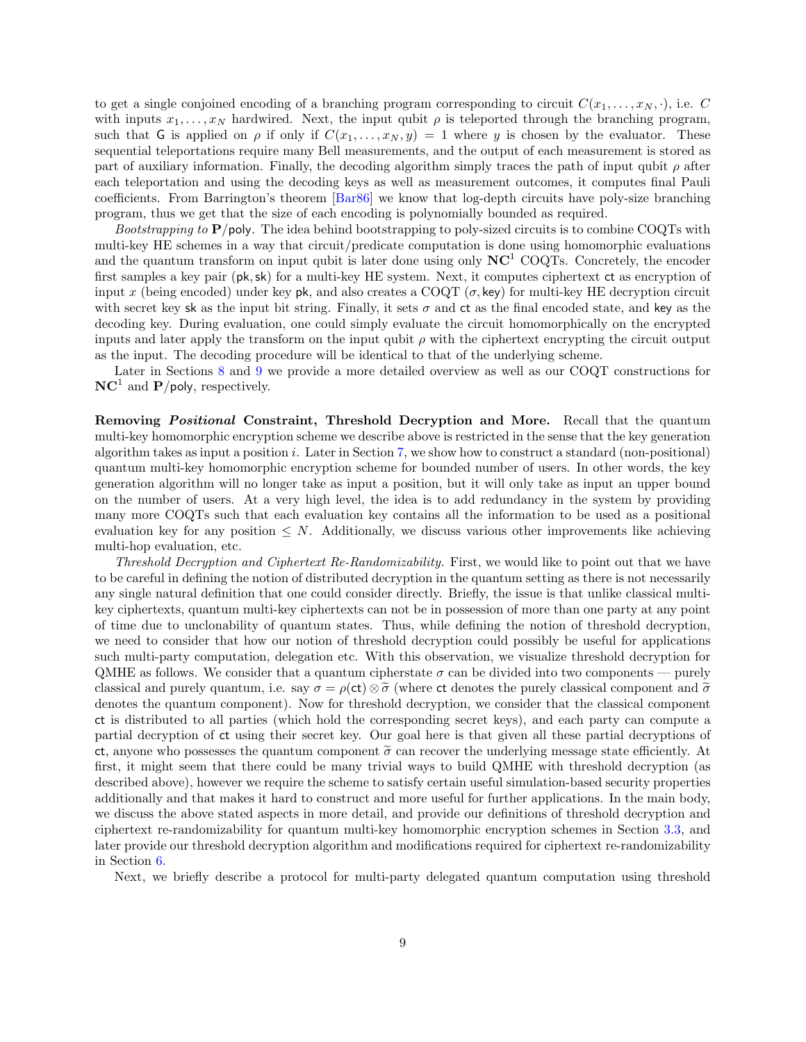to get a single conjoined encoding of a branching program corresponding to circuit $C(x_1, \ldots, x_N, \cdot)$, i.e. $C$ with inputs $x_1, \ldots, x_N$ hardwired. Next, the input qubit $\rho$ is teleported through the branching program, such that $\mathsf{G}$ is applied on $\rho$ if only if $C(x_1, \ldots, x_N, y) = 1$ where $y$ is chosen by the evaluator. These sequential teleportations require many Bell measurements, and the output of each measurement is stored as part of auxiliary information. Finally, the decoding algorithm simply traces the path of input qubit $\rho$ after each teleportation and using the decoding keys as well as measurement outcomes, it computes final Pauli coefficients. From Barrington's theorem [Bar86] we know that log-depth circuits have poly-size branching program, thus we get that the size of each encoding is polynomially bounded as required.

*Bootstrapping to* $\mathbf{P}/\mathsf{poly}$. The idea behind bootstrapping to poly-sized circuits is to combine COQTs with multi-key HE schemes in a way that circuit/predicate computation is done using homomorphic evaluations and the quantum transform on input qubit is later done using only $\mathbf{NC}^1$ COQTs. Concretely, the encoder first samples a key pair $(\mathsf{pk}, \mathsf{sk})$ for a multi-key HE system. Next, it computes ciphertext $\mathsf{ct}$ as encryption of input $x$ (being encoded) under key $\mathsf{pk}$, and also creates a COQT $(\sigma, \mathsf{key})$ for multi-key HE decryption circuit with secret key $\mathsf{sk}$ as the input bit string. Finally, it sets $\sigma$ and $\mathsf{ct}$ as the final encoded state, and $\mathsf{key}$ as the decoding key. During evaluation, one could simply evaluate the circuit homomorphically on the encrypted inputs and later apply the transform on the input qubit $\rho$ with the ciphertext encrypting the circuit output as the input. The decoding procedure will be identical to that of the underlying scheme.

Later in Sections 8 and 9 we provide a more detailed overview as well as our COQT constructions for $\mathbf{NC}^1$ and $\mathbf{P}/\mathsf{poly}$, respectively.

**Removing *Positional* Constraint, Threshold Decryption and More.** Recall that the quantum multi-key homomorphic encryption scheme we describe above is restricted in the sense that the key generation algorithm takes as input a position $i$. Later in Section 7, we show how to construct a standard (non-positional) quantum multi-key homomorphic encryption scheme for bounded number of users. In other words, the key generation algorithm will no longer take as input a position, but it will only take as input an upper bound on the number of users. At a very high level, the idea is to add redundancy in the system by providing many more COQTs such that each evaluation key contains all the information to be used as a positional evaluation key for any position $\leq N$. Additionally, we discuss various other improvements like achieving multi-hop evaluation, etc.

*Threshold Decryption and Ciphertext Re-Randomizability.* First, we would like to point out that we have to be careful in defining the notion of distributed decryption in the quantum setting as there is not necessarily any single natural definition that one could consider directly. Briefly, the issue is that unlike classical multi-key ciphertexts, quantum multi-key ciphertexts can not be in possession of more than one party at any point of time due to unclonability of quantum states. Thus, while defining the notion of threshold decryption, we need to consider that how our notion of threshold decryption could possibly be useful for applications such multi-party computation, delegation etc. With this observation, we visualize threshold decryption for QMHE as follows. We consider that a quantum cipherstate $\sigma$ can be divided into two components — purely classical and purely quantum, i.e. say $\sigma = \rho(\mathsf{ct}) \otimes \widetilde{\sigma}$ (where $\mathsf{ct}$ denotes the purely classical component and $\widetilde{\sigma}$ denotes the quantum component). Now for threshold decryption, we consider that the classical component $\mathsf{ct}$ is distributed to all parties (which hold the corresponding secret keys), and each party can compute a partial decryption of $\mathsf{ct}$ using their secret key. Our goal here is that given all these partial decryptions of $\mathsf{ct}$, anyone who possesses the quantum component $\widetilde{\sigma}$ can recover the underlying message state efficiently. At first, it might seem that there could be many trivial ways to build QMHE with threshold decryption (as described above), however we require the scheme to satisfy certain useful simulation-based security properties additionally and that makes it hard to construct and more useful for further applications. In the main body, we discuss the above stated aspects in more detail, and provide our definitions of threshold decryption and ciphertext re-randomizability for quantum multi-key homomorphic encryption schemes in Section 3.3, and later provide our threshold decryption algorithm and modifications required for ciphertext re-randomizability in Section 6.

Next, we briefly describe a protocol for multi-party delegated quantum computation using threshold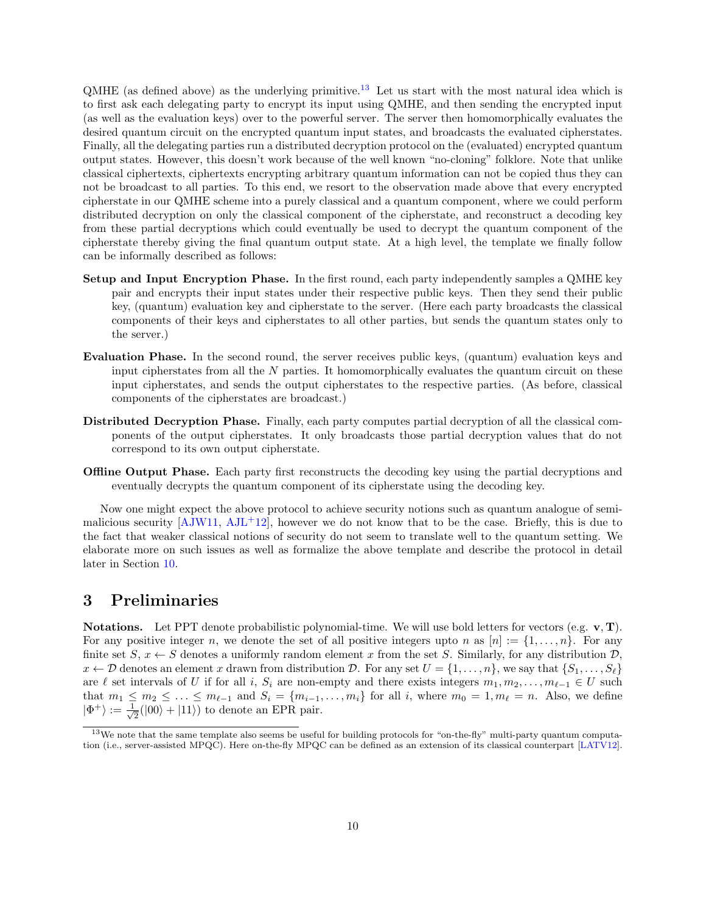QMHE (as defined above) as the underlying primitive.[13] Let us start with the most natural idea which is to first ask each delegating party to encrypt its input using QMHE, and then sending the encrypted input (as well as the evaluation keys) over to the powerful server. The server then homomorphically evaluates the desired quantum circuit on the encrypted quantum input states, and broadcasts the evaluated cipherstates. Finally, all the delegating parties run a distributed decryption protocol on the (evaluated) encrypted quantum output states. However, this doesn't work because of the well known "no-cloning" folklore. Note that unlike classical ciphertexts, ciphertexts encrypting arbitrary quantum information can not be copied thus they can not be broadcast to all parties. To this end, we resort to the observation made above that every encrypted cipherstate in our QMHE scheme into a purely classical and a quantum component, where we could perform distributed decryption on only the classical component of the cipherstate, and reconstruct a decoding key from these partial decryptions which could eventually be used to decrypt the quantum component of the cipherstate thereby giving the final quantum output state. At a high level, the template we finally follow can be informally described as follows:

- **Setup and Input Encryption Phase.** In the first round, each party independently samples a QMHE key pair and encrypts their input states under their respective public keys. Then they send their public key, (quantum) evaluation key and cipherstate to the server. (Here each party broadcasts the classical components of their keys and cipherstates to all other parties, but sends the quantum states only to the server.)
- **Evaluation Phase.** In the second round, the server receives public keys, (quantum) evaluation keys and input cipherstates from all the $N$ parties. It homomorphically evaluates the quantum circuit on these input cipherstates, and sends the output cipherstates to the respective parties. (As before, classical components of the cipherstates are broadcast.)
- **Distributed Decryption Phase.** Finally, each party computes partial decryption of all the classical components of the output cipherstates. It only broadcasts those partial decryption values that do not correspond to its own output cipherstate.
- **Offline Output Phase.** Each party first reconstructs the decoding key using the partial decryptions and eventually decrypts the quantum component of its cipherstate using the decoding key.

Now one might expect the above protocol to achieve security notions such as quantum analogue of semi-malicious security [AJW11, AJL+12], however we do not know that to be the case. Briefly, this is due to the fact that weaker classical notions of security do not seem to translate well to the quantum setting. We elaborate more on such issues as well as formalize the above template and describe the protocol in detail later in Section 10.

# 3 Preliminaries

**Notations.** Let PPT denote probabilistic polynomial-time. We will use bold letters for vectors (e.g. $\mathbf{v}, \mathbf{T}$). For any positive integer $n$, we denote the set of all positive integers upto $n$ as $[n] := \{1, \ldots, n\}$. For any finite set $S$, $x \leftarrow S$ denotes a uniformly random element $x$ from the set $S$. Similarly, for any distribution $\mathcal{D}$, $x \leftarrow \mathcal{D}$ denotes an element $x$ drawn from distribution $\mathcal{D}$. For any set $U = \{1, \ldots, n\}$, we say that $\{S_1, \ldots, S_\ell\}$ are $\ell$ set intervals of $U$ if for all $i$, $S_i$ are non-empty and there exists integers $m_1, m_2, \ldots, m_{\ell-1} \in U$ such that $m_1 \leq m_2 \leq \ldots \leq m_{\ell-1}$ and $S_i = \{m_{i-1}, \ldots, m_i\}$ for all $i$, where $m_0 = 1, m_\ell = n$. Also, we define $|\Phi^+\rangle := \frac{1}{\sqrt{2}}(|00\rangle + |11\rangle)$ to denote an EPR pair.

[13] We note that the same template also seems be useful for building protocols for "on-the-fly" multi-party quantum computation (i.e., server-assisted MPQC). Here on-the-fly MPQC can be defined as an extension of its classical counterpart [LATV12].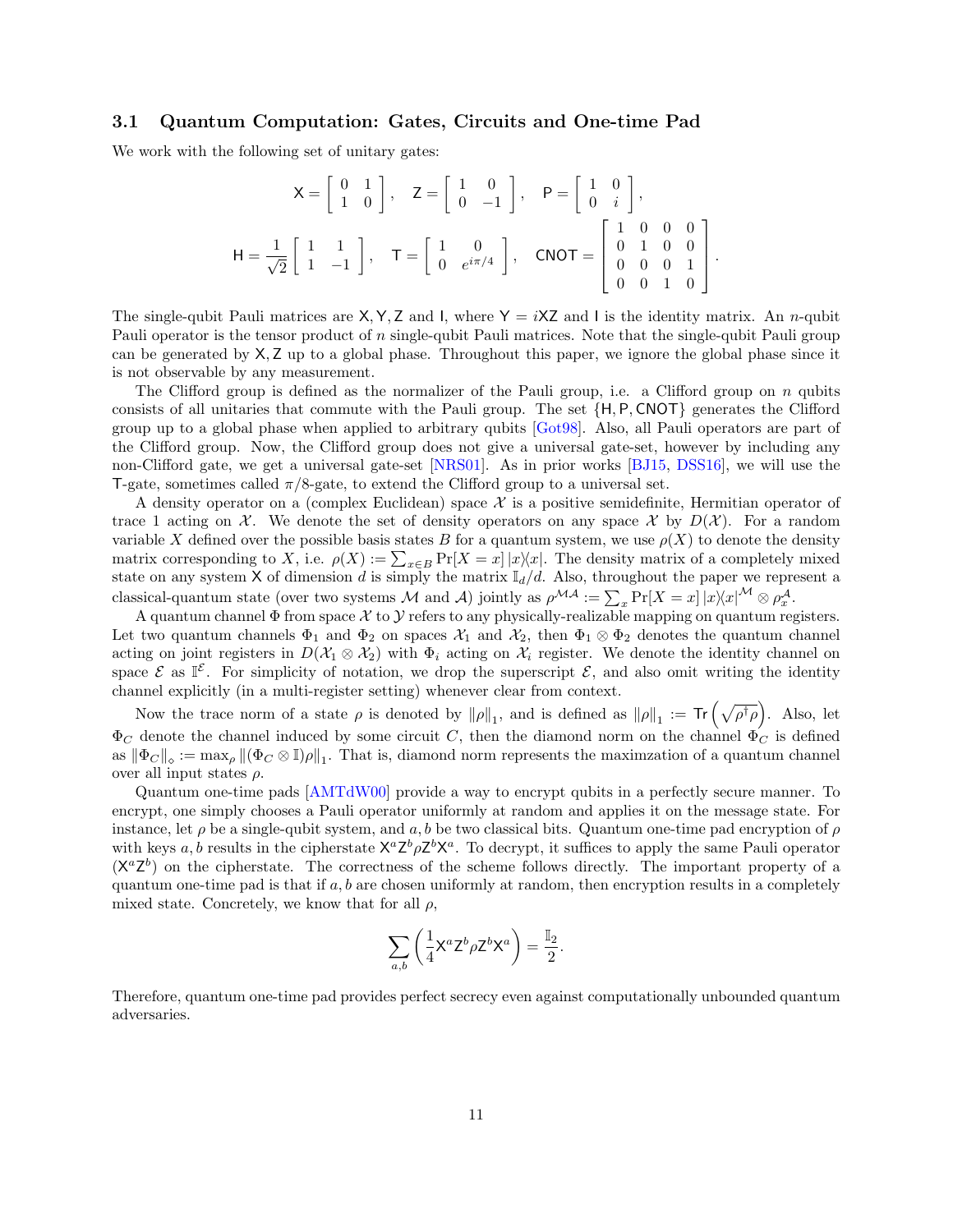### 3.1 Quantum Computation: Gates, Circuits and One-time Pad

We work with the following set of unitary gates:

$$\mathsf{X} = \begin{bmatrix} 0 & 1 \\ 1 & 0 \end{bmatrix}, \quad \mathsf{Z} = \begin{bmatrix} 1 & 0 \\ 0 & -1 \end{bmatrix}, \quad \mathsf{P} = \begin{bmatrix} 1 & 0 \\ 0 & i \end{bmatrix},$$

$$\mathsf{H} = \frac{1}{\sqrt{2}} \begin{bmatrix} 1 & 1 \\ 1 & -1 \end{bmatrix}, \quad \mathsf{T} = \begin{bmatrix} 1 & 0 \\ 0 & e^{i\pi/4} \end{bmatrix}, \quad \mathsf{CNOT} = \begin{bmatrix} 1 & 0 & 0 & 0 \\ 0 & 1 & 0 & 0 \\ 0 & 0 & 0 & 1 \\ 0 & 0 & 1 & 0 \end{bmatrix}.$$

The single-qubit Pauli matrices are $\mathsf{X}, \mathsf{Y}, \mathsf{Z}$ and $\mathsf{I}$, where $\mathsf{Y} = i\mathsf{XZ}$ and $\mathsf{I}$ is the identity matrix. An $n$-qubit Pauli operator is the tensor product of $n$ single-qubit Pauli matrices. Note that the single-qubit Pauli group can be generated by $\mathsf{X}, \mathsf{Z}$ up to a global phase. Throughout this paper, we ignore the global phase since it is not observable by any measurement.

The Clifford group is defined as the normalizer of the Pauli group, i.e. a Clifford group on $n$ qubits consists of all unitaries that commute with the Pauli group. The set $\{\mathsf{H}, \mathsf{P}, \mathsf{CNOT}\}$ generates the Clifford group up to a global phase when applied to arbitrary qubits [Got98]. Also, all Pauli operators are part of the Clifford group. Now, the Clifford group does not give a universal gate-set, however by including any non-Clifford gate, we get a universal gate-set [NRS01]. As in prior works [BJ15, DSS16], we will use the $\mathsf{T}$-gate, sometimes called $\pi/8$-gate, to extend the Clifford group to a universal set.

A density operator on a (complex Euclidean) space $\mathcal{X}$ is a positive semidefinite, Hermitian operator of trace 1 acting on $\mathcal{X}$. We denote the set of density operators on any space $\mathcal{X}$ by $D(\mathcal{X})$. For a random variable $X$ defined over the possible basis states $B$ for a quantum system, we use $\rho(X)$ to denote the density matrix corresponding to $X$, i.e. $\rho(X) := \sum_{x \in B} \Pr[X = x] |x\rangle\langle x|$. The density matrix of a completely mixed state on any system $\mathsf{X}$ of dimension $d$ is simply the matrix $\mathbb{I}_d/d$. Also, throughout the paper we represent a classical-quantum state (over two systems $\mathcal{M}$ and $\mathcal{A}$) jointly as $\rho^{\mathcal{MA}} := \sum_x \Pr[X = x] |x\rangle\langle x|^{\mathcal{M}} \otimes \rho_x^{\mathcal{A}}$.

A quantum channel $\Phi$ from space $\mathcal{X}$ to $\mathcal{Y}$ refers to any physically-realizable mapping on quantum registers. Let two quantum channels $\Phi_1$ and $\Phi_2$ on spaces $\mathcal{X}_1$ and $\mathcal{X}_2$, then $\Phi_1 \otimes \Phi_2$ denotes the quantum channel acting on joint registers in $D(\mathcal{X}_1 \otimes \mathcal{X}_2)$ with $\Phi_i$ acting on $\mathcal{X}_i$ register. We denote the identity channel on space $\mathcal{E}$ as $\mathbb{I}^{\mathcal{E}}$. For simplicity of notation, we drop the superscript $\mathcal{E}$, and also omit writing the identity channel explicitly (in a multi-register setting) whenever clear from context.

Now the trace norm of a state $\rho$ is denoted by $\|\rho\|_1$, and is defined as $\|\rho\|_1 := \mathsf{Tr}\left(\sqrt{\rho^\dagger \rho}\right)$. Also, let $\Phi_C$ denote the channel induced by some circuit $C$, then the diamond norm on the channel $\Phi_C$ is defined as $\|\Phi_C\|_\diamond := \max_\rho \|(\Phi_C \otimes \mathbb{I})\rho\|_1$. That is, diamond norm represents the maximzation of a quantum channel over all input states $\rho$.

Quantum one-time pads [AMTdW00] provide a way to encrypt qubits in a perfectly secure manner. To encrypt, one simply chooses a Pauli operator uniformly at random and applies it on the message state. For instance, let $\rho$ be a single-qubit system, and $a, b$ be two classical bits. Quantum one-time pad encryption of $\rho$ with keys $a, b$ results in the cipherstate $\mathsf{X}^a\mathsf{Z}^b\rho\mathsf{Z}^b\mathsf{X}^a$. To decrypt, it suffices to apply the same Pauli operator $(\mathsf{X}^a\mathsf{Z}^b)$ on the cipherstate. The correctness of the scheme follows directly. The important property of a quantum one-time pad is that if $a, b$ are chosen uniformly at random, then encryption results in a completely mixed state. Concretely, we know that for all $\rho$,

$$\sum_{a,b} \left( \frac{1}{4} \mathsf{X}^a\mathsf{Z}^b\rho\mathsf{Z}^b\mathsf{X}^a \right) = \frac{\mathbb{I}_2}{2}.$$

Therefore, quantum one-time pad provides perfect secrecy even against computationally unbounded quantum adversaries.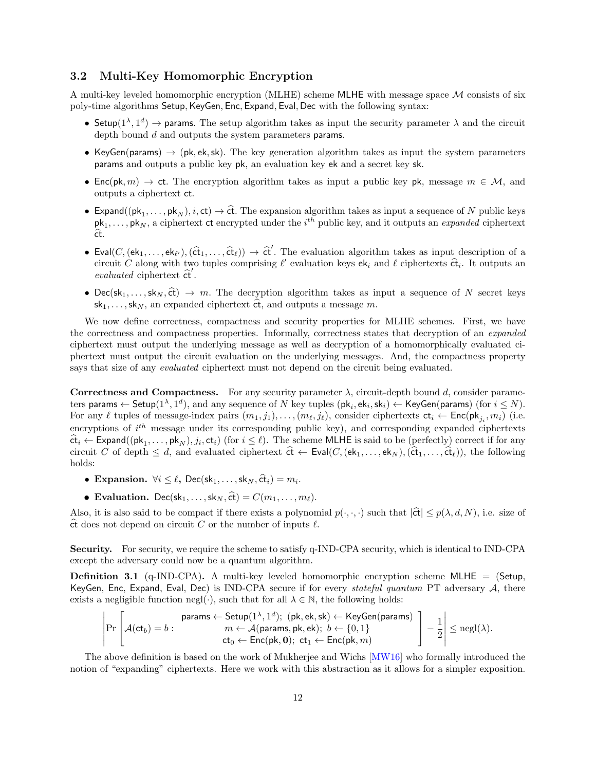### 3.2 Multi-Key Homomorphic Encryption

A multi-key leveled homomorphic encryption (MLHE) scheme $\mathsf{MLHE}$ with message space $\mathcal{M}$ consists of six poly-time algorithms $\mathsf{Setup}, \mathsf{KeyGen}, \mathsf{Enc}, \mathsf{Expand}, \mathsf{Eval}, \mathsf{Dec}$ with the following syntax:

- $\mathsf{Setup}(1^\lambda, 1^d) \to \mathsf{params}$. The setup algorithm takes as input the security parameter $\lambda$ and the circuit depth bound $d$ and outputs the system parameters $\mathsf{params}$.
- $\mathsf{KeyGen}(\mathsf{params}) \to (\mathsf{pk}, \mathsf{ek}, \mathsf{sk})$. The key generation algorithm takes as input the system parameters $\mathsf{params}$ and outputs a public key $\mathsf{pk}$, an evaluation key $\mathsf{ek}$ and a secret key $\mathsf{sk}$.
- $\mathsf{Enc}(\mathsf{pk}, m) \to \mathsf{ct}$. The encryption algorithm takes as input a public key $\mathsf{pk}$, message $m \in \mathcal{M}$, and outputs a ciphertext $\mathsf{ct}$.
- $\mathsf{Expand}((\mathsf{pk}_1, \ldots, \mathsf{pk}_N), i, \mathsf{ct}) \to \widehat{\mathsf{ct}}$. The expansion algorithm takes as input a sequence of $N$ public keys $\mathsf{pk}_1, \ldots, \mathsf{pk}_N$, a ciphertext $\mathsf{ct}$ encrypted under the $i^{th}$ public key, and it outputs an *expanded* ciphertext $\widehat{\mathsf{ct}}$.
- $\mathsf{Eval}(C, (\mathsf{ek}_1, \ldots, \mathsf{ek}_{\ell'}), (\widehat{\mathsf{ct}}_1, \ldots, \widehat{\mathsf{ct}}_\ell)) \to \widehat{\mathsf{ct}}'$. The evaluation algorithm takes as input description of a circuit $C$ along with two tuples comprising $\ell'$ evaluation keys $\mathsf{ek}_i$ and $\ell$ ciphertexts $\widehat{\mathsf{ct}}_i$. It outputs an *evaluated* ciphertext $\widehat{\mathsf{ct}}'$.
- $\mathsf{Dec}(\mathsf{sk}_1, \ldots, \mathsf{sk}_N, \widehat{\mathsf{ct}}) \to m$. The decryption algorithm takes as input a sequence of $N$ secret keys $\mathsf{sk}_1, \ldots, \mathsf{sk}_N$, an expanded ciphertext $\widehat{\mathsf{ct}}$, and outputs a message $m$.

We now define correctness, compactness and security properties for MLHE schemes. First, we have the correctness and compactness properties. Informally, correctness states that decryption of an *expanded* ciphertext must output the underlying message as well as decryption of a homomorphically evaluated ciphertext must output the circuit evaluation on the underlying messages. And, the compactness property says that size of any *evaluated* ciphertext must not depend on the circuit being evaluated.

**Correctness and Compactness.** For any security parameter $\lambda$, circuit-depth bound $d$, consider parameters $\mathsf{params} \leftarrow \mathsf{Setup}(1^\lambda, 1^d)$, and any sequence of $N$ key tuples $(\mathsf{pk}_i, \mathsf{ek}_i, \mathsf{sk}_i) \leftarrow \mathsf{KeyGen}(\mathsf{params})$ (for $i \leq N$). For any $\ell$ tuples of message-index pairs $(m_1, j_1), \ldots, (m_\ell, j_\ell)$, consider ciphertexts $\mathsf{ct}_i \leftarrow \mathsf{Enc}(\mathsf{pk}_{j_i}, m_i)$ (i.e. encryptions of $i^{th}$ message under its corresponding public key), and corresponding expanded ciphertexts $\widehat{\mathsf{ct}}_i \leftarrow \mathsf{Expand}((\mathsf{pk}_1, \ldots, \mathsf{pk}_N), j_i, \mathsf{ct}_i)$ (for $i \leq \ell$). The scheme $\mathsf{MLHE}$ is said to be (perfectly) correct if for any circuit $C$ of depth $\leq d$, and evaluated ciphertext $\widehat{\mathsf{ct}} \leftarrow \mathsf{Eval}(C, (\mathsf{ek}_1, \ldots, \mathsf{ek}_N), (\widehat{\mathsf{ct}}_1, \ldots, \widehat{\mathsf{ct}}_\ell))$, the following holds:

- **Expansion.** $\forall i \leq \ell$, $\mathsf{Dec}(\mathsf{sk}_1, \ldots, \mathsf{sk}_N, \widehat{\mathsf{ct}}_i) = m_i$.
- **Evaluation.** $\mathsf{Dec}(\mathsf{sk}_1, \ldots, \mathsf{sk}_N, \widehat{\mathsf{ct}}) = C(m_1, \ldots, m_\ell)$.

Also, it is also said to be compact if there exists a polynomial $p(\cdot, \cdot, \cdot)$ such that $|\widehat{\mathsf{ct}}| \leq p(\lambda, d, N)$, i.e. size of $\widehat{\mathsf{ct}}$ does not depend on circuit $C$ or the number of inputs $\ell$.

**Security.** For security, we require the scheme to satisfy q-IND-CPA security, which is identical to IND-CPA except the adversary could now be a quantum algorithm.

**Definition 3.1** (q-IND-CPA)**.** A multi-key leveled homomorphic encryption scheme $\mathsf{MLHE} = (\mathsf{Setup}, \mathsf{KeyGen}, \mathsf{Enc}, \mathsf{Expand}, \mathsf{Eval}, \mathsf{Dec})$ is IND-CPA secure if for every *stateful quantum* PT adversary $\mathcal{A}$, there exists a negligible function $\mathrm{negl}(\cdot)$, such that for all $\lambda \in \mathbb{N}$, the following holds:

$$\left| \Pr\left[ \mathcal{A}(\mathsf{ct}_b) = b : \begin{array}{c} \mathsf{params} \leftarrow \mathsf{Setup}(1^\lambda, 1^d);\ (\mathsf{pk}, \mathsf{ek}, \mathsf{sk}) \leftarrow \mathsf{KeyGen}(\mathsf{params}) \\ m \leftarrow \mathcal{A}(\mathsf{params}, \mathsf{pk}, \mathsf{ek});\ b \leftarrow \{0,1\} \\ \mathsf{ct}_0 \leftarrow \mathsf{Enc}(\mathsf{pk}, \mathbf{0});\ \mathsf{ct}_1 \leftarrow \mathsf{Enc}(\mathsf{pk}, m) \end{array} \right] - \frac{1}{2} \right| \leq \mathrm{negl}(\lambda).$$

The above definition is based on the work of Mukherjee and Wichs [MW16] who formally introduced the notion of "expanding" ciphertexts. Here we work with this abstraction as it allows for a simpler exposition.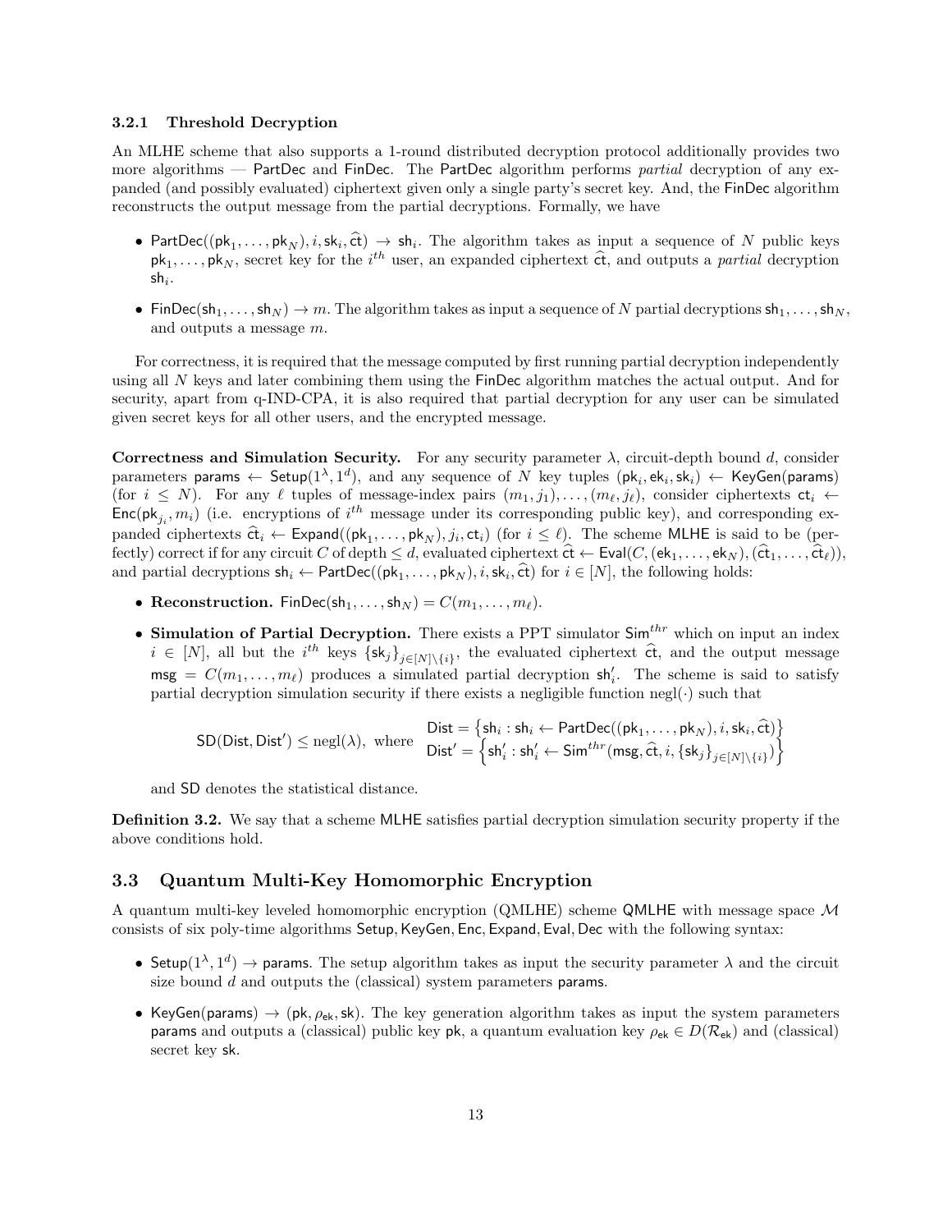#### 3.2.1 Threshold Decryption

An MLHE scheme that also supports a 1-round distributed decryption protocol additionally provides two more algorithms — $\mathsf{PartDec}$ and $\mathsf{FinDec}$. The $\mathsf{PartDec}$ algorithm performs *partial* decryption of any expanded (and possibly evaluated) ciphertext given only a single party's secret key. And, the $\mathsf{FinDec}$ algorithm reconstructs the output message from the partial decryptions. Formally, we have

- $\mathsf{PartDec}((\mathsf{pk}_1, \ldots, \mathsf{pk}_N), i, \mathsf{sk}_i, \widehat{\mathsf{ct}}) \to \mathsf{sh}_i$. The algorithm takes as input a sequence of $N$ public keys $\mathsf{pk}_1, \ldots, \mathsf{pk}_N$, secret key for the $i^{th}$ user, an expanded ciphertext $\widehat{\mathsf{ct}}$, and outputs a *partial* decryption $\mathsf{sh}_i$.
- $\mathsf{FinDec}(\mathsf{sh}_1, \ldots, \mathsf{sh}_N) \to m$. The algorithm takes as input a sequence of $N$ partial decryptions $\mathsf{sh}_1, \ldots, \mathsf{sh}_N$, and outputs a message $m$.

For correctness, it is required that the message computed by first running partial decryption independently using all $N$ keys and later combining them using the $\mathsf{FinDec}$ algorithm matches the actual output. And for security, apart from q-IND-CPA, it is also required that partial decryption for any user can be simulated given secret keys for all other users, and the encrypted message.

**Correctness and Simulation Security.** For any security parameter $\lambda$, circuit-depth bound $d$, consider parameters $\mathsf{params} \leftarrow \mathsf{Setup}(1^\lambda, 1^d)$, and any sequence of $N$ key tuples $(\mathsf{pk}_i, \mathsf{ek}_i, \mathsf{sk}_i) \leftarrow \mathsf{KeyGen}(\mathsf{params})$ (for $i \leq N$). For any $\ell$ tuples of message-index pairs $(m_1, j_1), \ldots, (m_\ell, j_\ell)$, consider ciphertexts $\mathsf{ct}_i \leftarrow \mathsf{Enc}(\mathsf{pk}_{j_i}, m_i)$ (i.e. encryptions of $i^{th}$ message under its corresponding public key), and corresponding expanded ciphertexts $\widehat{\mathsf{ct}}_i \leftarrow \mathsf{Expand}((\mathsf{pk}_1, \ldots, \mathsf{pk}_N), j_i, \mathsf{ct}_i)$ (for $i \leq \ell$). The scheme $\mathsf{MLHE}$ is said to be (perfectly) correct if for any circuit $C$ of depth $\leq d$, evaluated ciphertext $\widehat{\mathsf{ct}} \leftarrow \mathsf{Eval}(C, (\mathsf{ek}_1, \ldots, \mathsf{ek}_N), (\widehat{\mathsf{ct}}_1, \ldots, \widehat{\mathsf{ct}}_\ell))$, and partial decryptions $\mathsf{sh}_i \leftarrow \mathsf{PartDec}((\mathsf{pk}_1, \ldots, \mathsf{pk}_N), i, \mathsf{sk}_i, \widehat{\mathsf{ct}})$ for $i \in [N]$, the following holds:

- **Reconstruction.** $\mathsf{FinDec}(\mathsf{sh}_1, \ldots, \mathsf{sh}_N) = C(m_1, \ldots, m_\ell)$.
- **Simulation of Partial Decryption.** There exists a PPT simulator $\mathsf{Sim}^{thr}$ which on input an index $i \in [N]$, all but the $i^{th}$ keys $\{\mathsf{sk}_j\}_{j \in [N] \setminus \{i\}}$, the evaluated ciphertext $\widehat{\mathsf{ct}}$, and the output message $\mathsf{msg} = C(m_1, \ldots, m_\ell)$ produces a simulated partial decryption $\mathsf{sh}'_i$. The scheme is said to satisfy partial decryption simulation security if there exists a negligible function $\mathrm{negl}(\cdot)$ such that

$$\mathsf{SD}(\mathsf{Dist}, \mathsf{Dist}') \leq \mathrm{negl}(\lambda), \text{ where } \begin{array}{l} \mathsf{Dist} = \left\{\mathsf{sh}_i : \mathsf{sh}_i \leftarrow \mathsf{PartDec}((\mathsf{pk}_1, \ldots, \mathsf{pk}_N), i, \mathsf{sk}_i, \widehat{\mathsf{ct}})\right\} \\ \mathsf{Dist}' = \left\{\mathsf{sh}'_i : \mathsf{sh}'_i \leftarrow \mathsf{Sim}^{thr}(\mathsf{msg}, \widehat{\mathsf{ct}}, i, \{\mathsf{sk}_j\}_{j \in [N] \setminus \{i\}})\right\} \end{array}$$

  and $\mathsf{SD}$ denotes the statistical distance.

**Definition 3.2.** We say that a scheme $\mathsf{MLHE}$ satisfies partial decryption simulation security property if the above conditions hold.

## 3.3 Quantum Multi-Key Homomorphic Encryption

A quantum multi-key leveled homomorphic encryption (QMLHE) scheme $\mathsf{QMLHE}$ with message space $\mathcal{M}$ consists of six poly-time algorithms $\mathsf{Setup}, \mathsf{KeyGen}, \mathsf{Enc}, \mathsf{Expand}, \mathsf{Eval}, \mathsf{Dec}$ with the following syntax:

- $\mathsf{Setup}(1^\lambda, 1^d) \to \mathsf{params}$. The setup algorithm takes as input the security parameter $\lambda$ and the circuit size bound $d$ and outputs the (classical) system parameters $\mathsf{params}$.
- $\mathsf{KeyGen}(\mathsf{params}) \to (\mathsf{pk}, \rho_{\mathsf{ek}}, \mathsf{sk})$. The key generation algorithm takes as input the system parameters $\mathsf{params}$ and outputs a (classical) public key $\mathsf{pk}$, a quantum evaluation key $\rho_{\mathsf{ek}} \in D(\mathcal{R}_{\mathsf{ek}})$ and (classical) secret key $\mathsf{sk}$.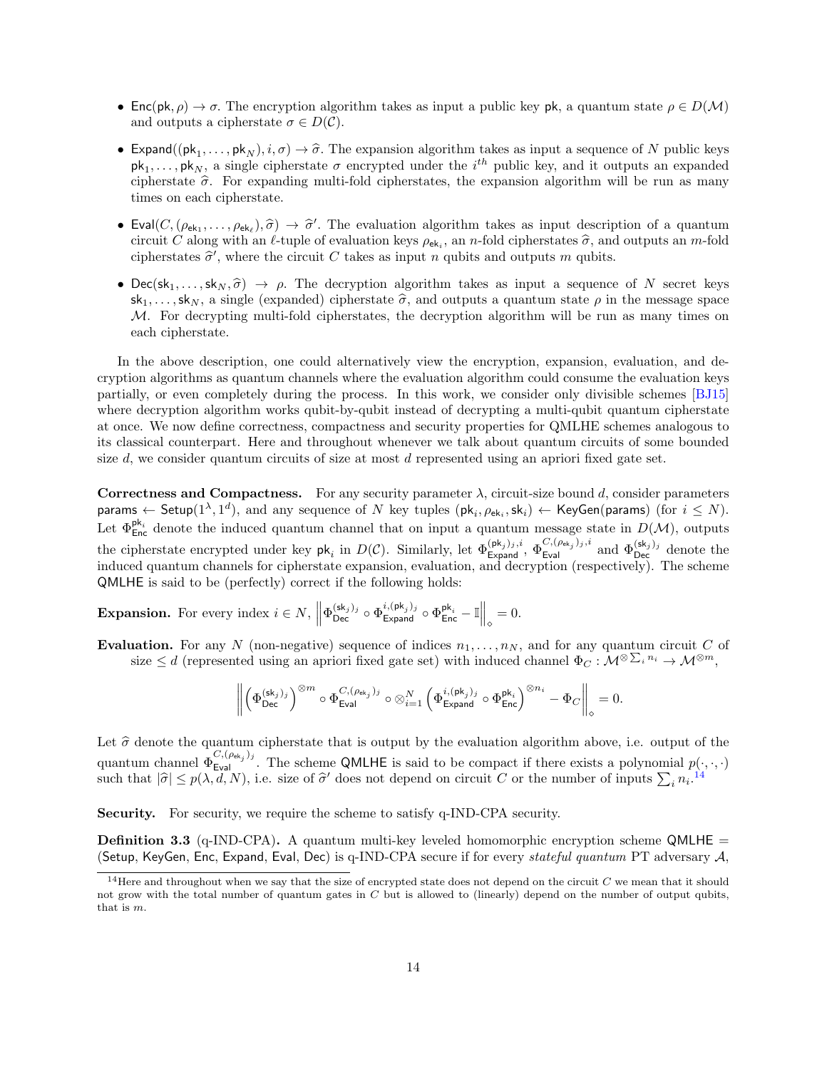- $\mathsf{Enc}(\mathsf{pk}, \rho) \to \sigma$. The encryption algorithm takes as input a public key $\mathsf{pk}$, a quantum state $\rho \in D(\mathcal{M})$ and outputs a cipherstate $\sigma \in D(\mathcal{C})$.

- $\mathsf{Expand}((\mathsf{pk}_1, \ldots, \mathsf{pk}_N), i, \sigma) \to \widehat{\sigma}$. The expansion algorithm takes as input a sequence of $N$ public keys $\mathsf{pk}_1, \ldots, \mathsf{pk}_N$, a single cipherstate $\sigma$ encrypted under the $i^{th}$ public key, and it outputs an expanded cipherstate $\widehat{\sigma}$. For expanding multi-fold cipherstates, the expansion algorithm will be run as many times on each cipherstate.

- $\mathsf{Eval}(C, (\rho_{\mathsf{ek}_1}, \ldots, \rho_{\mathsf{ek}_\ell}), \widehat{\sigma}) \to \widehat{\sigma}'$. The evaluation algorithm takes as input description of a quantum circuit $C$ along with an $\ell$-tuple of evaluation keys $\rho_{\mathsf{ek}_i}$, an $n$-fold cipherstates $\widehat{\sigma}$, and outputs an $m$-fold cipherstates $\widehat{\sigma}'$, where the circuit $C$ takes as input $n$ qubits and outputs $m$ qubits.

- $\mathsf{Dec}(\mathsf{sk}_1, \ldots, \mathsf{sk}_N, \widehat{\sigma}) \to \rho$. The decryption algorithm takes as input a sequence of $N$ secret keys $\mathsf{sk}_1, \ldots, \mathsf{sk}_N$, a single (expanded) cipherstate $\widehat{\sigma}$, and outputs a quantum state $\rho$ in the message space $\mathcal{M}$. For decrypting multi-fold cipherstates, the decryption algorithm will be run as many times on each cipherstate.

In the above description, one could alternatively view the encryption, expansion, evaluation, and decryption algorithms as quantum channels where the evaluation algorithm could consume the evaluation keys partially, or even completely during the process. In this work, we consider only divisible schemes [BJ15] where decryption algorithm works qubit-by-qubit instead of decrypting a multi-qubit quantum cipherstate at once. We now define correctness, compactness and security properties for QMLHE schemes analogous to its classical counterpart. Here and throughout whenever we talk about quantum circuits of some bounded size $d$, we consider quantum circuits of size at most $d$ represented using an apriori fixed gate set.

**Correctness and Compactness.** For any security parameter $\lambda$, circuit-size bound $d$, consider parameters $\mathsf{params} \leftarrow \mathsf{Setup}(1^\lambda, 1^d)$, and any sequence of $N$ key tuples $(\mathsf{pk}_i, \rho_{\mathsf{ek}_i}, \mathsf{sk}_i) \leftarrow \mathsf{KeyGen}(\mathsf{params})$ (for $i \leq N$). Let $\Phi^{\mathsf{pk}_i}_{\mathsf{Enc}}$ denote the induced quantum channel that on input a quantum message state in $D(\mathcal{M})$, outputs the cipherstate encrypted under key $\mathsf{pk}_i$ in $D(\mathcal{C})$. Similarly, let $\Phi^{(\mathsf{pk}_j)_j, i}_{\mathsf{Expand}}$, $\Phi^{C, (\rho_{\mathsf{ek}_j})_j, i}_{\mathsf{Eval}}$ and $\Phi^{(\mathsf{sk}_j)_j}_{\mathsf{Dec}}$ denote the induced quantum channels for cipherstate expansion, evaluation, and decryption (respectively). The scheme $\mathsf{QMLHE}$ is said to be (perfectly) correct if the following holds:

**Expansion.** For every index $i \in N$, $\left\| \Phi^{(\mathsf{sk}_j)_j}_{\mathsf{Dec}} \circ \Phi^{i, (\mathsf{pk}_j)_j}_{\mathsf{Expand}} \circ \Phi^{\mathsf{pk}_i}_{\mathsf{Enc}} - \mathbb{I} \right\|_\diamond = 0.$

**Evaluation.** For any $N$ (non-negative) sequence of indices $n_1, \ldots, n_N$, and for any quantum circuit $C$ of size $\leq d$ (represented using an apriori fixed gate set) with induced channel $\Phi_C : \mathcal{M}^{\otimes \sum_i n_i} \to \mathcal{M}^{\otimes m}$,

$$\left\| \left( \Phi^{(\mathsf{sk}_j)_j}_{\mathsf{Dec}} \right)^{\otimes m} \circ \Phi^{C, (\rho_{\mathsf{ek}_j})_j}_{\mathsf{Eval}} \circ \otimes_{i=1}^N \left( \Phi^{i, (\mathsf{pk}_j)_j}_{\mathsf{Expand}} \circ \Phi^{\mathsf{pk}_i}_{\mathsf{Enc}} \right)^{\otimes n_i} - \Phi_C \right\|_\diamond = 0.$$

Let $\widehat{\sigma}$ denote the quantum cipherstate that is output by the evaluation algorithm above, i.e. output of the quantum channel $\Phi^{C, (\rho_{\mathsf{ek}_j})_j}_{\mathsf{Eval}}$. The scheme $\mathsf{QMLHE}$ is said to be compact if there exists a polynomial $p(\cdot, \cdot, \cdot)$ such that $|\widehat{\sigma}| \leq p(\lambda, d, N)$, i.e. size of $\widehat{\sigma}'$ does not depend on circuit $C$ or the number of inputs $\sum_i n_i$.[14]

**Security.** For security, we require the scheme to satisfy q-IND-CPA security.

**Definition 3.3** (q-IND-CPA)**.** A quantum multi-key leveled homomorphic encryption scheme $\mathsf{QMLHE} = (\mathsf{Setup}, \mathsf{KeyGen}, \mathsf{Enc}, \mathsf{Expand}, \mathsf{Eval}, \mathsf{Dec})$ is q-IND-CPA secure if for every *stateful quantum* PT adversary $\mathcal{A}$,

[14] Here and throughout when we say that the size of encrypted state does not depend on the circuit $C$ we mean that it should not grow with the total number of quantum gates in $C$ but is allowed to (linearly) depend on the number of output qubits, that is $m$.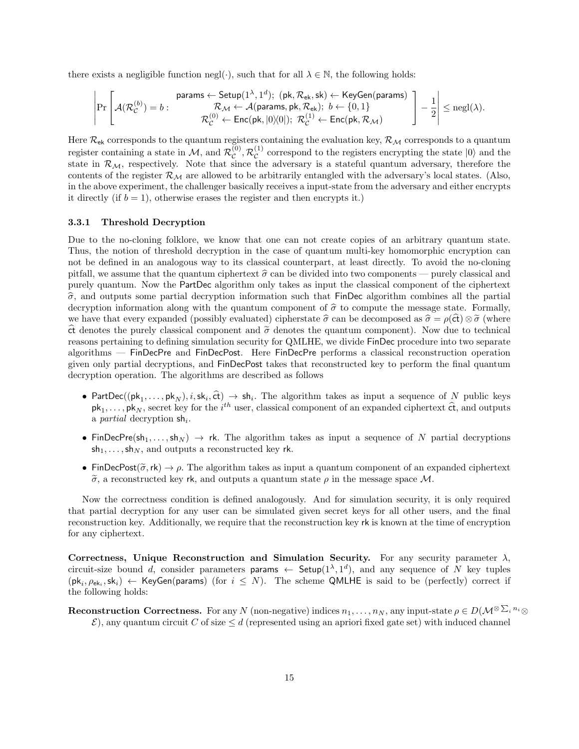there exists a negligible function negl$(\cdot)$, such that for all $\lambda \in \mathbb{N}$, the following holds:

$$\left| \Pr\left[ \mathcal{A}(\mathcal{R}_{\mathcal{C}}^{(b)}) = b : \begin{array}{c} \mathsf{params} \leftarrow \mathsf{Setup}(1^\lambda, 1^d);\ (\mathsf{pk}, \mathcal{R}_{\mathsf{ek}}, \mathsf{sk}) \leftarrow \mathsf{KeyGen}(\mathsf{params}) \\ \mathcal{R}_{\mathcal{M}} \leftarrow \mathcal{A}(\mathsf{params}, \mathsf{pk}, \mathcal{R}_{\mathsf{ek}});\ b \leftarrow \{0,1\} \\ \mathcal{R}_{\mathcal{C}}^{(0)} \leftarrow \mathsf{Enc}(\mathsf{pk}, |0\rangle\langle 0|);\ \mathcal{R}_{\mathcal{C}}^{(1)} \leftarrow \mathsf{Enc}(\mathsf{pk}, \mathcal{R}_{\mathcal{M}}) \end{array} \right] - \frac{1}{2} \right| \leq \text{negl}(\lambda).$$

Here $\mathcal{R}_{\mathsf{ek}}$ corresponds to the quantum registers containing the evaluation key, $\mathcal{R}_{\mathcal{M}}$ corresponds to a quantum register containing a state in $\mathcal{M}$, and $\mathcal{R}_{\mathcal{C}}^{(0)}, \mathcal{R}_{\mathcal{C}}^{(1)}$ correspond to the registers encrypting the state $|0\rangle$ and the state in $\mathcal{R}_{\mathcal{M}}$, respectively. Note that since the adversary is a stateful quantum adversary, therefore the contents of the register $\mathcal{R}_{\mathcal{M}}$ are allowed to be arbitrarily entangled with the adversary's local states. (Also, in the above experiment, the challenger basically receives a input-state from the adversary and either encrypts it directly (if $b = 1$), otherwise erases the register and then encrypts it.)

### 3.3.1 Threshold Decryption

Due to the no-cloning folklore, we know that one can not create copies of an arbitrary quantum state. Thus, the notion of threshold decryption in the case of quantum multi-key homomorphic encryption can not be defined in an analogous way to its classical counterpart, at least directly. To avoid the no-cloning pitfall, we assume that the quantum ciphertext $\widehat{\sigma}$ can be divided into two components — purely classical and purely quantum. Now the PartDec algorithm only takes as input the classical component of the ciphertext $\widehat{\sigma}$, and outputs some partial decryption information such that FinDec algorithm combines all the partial decryption information along with the quantum component of $\widehat{\sigma}$ to compute the message state. Formally, we have that every expanded (possibly evaluated) cipherstate $\widehat{\sigma}$ can be decomposed as $\widehat{\sigma} = \rho(\widehat{\mathsf{ct}}) \otimes \widetilde{\sigma}$ (where $\widehat{\mathsf{ct}}$ denotes the purely classical component and $\widetilde{\sigma}$ denotes the quantum component). Now due to technical reasons pertaining to defining simulation security for QMLHE, we divide FinDec procedure into two separate algorithms — FinDecPre and FinDecPost. Here FinDecPre performs a classical reconstruction operation given only partial decryptions, and FinDecPost takes that reconstructed key to perform the final quantum decryption operation. The algorithms are described as follows

- $\mathsf{PartDec}((\mathsf{pk}_1, \ldots, \mathsf{pk}_N), i, \mathsf{sk}_i, \widehat{\mathsf{ct}}) \rightarrow \mathsf{sh}_i$. The algorithm takes as input a sequence of $N$ public keys $\mathsf{pk}_1, \ldots, \mathsf{pk}_N$, secret key for the $i^{th}$ user, classical component of an expanded ciphertext $\widehat{\mathsf{ct}}$, and outputs a *partial* decryption $\mathsf{sh}_i$.
- $\mathsf{FinDecPre}(\mathsf{sh}_1, \ldots, \mathsf{sh}_N) \rightarrow \mathsf{rk}$. The algorithm takes as input a sequence of $N$ partial decryptions $\mathsf{sh}_1, \ldots, \mathsf{sh}_N$, and outputs a reconstructed key $\mathsf{rk}$.
- $\mathsf{FinDecPost}(\widetilde{\sigma}, \mathsf{rk}) \rightarrow \rho$. The algorithm takes as input a quantum component of an expanded ciphertext $\widetilde{\sigma}$, a reconstructed key $\mathsf{rk}$, and outputs a quantum state $\rho$ in the message space $\mathcal{M}$.

Now the correctness condition is defined analogously. And for simulation security, it is only required that partial decryption for any user can be simulated given secret keys for all other users, and the final reconstruction key. Additionally, we require that the reconstruction key $\mathsf{rk}$ is known at the time of encryption for any ciphertext.

**Correctness, Unique Reconstruction and Simulation Security.** For any security parameter $\lambda$, circuit-size bound $d$, consider parameters $\mathsf{params} \leftarrow \mathsf{Setup}(1^\lambda, 1^d)$, and any sequence of $N$ key tuples $(\mathsf{pk}_i, \rho_{\mathsf{ek}_i}, \mathsf{sk}_i) \leftarrow \mathsf{KeyGen}(\mathsf{params})$ (for $i \leq N$). The scheme QMLHE is said to be (perfectly) correct if the following holds:

**Reconstruction Correctness.** For any $N$ (non-negative) indices $n_1, \ldots, n_N$, any input-state $\rho \in D(\mathcal{M}^{\otimes \sum_i n_i} \otimes \mathcal{E})$, any quantum circuit $C$ of size $\leq d$ (represented using an apriori fixed gate set) with induced channel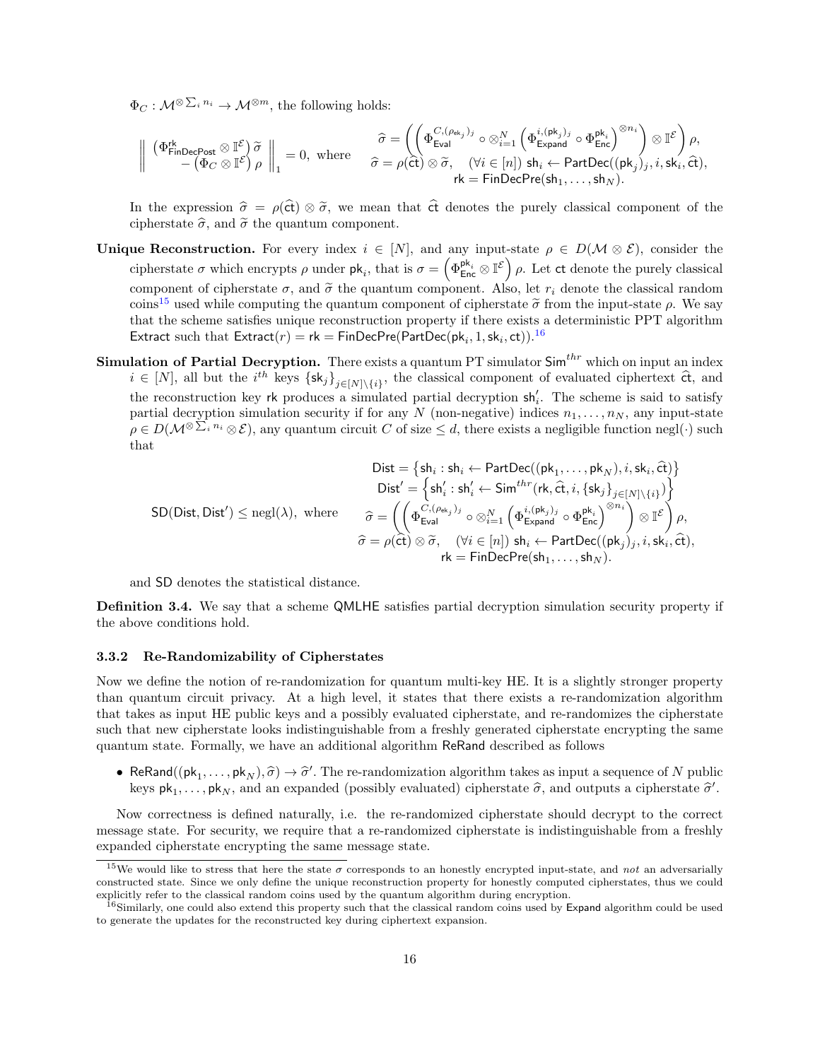$\Phi_C : \mathcal{M}^{\otimes \sum_i n_i} \to \mathcal{M}^{\otimes m}$, the following holds:

$$
\left\| \begin{array}{c} \left(\Phi^{\mathsf{rk}}_{\mathsf{FinDecPost}} \otimes \mathbb{I}^{\mathcal{E}}\right) \widetilde{\sigma} \\ - \left(\Phi_C \otimes \mathbb{I}^{\mathcal{E}}\right) \rho \end{array} \right\|_1 = 0, \text{ where } \quad \begin{array}{c} \widehat{\sigma} = \left( \left( \Phi^{C,(\rho_{\mathsf{ek}_j})_j}_{\mathsf{Eval}} \circ \otimes_{i=1}^{N} \left( \Phi^{i,(\mathsf{pk}_j)_j}_{\mathsf{Expand}} \circ \Phi^{\mathsf{pk}_i}_{\mathsf{Enc}} \right)^{\otimes n_i} \right) \otimes \mathbb{I}^{\mathcal{E}} \right) \rho, \\ \widehat{\sigma} = \rho(\widehat{\mathsf{ct}}) \otimes \widetilde{\sigma}, \quad (\forall i \in [n]) \ \mathsf{sh}_i \leftarrow \mathsf{PartDec}((\mathsf{pk}_j)_j, i, \mathsf{sk}_i, \widehat{\mathsf{ct}}), \\ \mathsf{rk} = \mathsf{FinDecPre}(\mathsf{sh}_1, \ldots, \mathsf{sh}_N). \end{array}
$$

In the expression $\widehat{\sigma} = \rho(\widehat{\mathsf{ct}}) \otimes \widetilde{\sigma}$, we mean that $\widehat{\mathsf{ct}}$ denotes the purely classical component of the cipherstate $\widehat{\sigma}$, and $\widetilde{\sigma}$ the quantum component.

**Unique Reconstruction.** For every index $i \in [N]$, and any input-state $\rho \in D(\mathcal{M} \otimes \mathcal{E})$, consider the cipherstate $\sigma$ which encrypts $\rho$ under $\mathsf{pk}_i$, that is $\sigma = \left(\Phi^{\mathsf{pk}_i}_{\mathsf{Enc}} \otimes \mathbb{I}^{\mathcal{E}}\right) \rho$. Let $\mathsf{ct}$ denote the purely classical component of cipherstate $\sigma$, and $\widetilde{\sigma}$ the quantum component. Also, let $r_i$ denote the classical random coins[15] used while computing the quantum component of cipherstate $\widetilde{\sigma}$ from the input-state $\rho$. We say that the scheme satisfies unique reconstruction property if there exists a deterministic PPT algorithm $\mathsf{Extract}$ such that $\mathsf{Extract}(r) = \mathsf{rk} = \mathsf{FinDecPre}(\mathsf{PartDec}(\mathsf{pk}_i, 1, \mathsf{sk}_i, \mathsf{ct}))$.[16]

**Simulation of Partial Decryption.** There exists a quantum PT simulator $\mathsf{Sim}^{thr}$ which on input an index $i \in [N]$, all but the $i^{th}$ keys $\{\mathsf{sk}_j\}_{j \in [N] \setminus \{i\}}$, the classical component of evaluated ciphertext $\widehat{\mathsf{ct}}$, and the reconstruction key $\mathsf{rk}$ produces a simulated partial decryption $\mathsf{sh}'_i$. The scheme is said to satisfy partial decryption simulation security if for any $N$ (non-negative) indices $n_1, \ldots, n_N$, any input-state $\rho \in D(\mathcal{M}^{\otimes \sum_i n_i} \otimes \mathcal{E})$, any quantum circuit $C$ of size $\leq d$, there exists a negligible function $\mathrm{negl}(\cdot)$ such that

$$
\mathsf{SD}(\mathsf{Dist}, \mathsf{Dist}') \leq \mathrm{negl}(\lambda), \text{ where } \quad \begin{array}{c} \mathsf{Dist} = \left\{ \mathsf{sh}_i : \mathsf{sh}_i \leftarrow \mathsf{PartDec}((\mathsf{pk}_1, \ldots, \mathsf{pk}_N), i, \mathsf{sk}_i, \widehat{\mathsf{ct}}) \right\} \\ \mathsf{Dist}' = \left\{ \mathsf{sh}'_i : \mathsf{sh}'_i \leftarrow \mathsf{Sim}^{thr}(\mathsf{rk}, \widehat{\mathsf{ct}}, i, \{\mathsf{sk}_j\}_{j \in [N] \setminus \{i\}}) \right\} \\ \widehat{\sigma} = \left( \left( \Phi^{C,(\rho_{\mathsf{ek}_j})_j}_{\mathsf{Eval}} \circ \otimes_{i=1}^{N} \left( \Phi^{i,(\mathsf{pk}_j)_j}_{\mathsf{Expand}} \circ \Phi^{\mathsf{pk}_i}_{\mathsf{Enc}} \right)^{\otimes n_i} \right) \otimes \mathbb{I}^{\mathcal{E}} \right) \rho, \\ \widehat{\sigma} = \rho(\widehat{\mathsf{ct}}) \otimes \widetilde{\sigma}, \quad (\forall i \in [n]) \ \mathsf{sh}_i \leftarrow \mathsf{PartDec}((\mathsf{pk}_j)_j, i, \mathsf{sk}_i, \widehat{\mathsf{ct}}), \\ \mathsf{rk} = \mathsf{FinDecPre}(\mathsf{sh}_1, \ldots, \mathsf{sh}_N). \end{array}
$$

and $\mathsf{SD}$ denotes the statistical distance.

**Definition 3.4.** We say that a scheme QMLHE satisfies partial decryption simulation security property if the above conditions hold.

### 3.3.2 Re-Randomizability of Cipherstates

Now we define the notion of re-randomization for quantum multi-key HE. It is a slightly stronger property than quantum circuit privacy. At a high level, it states that there exists a re-randomization algorithm that takes as input HE public keys and a possibly evaluated cipherstate, and re-randomizes the cipherstate such that new cipherstate looks indistinguishable from a freshly generated cipherstate encrypting the same quantum state. Formally, we have an additional algorithm ReRand described as follows

- $\mathsf{ReRand}((\mathsf{pk}_1, \ldots, \mathsf{pk}_N), \widehat{\sigma}) \to \widehat{\sigma}'$. The re-randomization algorithm takes as input a sequence of $N$ public keys $\mathsf{pk}_1, \ldots, \mathsf{pk}_N$, and an expanded (possibly evaluated) cipherstate $\widehat{\sigma}$, and outputs a cipherstate $\widehat{\sigma}'$.

Now correctness is defined naturally, i.e. the re-randomized cipherstate should decrypt to the correct message state. For security, we require that a re-randomized cipherstate is indistinguishable from a freshly expanded cipherstate encrypting the same message state.

[15] We would like to stress that here the state $\sigma$ corresponds to an honestly encrypted input-state, and *not* an adversarially constructed state. Since we only define the unique reconstruction property for honestly computed cipherstates, thus we could explicitly refer to the classical random coins used by the quantum algorithm during encryption.

[16] Similarly, one could also extend this property such that the classical random coins used by Expand algorithm could be used to generate the updates for the reconstructed key during ciphertext expansion.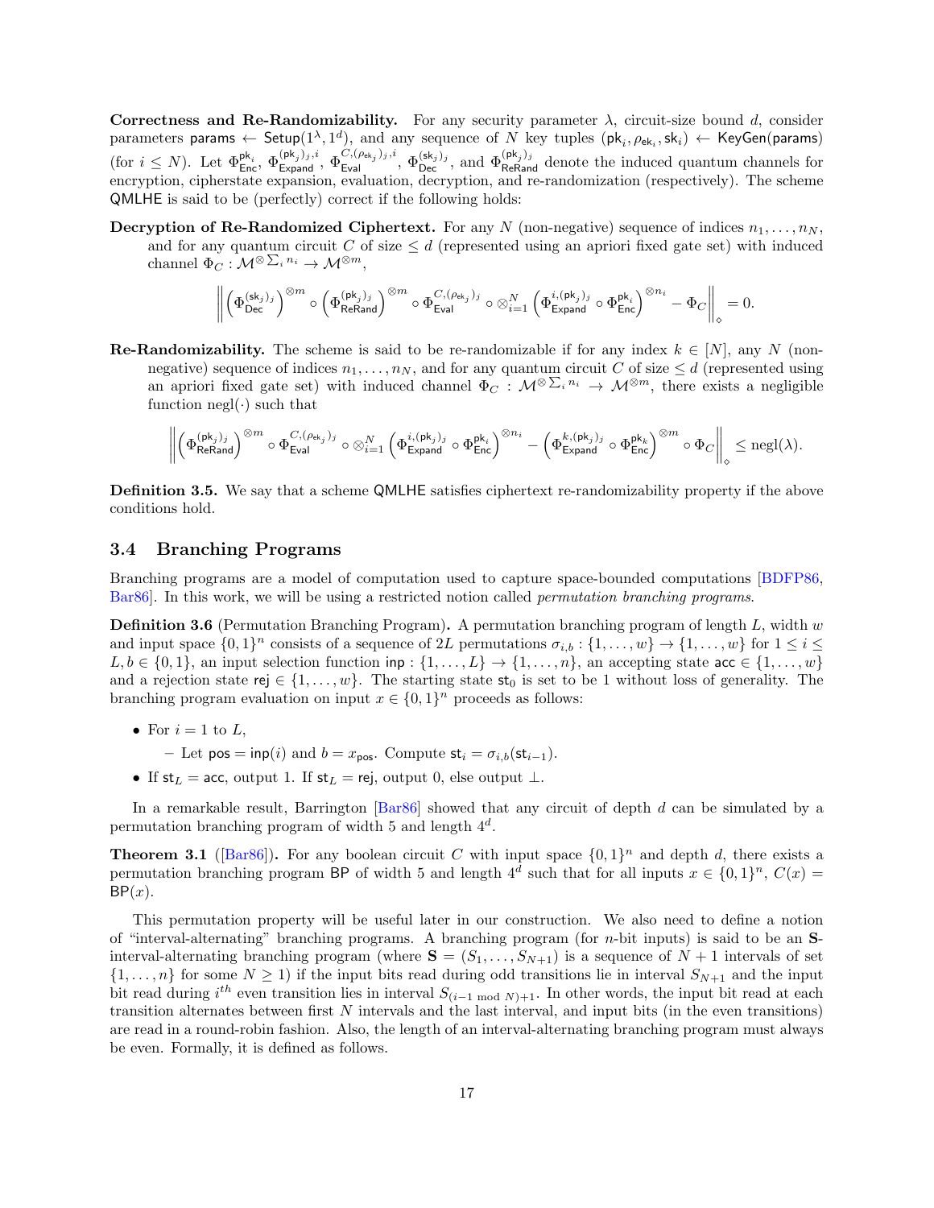**Correctness and Re-Randomizability.** For any security parameter $\lambda$, circuit-size bound $d$, consider parameters $\mathsf{params} \leftarrow \mathsf{Setup}(1^\lambda, 1^d)$, and any sequence of $N$ key tuples $(\mathsf{pk}_i, \rho_{\mathsf{ek}_i}, \mathsf{sk}_i) \leftarrow \mathsf{KeyGen}(\mathsf{params})$ (for $i \leq N$). Let $\Phi_{\mathsf{Enc}}^{\mathsf{pk}_i}$, $\Phi_{\mathsf{Expand}}^{(\mathsf{pk}_j)_j, i}$, $\Phi_{\mathsf{Eval}}^{C, (\rho_{\mathsf{ek}_j})_j, i}$, $\Phi_{\mathsf{Dec}}^{(\mathsf{sk}_j)_j}$, and $\Phi_{\mathsf{ReRand}}^{(\mathsf{pk}_j)_j}$ denote the induced quantum channels for encryption, cipherstate expansion, evaluation, decryption, and re-randomization (respectively). The scheme $\mathsf{QMLHE}$ is said to be (perfectly) correct if the following holds:

**Decryption of Re-Randomized Ciphertext.** For any $N$ (non-negative) sequence of indices $n_1, \ldots, n_N$, and for any quantum circuit $C$ of size $\leq d$ (represented using an apriori fixed gate set) with induced channel $\Phi_C : \mathcal{M}^{\otimes \sum_i n_i} \to \mathcal{M}^{\otimes m}$,

$$\left\| \left(\Phi_{\mathsf{Dec}}^{(\mathsf{sk}_j)_j}\right)^{\otimes m} \circ \left(\Phi_{\mathsf{ReRand}}^{(\mathsf{pk}_j)_j}\right)^{\otimes m} \circ \Phi_{\mathsf{Eval}}^{C, (\rho_{\mathsf{ek}_j})_j} \circ \otimes_{i=1}^N \left(\Phi_{\mathsf{Expand}}^{i, (\mathsf{pk}_j)_j} \circ \Phi_{\mathsf{Enc}}^{\mathsf{pk}_i}\right)^{\otimes n_i} - \Phi_C \right\|_\diamond = 0.$$

**Re-Randomizability.** The scheme is said to be re-randomizable if for any index $k \in [N]$, any $N$ (non-negative) sequence of indices $n_1, \ldots, n_N$, and for any quantum circuit $C$ of size $\leq d$ (represented using an apriori fixed gate set) with induced channel $\Phi_C : \mathcal{M}^{\otimes \sum_i n_i} \to \mathcal{M}^{\otimes m}$, there exists a negligible function $\mathrm{negl}(\cdot)$ such that

$$\left\| \left(\Phi_{\mathsf{ReRand}}^{(\mathsf{pk}_j)_j}\right)^{\otimes m} \circ \Phi_{\mathsf{Eval}}^{C, (\rho_{\mathsf{ek}_j})_j} \circ \otimes_{i=1}^N \left(\Phi_{\mathsf{Expand}}^{i, (\mathsf{pk}_j)_j} \circ \Phi_{\mathsf{Enc}}^{\mathsf{pk}_i}\right)^{\otimes n_i} - \left(\Phi_{\mathsf{Expand}}^{k, (\mathsf{pk}_j)_j} \circ \Phi_{\mathsf{Enc}}^{\mathsf{pk}_k}\right)^{\otimes m} \circ \Phi_C \right\|_\diamond \leq \mathrm{negl}(\lambda).$$

**Definition 3.5.** We say that a scheme $\mathsf{QMLHE}$ satisfies ciphertext re-randomizability property if the above conditions hold.

## 3.4 Branching Programs

Branching programs are a model of computation used to capture space-bounded computations [BDFP86, Bar86]. In this work, we will be using a restricted notion called *permutation branching programs*.

**Definition 3.6** (Permutation Branching Program)**.** A permutation branching program of length $L$, width $w$ and input space $\{0,1\}^n$ consists of a sequence of $2L$ permutations $\sigma_{i,b} : \{1, \ldots, w\} \to \{1, \ldots, w\}$ for $1 \leq i \leq L, b \in \{0,1\}$, an input selection function $\mathsf{inp} : \{1, \ldots, L\} \to \{1, \ldots, n\}$, an accepting state $\mathsf{acc} \in \{1, \ldots, w\}$ and a rejection state $\mathsf{rej} \in \{1, \ldots, w\}$. The starting state $\mathsf{st}_0$ is set to be 1 without loss of generality. The branching program evaluation on input $x \in \{0,1\}^n$ proceeds as follows:

- For $i = 1$ to $L$,
  - Let $\mathsf{pos} = \mathsf{inp}(i)$ and $b = x_{\mathsf{pos}}$. Compute $\mathsf{st}_i = \sigma_{i,b}(\mathsf{st}_{i-1})$.
- If $\mathsf{st}_L = \mathsf{acc}$, output 1. If $\mathsf{st}_L = \mathsf{rej}$, output 0, else output $\perp$.

In a remarkable result, Barrington [Bar86] showed that any circuit of depth $d$ can be simulated by a permutation branching program of width 5 and length $4^d$.

**Theorem 3.1** ([Bar86])**.** For any boolean circuit $C$ with input space $\{0,1\}^n$ and depth $d$, there exists a permutation branching program $\mathsf{BP}$ of width 5 and length $4^d$ such that for all inputs $x \in \{0,1\}^n$, $C(x) = \mathsf{BP}(x)$.

This permutation property will be useful later in our construction. We also need to define a notion of "interval-alternating" branching programs. A branching program (for $n$-bit inputs) is said to be an $\mathbf{S}$-interval-alternating branching program (where $\mathbf{S} = (S_1, \ldots, S_{N+1})$ is a sequence of $N+1$ intervals of set $\{1, \ldots, n\}$ for some $N \geq 1$) if the input bits read during odd transitions lie in interval $S_{N+1}$ and the input bit read during $i^{th}$ even transition lies in interval $S_{(i-1 \bmod N)+1}$. In other words, the input bit read at each transition alternates between first $N$ intervals and the last interval, and input bits (in the even transitions) are read in a round-robin fashion. Also, the length of an interval-alternating branching program must always be even. Formally, it is defined as follows.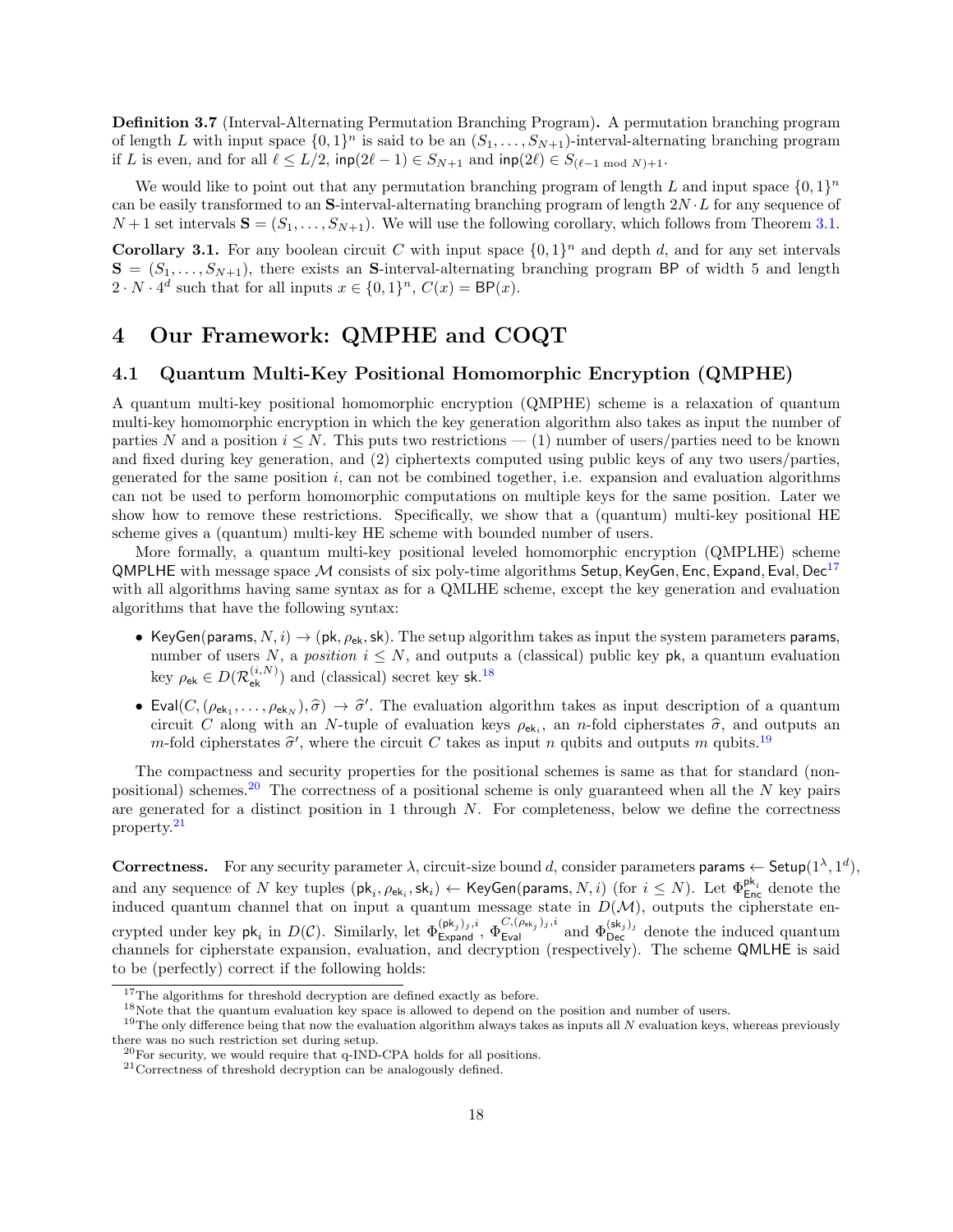**Definition 3.7** (Interval-Alternating Permutation Branching Program)**.** A permutation branching program of length $L$ with input space $\{0,1\}^n$ is said to be an $(S_1, \ldots, S_{N+1})$-interval-alternating branching program if $L$ is even, and for all $\ell \leq L/2$, $\mathsf{inp}(2\ell - 1) \in S_{N+1}$ and $\mathsf{inp}(2\ell) \in S_{(\ell-1 \bmod N)+1}$.

We would like to point out that any permutation branching program of length $L$ and input space $\{0,1\}^n$ can be easily transformed to an $\mathbf{S}$-interval-alternating branching program of length $2N \cdot L$ for any sequence of $N+1$ set intervals $\mathbf{S} = (S_1, \ldots, S_{N+1})$. We will use the following corollary, which follows from Theorem 3.1.

**Corollary 3.1.** For any boolean circuit $C$ with input space $\{0,1\}^n$ and depth $d$, and for any set intervals $\mathbf{S} = (S_1, \ldots, S_{N+1})$, there exists an $\mathbf{S}$-interval-alternating branching program $\mathsf{BP}$ of width 5 and length $2 \cdot N \cdot 4^d$ such that for all inputs $x \in \{0,1\}^n$, $C(x) = \mathsf{BP}(x)$.

# 4 Our Framework: QMPHE and COQT

## 4.1 Quantum Multi-Key Positional Homomorphic Encryption (QMPHE)

A quantum multi-key positional homomorphic encryption (QMPHE) scheme is a relaxation of quantum multi-key homomorphic encryption in which the key generation algorithm also takes as input the number of parties $N$ and a position $i \leq N$. This puts two restrictions — (1) number of users/parties need to be known and fixed during key generation, and (2) ciphertexts computed using public keys of any two users/parties, generated for the same position $i$, can not be combined together, i.e. expansion and evaluation algorithms can not be used to perform homomorphic computations on multiple keys for the same position. Later we show how to remove these restrictions. Specifically, we show that a (quantum) multi-key positional HE scheme gives a (quantum) multi-key HE scheme with bounded number of users.

More formally, a quantum multi-key positional leveled homomorphic encryption (QMPLHE) scheme $\mathsf{QMPLHE}$ with message space $\mathcal{M}$ consists of six poly-time algorithms $\mathsf{Setup}, \mathsf{KeyGen}, \mathsf{Enc}, \mathsf{Expand}, \mathsf{Eval}, \mathsf{Dec}$[17] with all algorithms having same syntax as for a QMLHE scheme, except the key generation and evaluation algorithms that have the following syntax:

- $\mathsf{KeyGen}(\mathsf{params}, N, i) \to (\mathsf{pk}, \rho_{\mathsf{ek}}, \mathsf{sk})$. The setup algorithm takes as input the system parameters $\mathsf{params}$, number of users $N$, a *position* $i \leq N$, and outputs a (classical) public key $\mathsf{pk}$, a quantum evaluation key $\rho_{\mathsf{ek}} \in D(\mathcal{R}_{\mathsf{ek}}^{(i,N)})$ and (classical) secret key $\mathsf{sk}$.[18]
- $\mathsf{Eval}(C, (\rho_{\mathsf{ek}_1}, \ldots, \rho_{\mathsf{ek}_N}), \widehat{\sigma}) \to \widehat{\sigma}'$. The evaluation algorithm takes as input description of a quantum circuit $C$ along with an $N$-tuple of evaluation keys $\rho_{\mathsf{ek}_i}$, an $n$-fold cipherstates $\widehat{\sigma}$, and outputs an $m$-fold cipherstates $\widehat{\sigma}'$, where the circuit $C$ takes as input $n$ qubits and outputs $m$ qubits.[19]

The compactness and security properties for the positional schemes is same as that for standard (non-positional) schemes.[20] The correctness of a positional scheme is only guaranteed when all the $N$ key pairs are generated for a distinct position in 1 through $N$. For completeness, below we define the correctness property.[21]

**Correctness.** For any security parameter $\lambda$, circuit-size bound $d$, consider parameters $\mathsf{params} \leftarrow \mathsf{Setup}(1^\lambda, 1^d)$, and any sequence of $N$ key tuples $(\mathsf{pk}_i, \rho_{\mathsf{ek}_i}, \mathsf{sk}_i) \leftarrow \mathsf{KeyGen}(\mathsf{params}, N, i)$ (for $i \leq N$). Let $\Phi_{\mathsf{Enc}}^{\mathsf{pk}_i}$ denote the induced quantum channel that on input a quantum message state in $D(\mathcal{M})$, outputs the cipherstate encrypted under key $\mathsf{pk}_i$ in $D(\mathcal{C})$. Similarly, let $\Phi_{\mathsf{Expand}}^{(\mathsf{pk}_j)_j, i}$, $\Phi_{\mathsf{Eval}}^{C, (\rho_{\mathsf{ek}_j})_j, i}$ and $\Phi_{\mathsf{Dec}}^{(\mathsf{sk}_j)_j}$ denote the induced quantum channels for cipherstate expansion, evaluation, and decryption (respectively). The scheme $\mathsf{QMLHE}$ is said to be (perfectly) correct if the following holds:

---

[17] The algorithms for threshold decryption are defined exactly as before.

[18] Note that the quantum evaluation key space is allowed to depend on the position and number of users.

[19] The only difference being that now the evaluation algorithm always takes as inputs all $N$ evaluation keys, whereas previously there was no such restriction set during setup.

[20] For security, we would require that q-IND-CPA holds for all positions.

[21] Correctness of threshold decryption can be analogously defined.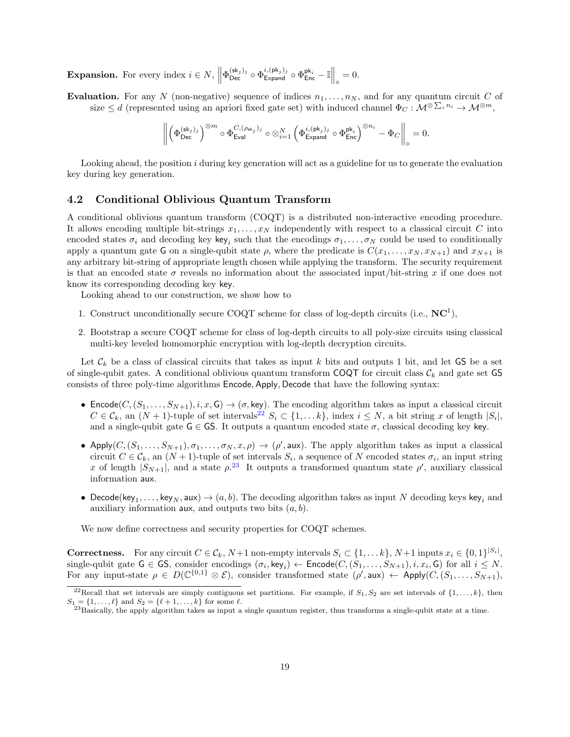**Expansion.** For every index $i \in N$, $\left\| \Phi_{\mathsf{Dec}}^{(\mathsf{sk}_j)_j} \circ \Phi_{\mathsf{Expand}}^{i,(\mathsf{pk}_j)_j} \circ \Phi_{\mathsf{Enc}}^{\mathsf{pk}_i} - \mathbb{I} \right\|_\diamond = 0$.

**Evaluation.** For any $N$ (non-negative) sequence of indices $n_1, \ldots, n_N$, and for any quantum circuit $C$ of size $\leq d$ (represented using an apriori fixed gate set) with induced channel $\Phi_C : \mathcal{M}^{\otimes \sum_i n_i} \to \mathcal{M}^{\otimes m}$,

$$\left\| \left(\Phi_{\mathsf{Dec}}^{(\mathsf{sk}_j)_j}\right)^{\otimes m} \circ \Phi_{\mathsf{Eval}}^{C,(\rho_{\mathsf{ek}_j})_j} \circ \otimes_{i=1}^N \left(\Phi_{\mathsf{Expand}}^{i,(\mathsf{pk}_j)_j} \circ \Phi_{\mathsf{Enc}}^{\mathsf{pk}_i}\right)^{\otimes n_i} - \Phi_C \right\|_\diamond = 0.$$

Looking ahead, the position $i$ during key generation will act as a guideline for us to generate the evaluation key during key generation.

### 4.2 Conditional Oblivious Quantum Transform

A conditional oblivious quantum transform (COQT) is a distributed non-interactive encoding procedure. It allows encoding multiple bit-strings $x_1, \ldots, x_N$ independently with respect to a classical circuit $C$ into encoded states $\sigma_i$ and decoding key $\mathsf{key}_i$ such that the encodings $\sigma_1, \ldots, \sigma_N$ could be used to conditionally apply a quantum gate $\mathsf{G}$ on a single-qubit state $\rho$, where the predicate is $C(x_1, \ldots, x_N, x_{N+1})$ and $x_{N+1}$ is any arbitrary bit-string of appropriate length chosen while applying the transform. The security requirement is that an encoded state $\sigma$ reveals no information about the associated input/bit-string $x$ if one does not know its corresponding decoding key $\mathsf{key}$.

Looking ahead to our construction, we show how to

1. Construct unconditionally secure COQT scheme for class of log-depth circuits (i.e., $\mathbf{NC}^1$),
2. Bootstrap a secure COQT scheme for class of log-depth circuits to all poly-size circuits using classical multi-key leveled homomorphic encryption with log-depth decryption circuits.

Let $\mathcal{C}_k$ be a class of classical circuits that takes as input $k$ bits and outputs 1 bit, and let $\mathsf{GS}$ be a set of single-qubit gates. A conditional oblivious quantum transform $\mathsf{COQT}$ for circuit class $\mathcal{C}_k$ and gate set $\mathsf{GS}$ consists of three poly-time algorithms $\mathsf{Encode}, \mathsf{Apply}, \mathsf{Decode}$ that have the following syntax:

- $\mathsf{Encode}(C, (S_1, \ldots, S_{N+1}), i, x, \mathsf{G}) \to (\sigma, \mathsf{key})$. The encoding algorithm takes as input a classical circuit $C \in \mathcal{C}_k$, an $(N+1)$-tuple of set intervals[22] $S_i \subset \{1, \ldots k\}$, index $i \leq N$, a bit string $x$ of length $|S_i|$, and a single-qubit gate $\mathsf{G} \in \mathsf{GS}$. It outputs a quantum encoded state $\sigma$, classical decoding key $\mathsf{key}$.
- $\mathsf{Apply}(C, (S_1, \ldots, S_{N+1}), \sigma_1, \ldots, \sigma_N, x, \rho) \to (\rho', \mathsf{aux})$. The apply algorithm takes as input a classical circuit $C \in \mathcal{C}_k$, an $(N+1)$-tuple of set intervals $S_i$, a sequence of $N$ encoded states $\sigma_i$, an input string $x$ of length $|S_{N+1}|$, and a state $\rho$.[23] It outputs a transformed quantum state $\rho'$, auxiliary classical information $\mathsf{aux}$.
- $\mathsf{Decode}(\mathsf{key}_1, \ldots, \mathsf{key}_N, \mathsf{aux}) \to (a, b)$. The decoding algorithm takes as input $N$ decoding keys $\mathsf{key}_i$ and auxiliary information $\mathsf{aux}$, and outputs two bits $(a, b)$.

We now define correctness and security properties for COQT schemes.

**Correctness.** For any circuit $C \in \mathcal{C}_k$, $N+1$ non-empty intervals $S_i \subset \{1, \ldots k\}$, $N+1$ inputs $x_i \in \{0,1\}^{|S_i|}$, single-qubit gate $\mathsf{G} \in \mathsf{GS}$, consider encodings $(\sigma_i, \mathsf{key}_i) \leftarrow \mathsf{Encode}(C, (S_1, \ldots, S_{N+1}), i, x_i, \mathsf{G})$ for all $i \leq N$. For any input-state $\rho \in D(\mathbb{C}^{\{0,1\}} \otimes \mathcal{E})$, consider transformed state $(\rho', \mathsf{aux}) \leftarrow \mathsf{Apply}(C, (S_1, \ldots, S_{N+1}),$

[22] Recall that set intervals are simply contiguous set partitions. For example, if $S_1, S_2$ are set intervals of $\{1, \ldots, k\}$, then $S_1 = \{1, \ldots, \ell\}$ and $S_2 = \{\ell+1, \ldots, k\}$ for some $\ell$.

[23] Basically, the apply algorithm takes as input a single quantum register, thus transforms a single-qubit state at a time.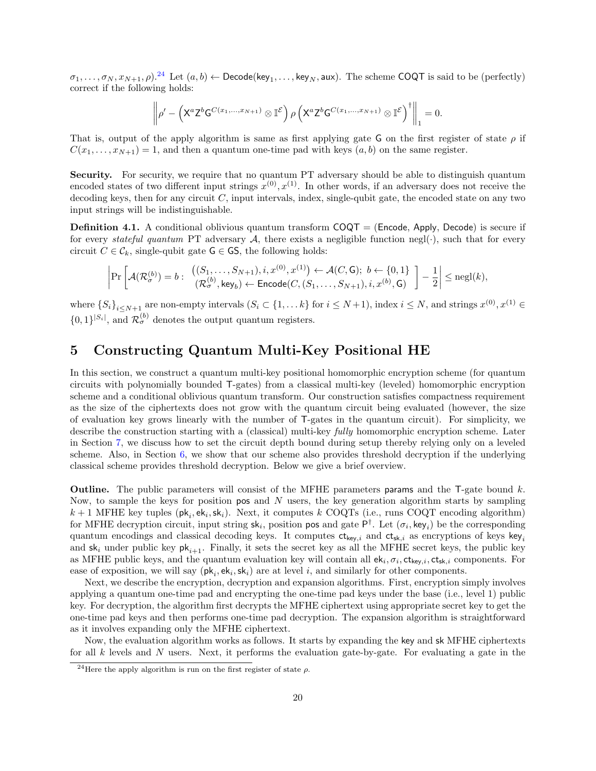$\sigma_1, \ldots, \sigma_N, x_{N+1}, \rho$).[24] Let $(a, b) \leftarrow \mathsf{Decode}(\mathsf{key}_1, \ldots, \mathsf{key}_N, \mathsf{aux})$. The scheme $\mathsf{COQT}$ is said to be (perfectly) correct if the following holds:

$$\left\| \rho' - \left( \mathsf{X}^a \mathsf{Z}^b \mathsf{G}^{C(x_1,\ldots,x_{N+1})} \otimes \mathbb{I}^{\mathcal{E}} \right) \rho \left( \mathsf{X}^a \mathsf{Z}^b \mathsf{G}^{C(x_1,\ldots,x_{N+1})} \otimes \mathbb{I}^{\mathcal{E}} \right)^{\dagger} \right\|_1 = 0.$$

That is, output of the apply algorithm is same as first applying gate $\mathsf{G}$ on the first register of state $\rho$ if $C(x_1, \ldots, x_{N+1}) = 1$, and then a quantum one-time pad with keys $(a, b)$ on the same register.

**Security.** For security, we require that no quantum PT adversary should be able to distinguish quantum encoded states of two different input strings $x^{(0)}, x^{(1)}$. In other words, if an adversary does not receive the decoding keys, then for any circuit $C$, input intervals, index, single-qubit gate, the encoded state on any two input strings will be indistinguishable.

**Definition 4.1.** A conditional oblivious quantum transform $\mathsf{COQT} = (\mathsf{Encode}, \mathsf{Apply}, \mathsf{Decode})$ is secure if for every *stateful quantum* PT adversary $\mathcal{A}$, there exists a negligible function $\mathrm{negl}(\cdot)$, such that for every circuit $C \in \mathcal{C}_k$, single-qubit gate $\mathsf{G} \in \mathsf{GS}$, the following holds:

$$\left| \Pr\left[ \mathcal{A}(\mathcal{R}_\sigma^{(b)}) = b : \begin{array}{c} \left((S_1, \ldots, S_{N+1}), i, x^{(0)}, x^{(1)}\right) \leftarrow \mathcal{A}(C, \mathsf{G});\ b \leftarrow \{0,1\} \\ (\mathcal{R}_\sigma^{(b)}, \mathsf{key}_b) \leftarrow \mathsf{Encode}(C, (S_1, \ldots, S_{N+1}), i, x^{(b)}, \mathsf{G}) \end{array} \right] - \frac{1}{2} \right| \leq \mathrm{negl}(k),$$

where $\{S_i\}_{i \leq N+1}$ are non-empty intervals ($S_i \subset \{1, \ldots k\}$ for $i \leq N+1$), index $i \leq N$, and strings $x^{(0)}, x^{(1)} \in \{0,1\}^{|S_i|}$, and $\mathcal{R}_\sigma^{(b)}$ denotes the output quantum registers.

# 5 Constructing Quantum Multi-Key Positional HE

In this section, we construct a quantum multi-key positional homomorphic encryption scheme (for quantum circuits with polynomially bounded $\mathsf{T}$-gates) from a classical multi-key (leveled) homomorphic encryption scheme and a conditional oblivious quantum transform. Our construction satisfies compactness requirement as the size of the ciphertexts does not grow with the quantum circuit being evaluated (however, the size of evaluation key grows linearly with the number of $\mathsf{T}$-gates in the quantum circuit). For simplicity, we describe the construction starting with a (classical) multi-key *fully* homomorphic encryption scheme. Later in Section 7, we discuss how to set the circuit depth bound during setup thereby relying only on a leveled scheme. Also, in Section 6, we show that our scheme also provides threshold decryption if the underlying classical scheme provides threshold decryption. Below we give a brief overview.

**Outline.** The public parameters will consist of the MFHE parameters $\mathsf{params}$ and the $\mathsf{T}$-gate bound $k$. Now, to sample the keys for position $\mathsf{pos}$ and $N$ users, the key generation algorithm starts by sampling $k+1$ MFHE key tuples $(\mathsf{pk}_i, \mathsf{ek}_i, \mathsf{sk}_i)$. Next, it computes $k$ COQTs (i.e., runs COQT encoding algorithm) for MFHE decryption circuit, input string $\mathsf{sk}_i$, position $\mathsf{pos}$ and gate $\mathsf{P}^{\dagger}$. Let $(\sigma_i, \mathsf{key}_i)$ be the corresponding quantum encodings and classical decoding keys. It computes $\mathsf{ct}_{\mathsf{key},i}$ and $\mathsf{ct}_{\mathsf{sk},i}$ as encryptions of keys $\mathsf{key}_i$ and $\mathsf{sk}_i$ under public key $\mathsf{pk}_{i+1}$. Finally, it sets the secret key as all the MFHE secret keys, the public key as MFHE public keys, and the quantum evaluation key will contain all $\mathsf{ek}_i, \sigma_i, \mathsf{ct}_{\mathsf{key},i}, \mathsf{ct}_{\mathsf{sk},i}$ components. For ease of exposition, we will say $(\mathsf{pk}_i, \mathsf{ek}_i, \mathsf{sk}_i)$ are at level $i$, and similarly for other components.

Next, we describe the encryption, decryption and expansion algorithms. First, encryption simply involves applying a quantum one-time pad and encrypting the one-time pad keys under the base (i.e., level 1) public key. For decryption, the algorithm first decrypts the MFHE ciphertext using appropriate secret key to get the one-time pad keys and then performs one-time pad decryption. The expansion algorithm is straightforward as it involves expanding only the MFHE ciphertext.

Now, the evaluation algorithm works as follows. It starts by expanding the $\mathsf{key}$ and $\mathsf{sk}$ MFHE ciphertexts for all $k$ levels and $N$ users. Next, it performs the evaluation gate-by-gate. For evaluating a gate in the

[24] Here the apply algorithm is run on the first register of state $\rho$.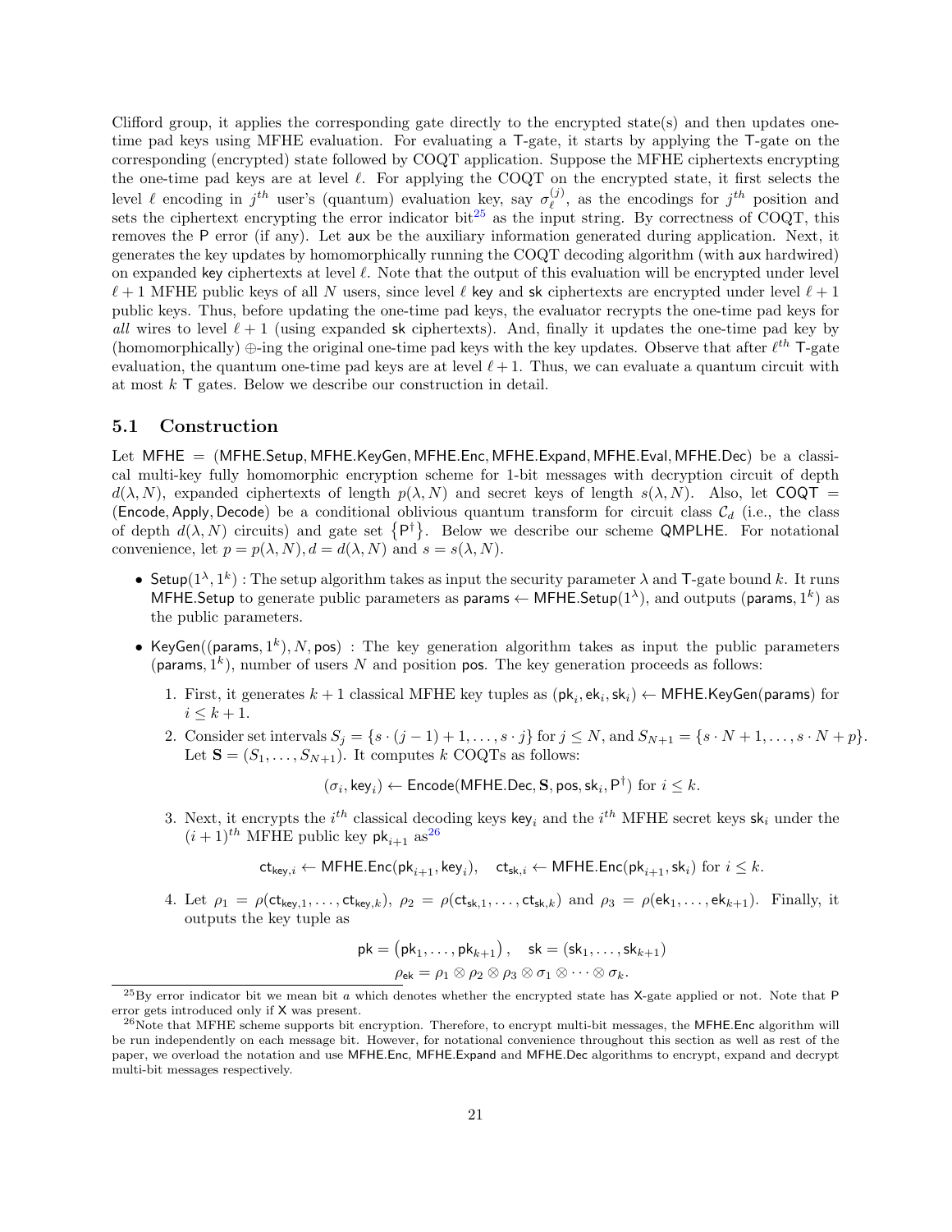Clifford group, it applies the corresponding gate directly to the encrypted state(s) and then updates one-time pad keys using MFHE evaluation. For evaluating a $\mathsf{T}$-gate, it starts by applying the $\mathsf{T}$-gate on the corresponding (encrypted) state followed by COQT application. Suppose the MFHE ciphertexts encrypting the one-time pad keys are at level $\ell$. For applying the COQT on the encrypted state, it first selects the level $\ell$ encoding in $j^{th}$ user's (quantum) evaluation key, say $\sigma_\ell^{(j)}$, as the encodings for $j^{th}$ position and sets the ciphertext encrypting the error indicator bit[25] as the input string. By correctness of COQT, this removes the $\mathsf{P}$ error (if any). Let $\mathsf{aux}$ be the auxiliary information generated during application. Next, it generates the key updates by homomorphically running the COQT decoding algorithm (with $\mathsf{aux}$ hardwired) on expanded $\mathsf{key}$ ciphertexts at level $\ell$. Note that the output of this evaluation will be encrypted under level $\ell+1$ MFHE public keys of all $N$ users, since level $\ell$ $\mathsf{key}$ and $\mathsf{sk}$ ciphertexts are encrypted under level $\ell+1$ public keys. Thus, before updating the one-time pad keys, the evaluator recrypts the one-time pad keys for *all* wires to level $\ell+1$ (using expanded $\mathsf{sk}$ ciphertexts). And, finally it updates the one-time pad key by (homomorphically) $\oplus$-ing the original one-time pad keys with the key updates. Observe that after $\ell^{th}$ $\mathsf{T}$-gate evaluation, the quantum one-time pad keys are at level $\ell+1$. Thus, we can evaluate a quantum circuit with at most $k$ $\mathsf{T}$ gates. Below we describe our construction in detail.

## 5.1 Construction

Let $\mathsf{MFHE} = (\mathsf{MFHE.Setup}, \mathsf{MFHE.KeyGen}, \mathsf{MFHE.Enc}, \mathsf{MFHE.Expand}, \mathsf{MFHE.Eval}, \mathsf{MFHE.Dec})$ be a classical multi-key fully homomorphic encryption scheme for 1-bit messages with decryption circuit of depth $d(\lambda, N)$, expanded ciphertexts of length $p(\lambda, N)$ and secret keys of length $s(\lambda, N)$. Also, let $\mathsf{COQT} = (\mathsf{Encode}, \mathsf{Apply}, \mathsf{Decode})$ be a conditional oblivious quantum transform for circuit class $\mathcal{C}_d$ (i.e., the class of depth $d(\lambda, N)$ circuits) and gate set $\{\mathsf{P}^\dagger\}$. Below we describe our scheme $\mathsf{QMPLHE}$. For notational convenience, let $p = p(\lambda, N), d = d(\lambda, N)$ and $s = s(\lambda, N)$.

- $\mathsf{Setup}(1^\lambda, 1^k)$ : The setup algorithm takes as input the security parameter $\lambda$ and $\mathsf{T}$-gate bound $k$. It runs $\mathsf{MFHE.Setup}$ to generate public parameters as $\mathsf{params} \leftarrow \mathsf{MFHE.Setup}(1^\lambda)$, and outputs $(\mathsf{params}, 1^k)$ as the public parameters.
- $\mathsf{KeyGen}((\mathsf{params}, 1^k), N, \mathsf{pos})$ : The key generation algorithm takes as input the public parameters $(\mathsf{params}, 1^k)$, number of users $N$ and position $\mathsf{pos}$. The key generation proceeds as follows:
  1. First, it generates $k+1$ classical MFHE key tuples as $(\mathsf{pk}_i, \mathsf{ek}_i, \mathsf{sk}_i) \leftarrow \mathsf{MFHE.KeyGen}(\mathsf{params})$ for $i \leq k+1$.
  2. Consider set intervals $S_j = \{s \cdot (j-1)+1, \ldots, s \cdot j\}$ for $j \leq N$, and $S_{N+1} = \{s \cdot N+1, \ldots, s \cdot N + p\}$. Let $\mathbf{S} = (S_1, \ldots, S_{N+1})$. It computes $k$ COQTs as follows:
  $$(\sigma_i, \mathsf{key}_i) \leftarrow \mathsf{Encode}(\mathsf{MFHE.Dec}, \mathbf{S}, \mathsf{pos}, \mathsf{sk}_i, \mathsf{P}^\dagger) \text{ for } i \leq k.$$
  3. Next, it encrypts the $i^{th}$ classical decoding keys $\mathsf{key}_i$ and the $i^{th}$ MFHE secret keys $\mathsf{sk}_i$ under the $(i+1)^{th}$ MFHE public key $\mathsf{pk}_{i+1}$ as[26]
  $$\mathsf{ct}_{\mathsf{key},i} \leftarrow \mathsf{MFHE.Enc}(\mathsf{pk}_{i+1}, \mathsf{key}_i), \quad \mathsf{ct}_{\mathsf{sk},i} \leftarrow \mathsf{MFHE.Enc}(\mathsf{pk}_{i+1}, \mathsf{sk}_i) \text{ for } i \leq k.$$
  4. Let $\rho_1 = \rho(\mathsf{ct}_{\mathsf{key},1}, \ldots, \mathsf{ct}_{\mathsf{key},k})$, $\rho_2 = \rho(\mathsf{ct}_{\mathsf{sk},1}, \ldots, \mathsf{ct}_{\mathsf{sk},k})$ and $\rho_3 = \rho(\mathsf{ek}_1, \ldots, \mathsf{ek}_{k+1})$. Finally, it outputs the key tuple as
  $$\mathsf{pk} = (\mathsf{pk}_1, \ldots, \mathsf{pk}_{k+1}), \quad \mathsf{sk} = (\mathsf{sk}_1, \ldots, \mathsf{sk}_{k+1})$$
  $$\rho_{\mathsf{ek}} = \rho_1 \otimes \rho_2 \otimes \rho_3 \otimes \sigma_1 \otimes \cdots \otimes \sigma_k.$$

[25] By error indicator bit we mean bit $a$ which denotes whether the encrypted state has $\mathsf{X}$-gate applied or not. Note that $\mathsf{P}$ error gets introduced only if $\mathsf{X}$ was present.

[26] Note that MFHE scheme supports bit encryption. Therefore, to encrypt multi-bit messages, the $\mathsf{MFHE.Enc}$ algorithm will be run independently on each message bit. However, for notational convenience throughout this section as well as rest of the paper, we overload the notation and use $\mathsf{MFHE.Enc}$, $\mathsf{MFHE.Expand}$ and $\mathsf{MFHE.Dec}$ algorithms to encrypt, expand and decrypt multi-bit messages respectively.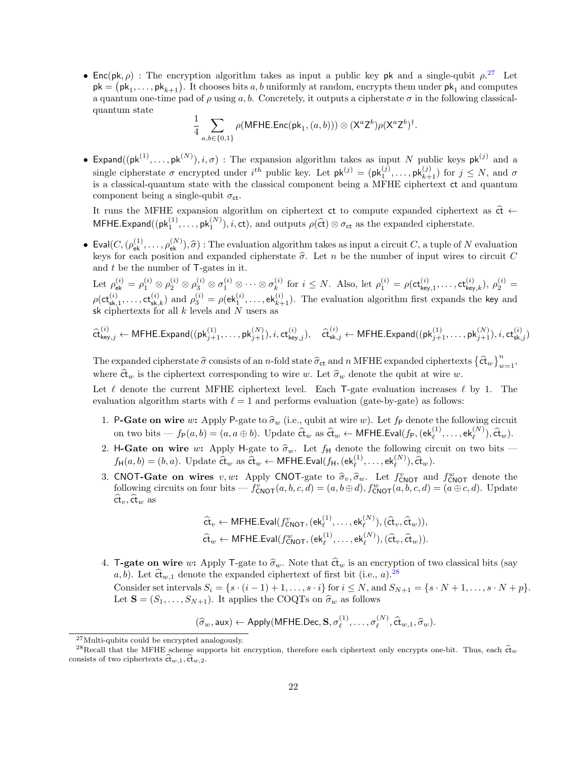- $\mathsf{Enc}(\mathsf{pk}, \rho)$ : The encryption algorithm takes as input a public key $\mathsf{pk}$ and a single-qubit $\rho$.[27] Let $\mathsf{pk} = (\mathsf{pk}_1, \ldots, \mathsf{pk}_{k+1})$. It chooses bits $a, b$ uniformly at random, encrypts them under $\mathsf{pk}_1$ and computes a quantum one-time pad of $\rho$ using $a, b$. Concretely, it outputs a cipherstate $\sigma$ in the following classical-quantum state

$$\frac{1}{4} \sum_{a,b \in \{0,1\}} \rho(\mathsf{MFHE.Enc}(\mathsf{pk}_1, (a,b))) \otimes (\mathsf{X}^a \mathsf{Z}^b) \rho (\mathsf{X}^a \mathsf{Z}^b)^\dagger.$$

- $\mathsf{Expand}((\mathsf{pk}^{(1)}, \ldots, \mathsf{pk}^{(N)}), i, \sigma)$ : The expansion algorithm takes as input $N$ public keys $\mathsf{pk}^{(j)}$ and a single cipherstate $\sigma$ encrypted under $i^{th}$ public key. Let $\mathsf{pk}^{(j)} = (\mathsf{pk}_1^{(j)}, \ldots, \mathsf{pk}_{k+1}^{(j)})$ for $j \leq N$, and $\sigma$ is a classical-quantum state with the classical component being a MFHE ciphertext $\mathsf{ct}$ and quantum component being a single-qubit $\sigma_{\mathsf{ct}}$.

  It runs the MFHE expansion algorithm on ciphertext $\mathsf{ct}$ to compute expanded ciphertext as $\widehat{\mathsf{ct}} \leftarrow \mathsf{MFHE.Expand}((\mathsf{pk}_1^{(1)}, \ldots, \mathsf{pk}_1^{(N)}), i, \mathsf{ct})$, and outputs $\rho(\widehat{\mathsf{ct}}) \otimes \sigma_{\mathsf{ct}}$ as the expanded cipherstate.

- $\mathsf{Eval}(C, (\rho_{\mathsf{ek}}^{(1)}, \ldots, \rho_{\mathsf{ek}}^{(N)}), \widehat{\sigma})$ : The evaluation algorithm takes as input a circuit $C$, a tuple of $N$ evaluation keys for each position and expanded cipherstate $\widehat{\sigma}$. Let $n$ be the number of input wires to circuit $C$ and $t$ be the number of $\mathsf{T}$-gates in it.

  Let $\rho_{\mathsf{ek}}^{(i)} = \rho_1^{(i)} \otimes \rho_2^{(i)} \otimes \rho_3^{(i)} \otimes \sigma_1^{(i)} \otimes \cdots \otimes \sigma_k^{(i)}$ for $i \leq N$. Also, let $\rho_1^{(i)} = \rho(\mathsf{ct}_{\mathsf{key},1}^{(i)}, \ldots, \mathsf{ct}_{\mathsf{key},k}^{(i)})$, $\rho_2^{(i)} = \rho(\mathsf{ct}_{\mathsf{sk},1}^{(i)}, \ldots, \mathsf{ct}_{\mathsf{sk},k}^{(i)})$ and $\rho_3^{(i)} = \rho(\mathsf{ek}_1^{(i)}, \ldots, \mathsf{ek}_{k+1}^{(i)})$. The evaluation algorithm first expands the $\mathsf{key}$ and $\mathsf{sk}$ ciphertexts for all $k$ levels and $N$ users as

$$\widehat{\mathsf{ct}}_{\mathsf{key},j}^{(i)} \leftarrow \mathsf{MFHE.Expand}((\mathsf{pk}_{j+1}^{(1)}, \ldots, \mathsf{pk}_{j+1}^{(N)}), i, \mathsf{ct}_{\mathsf{key},j}^{(i)}), \quad \widehat{\mathsf{ct}}_{\mathsf{sk},j}^{(i)} \leftarrow \mathsf{MFHE.Expand}((\mathsf{pk}_{j+1}^{(1)}, \ldots, \mathsf{pk}_{j+1}^{(N)}), i, \mathsf{ct}_{\mathsf{sk},j}^{(i)})$$

  The expanded cipherstate $\widehat{\sigma}$ consists of an $n$-fold state $\widehat{\sigma}_{\mathsf{ct}}$ and $n$ MFHE expanded ciphertexts $\{\widehat{\mathsf{ct}}_w\}_{w=1}^n$, where $\widehat{\mathsf{ct}}_w$ is the ciphertext corresponding to wire $w$. Let $\widehat{\sigma}_w$ denote the qubit at wire $w$.

  Let $\ell$ denote the current MFHE ciphertext level. Each $\mathsf{T}$-gate evaluation increases $\ell$ by 1. The evaluation algorithm starts with $\ell = 1$ and performs evaluation (gate-by-gate) as follows:

  1. **$\mathsf{P}$-Gate on wire $w$:** Apply $\mathsf{P}$-gate to $\widehat{\sigma}_w$ (i.e., qubit at wire $w$). Let $f_{\mathsf{P}}$ denote the following circuit on two bits — $f_{\mathsf{P}}(a, b) = (a, a \oplus b)$. Update $\widehat{\mathsf{ct}}_w$ as $\widehat{\mathsf{ct}}_w \leftarrow \mathsf{MFHE.Eval}(f_{\mathsf{P}}, (\mathsf{ek}_\ell^{(1)}, \ldots, \mathsf{ek}_\ell^{(N)}), \widehat{\mathsf{ct}}_w)$.
  2. **$\mathsf{H}$-Gate on wire $w$:** Apply $\mathsf{H}$-gate to $\widehat{\sigma}_w$. Let $f_{\mathsf{H}}$ denote the following circuit on two bits — $f_{\mathsf{H}}(a, b) = (b, a)$. Update $\widehat{\mathsf{ct}}_w$ as $\widehat{\mathsf{ct}}_w \leftarrow \mathsf{MFHE.Eval}(f_{\mathsf{H}}, (\mathsf{ek}_\ell^{(1)}, \ldots, \mathsf{ek}_\ell^{(N)}), \widehat{\mathsf{ct}}_w)$.
  3. **$\mathsf{CNOT}$-Gate on wires $v, w$:** Apply $\mathsf{CNOT}$-gate to $\widehat{\sigma}_v, \widehat{\sigma}_w$. Let $f_{\mathsf{CNOT}}^v$ and $f_{\mathsf{CNOT}}^w$ denote the following circuits on four bits — $f_{\mathsf{CNOT}}^v(a, b, c, d) = (a, b \oplus d)$, $f_{\mathsf{CNOT}}^w(a, b, c, d) = (a \oplus c, d)$. Update $\widehat{\mathsf{ct}}_v, \widehat{\mathsf{ct}}_w$ as

$$\widehat{\mathsf{ct}}_v \leftarrow \mathsf{MFHE.Eval}(f_{\mathsf{CNOT}}^v, (\mathsf{ek}_\ell^{(1)}, \ldots, \mathsf{ek}_\ell^{(N)}), (\widehat{\mathsf{ct}}_v, \widehat{\mathsf{ct}}_w)),$$
$$\widehat{\mathsf{ct}}_w \leftarrow \mathsf{MFHE.Eval}(f_{\mathsf{CNOT}}^w, (\mathsf{ek}_\ell^{(1)}, \ldots, \mathsf{ek}_\ell^{(N)}), (\widehat{\mathsf{ct}}_v, \widehat{\mathsf{ct}}_w)).$$

  4. **$\mathsf{T}$-gate on wire $w$:** Apply $\mathsf{T}$-gate to $\widehat{\sigma}_w$. Note that $\widehat{\mathsf{ct}}_w$ is an encryption of two classical bits (say $a, b$). Let $\widehat{\mathsf{ct}}_{w,1}$ denote the expanded ciphertext of first bit (i.e., $a$).[28]
     Consider set intervals $S_i = \{s \cdot (i-1) + 1, \ldots, s \cdot i\}$ for $i \leq N$, and $S_{N+1} = \{s \cdot N + 1, \ldots, s \cdot N + p\}$. Let $\mathbf{S} = (S_1, \ldots, S_{N+1})$. It applies the COQTs on $\widehat{\sigma}_w$ as follows

$$(\widehat{\sigma}_w, \mathsf{aux}) \leftarrow \mathsf{Apply}(\mathsf{MFHE.Dec}, \mathbf{S}, \sigma_\ell^{(1)}, \ldots, \sigma_\ell^{(N)}, \widehat{\mathsf{ct}}_{w,1}, \widehat{\sigma}_w).$$

---

[27] Multi-qubits could be encrypted analogously.

[28] Recall that the MFHE scheme supports bit encryption, therefore each ciphertext only encrypts one-bit. Thus, each $\widehat{\mathsf{ct}}_w$ consists of two ciphertexts $\widehat{\mathsf{ct}}_{w,1}, \widehat{\mathsf{ct}}_{w,2}$.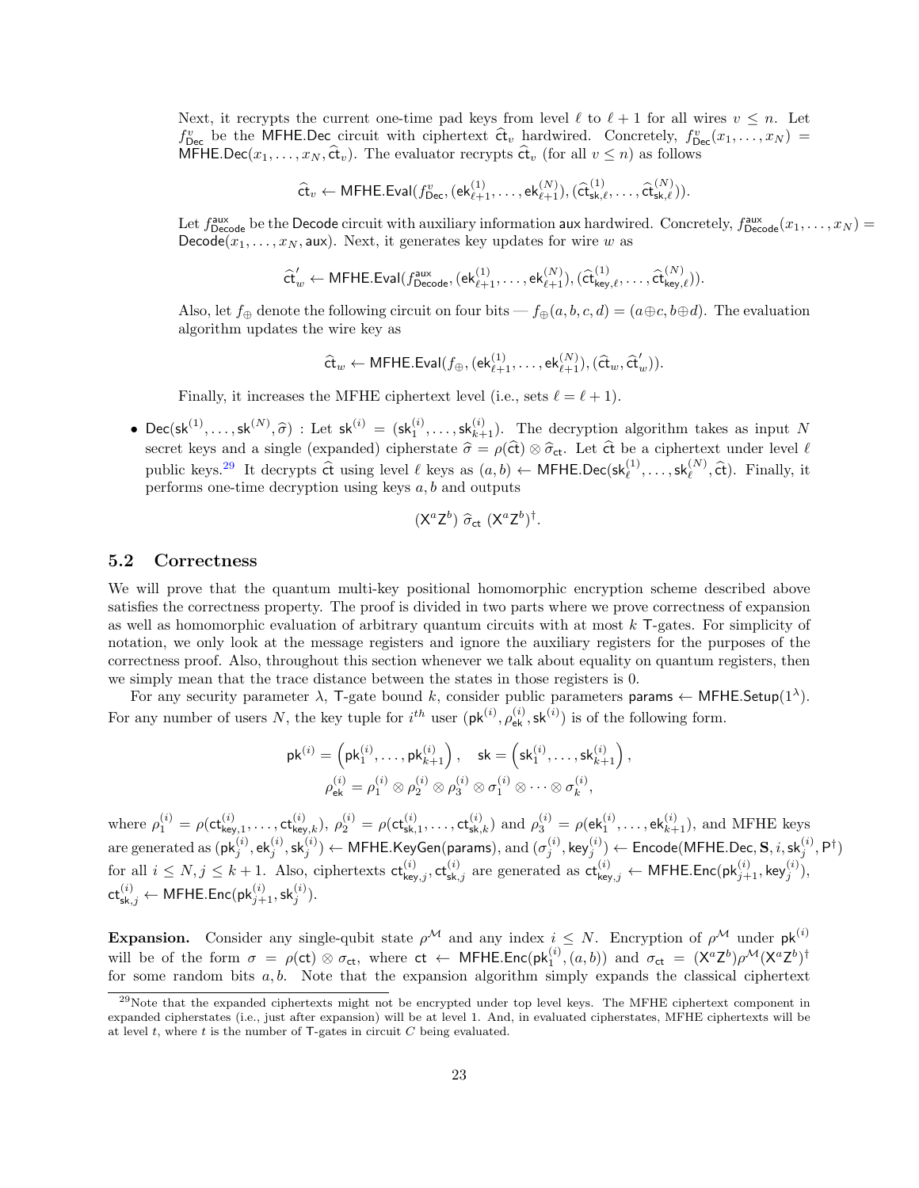Next, it recrypts the current one-time pad keys from level $\ell$ to $\ell + 1$ for all wires $v \le n$. Let $f^v_{\mathsf{Dec}}$ be the MFHE.Dec circuit with ciphertext $\widehat{\mathsf{ct}}_v$ hardwired. Concretely, $f^v_{\mathsf{Dec}}(x_1, \ldots, x_N) = \mathsf{MFHE.Dec}(x_1, \ldots, x_N, \widehat{\mathsf{ct}}_v)$. The evaluator recrypts $\widehat{\mathsf{ct}}_v$ (for all $v \le n$) as follows

$$\widehat{\mathsf{ct}}_v \leftarrow \mathsf{MFHE.Eval}(f^v_{\mathsf{Dec}}, (\mathsf{ek}^{(1)}_{\ell+1}, \ldots, \mathsf{ek}^{(N)}_{\ell+1}), (\widehat{\mathsf{ct}}^{(1)}_{\mathsf{sk},\ell}, \ldots, \widehat{\mathsf{ct}}^{(N)}_{\mathsf{sk},\ell})).$$

Let $f^{\mathsf{aux}}_{\mathsf{Decode}}$ be the Decode circuit with auxiliary information aux hardwired. Concretely, $f^{\mathsf{aux}}_{\mathsf{Decode}}(x_1, \ldots, x_N) = \mathsf{Decode}(x_1, \ldots, x_N, \mathsf{aux})$. Next, it generates key updates for wire $w$ as

$$\widehat{\mathsf{ct}}'_w \leftarrow \mathsf{MFHE.Eval}(f^{\mathsf{aux}}_{\mathsf{Decode}}, (\mathsf{ek}^{(1)}_{\ell+1}, \ldots, \mathsf{ek}^{(N)}_{\ell+1}), (\widehat{\mathsf{ct}}^{(1)}_{\mathsf{key},\ell}, \ldots, \widehat{\mathsf{ct}}^{(N)}_{\mathsf{key},\ell})).$$

Also, let $f_\oplus$ denote the following circuit on four bits — $f_\oplus(a, b, c, d) = (a \oplus c, b \oplus d)$. The evaluation algorithm updates the wire key as

$$\widehat{\mathsf{ct}}_w \leftarrow \mathsf{MFHE.Eval}(f_\oplus, (\mathsf{ek}^{(1)}_{\ell+1}, \ldots, \mathsf{ek}^{(N)}_{\ell+1}), (\widehat{\mathsf{ct}}_w, \widehat{\mathsf{ct}}'_w)).$$

Finally, it increases the MFHE ciphertext level (i.e., sets $\ell = \ell + 1$).

- $\mathsf{Dec}(\mathsf{sk}^{(1)}, \ldots, \mathsf{sk}^{(N)}, \widehat{\sigma})$ : Let $\mathsf{sk}^{(i)} = (\mathsf{sk}^{(i)}_1, \ldots, \mathsf{sk}^{(i)}_{k+1})$. The decryption algorithm takes as input $N$ secret keys and a single (expanded) cipherstate $\widehat{\sigma} = \rho(\widehat{\mathsf{ct}}) \otimes \widehat{\sigma}_{\mathsf{ct}}$. Let $\widehat{\mathsf{ct}}$ be a ciphertext under level $\ell$ public keys.[29] It decrypts $\widehat{\mathsf{ct}}$ using level $\ell$ keys as $(a, b) \leftarrow \mathsf{MFHE.Dec}(\mathsf{sk}^{(1)}_\ell, \ldots, \mathsf{sk}^{(N)}_\ell, \widehat{\mathsf{ct}})$. Finally, it performs one-time decryption using keys $a, b$ and outputs

$$(\mathsf{X}^a \mathsf{Z}^b) \ \widehat{\sigma}_{\mathsf{ct}} \ (\mathsf{X}^a \mathsf{Z}^b)^\dagger.$$

## 5.2 Correctness

We will prove that the quantum multi-key positional homomorphic encryption scheme described above satisfies the correctness property. The proof is divided in two parts where we prove correctness of expansion as well as homomorphic evaluation of arbitrary quantum circuits with at most $k$ T-gates. For simplicity of notation, we only look at the message registers and ignore the auxiliary registers for the purposes of the correctness proof. Also, throughout this section whenever we talk about equality on quantum registers, then we simply mean that the trace distance between the states in those registers is 0.

For any security parameter $\lambda$, T-gate bound $k$, consider public parameters $\mathsf{params} \leftarrow \mathsf{MFHE.Setup}(1^\lambda)$. For any number of users $N$, the key tuple for $i^{th}$ user $(\mathsf{pk}^{(i)}, \rho^{(i)}_{\mathsf{ek}}, \mathsf{sk}^{(i)})$ is of the following form.

$$\mathsf{pk}^{(i)} = \left(\mathsf{pk}^{(i)}_1, \ldots, \mathsf{pk}^{(i)}_{k+1}\right), \quad \mathsf{sk} = \left(\mathsf{sk}^{(i)}_1, \ldots, \mathsf{sk}^{(i)}_{k+1}\right),$$
$$\rho^{(i)}_{\mathsf{ek}} = \rho^{(i)}_1 \otimes \rho^{(i)}_2 \otimes \rho^{(i)}_3 \otimes \sigma^{(i)}_1 \otimes \cdots \otimes \sigma^{(i)}_k,$$

where $\rho^{(i)}_1 = \rho(\mathsf{ct}^{(i)}_{\mathsf{key},1}, \ldots, \mathsf{ct}^{(i)}_{\mathsf{key},k})$, $\rho^{(i)}_2 = \rho(\mathsf{ct}^{(i)}_{\mathsf{sk},1}, \ldots, \mathsf{ct}^{(i)}_{\mathsf{sk},k})$ and $\rho^{(i)}_3 = \rho(\mathsf{ek}^{(i)}_1, \ldots, \mathsf{ek}^{(i)}_{k+1})$, and MFHE keys are generated as $(\mathsf{pk}^{(i)}_j, \mathsf{ek}^{(i)}_j, \mathsf{sk}^{(i)}_j) \leftarrow \mathsf{MFHE.KeyGen}(\mathsf{params})$, and $(\sigma^{(i)}_j, \mathsf{key}^{(i)}_j) \leftarrow \mathsf{Encode}(\mathsf{MFHE.Dec}, \mathbf{S}, i, \mathsf{sk}^{(i)}_j, \mathsf{P}^\dagger)$ for all $i \le N, j \le k+1$. Also, ciphertexts $\mathsf{ct}^{(i)}_{\mathsf{key},j}, \mathsf{ct}^{(i)}_{\mathsf{sk},j}$ are generated as $\mathsf{ct}^{(i)}_{\mathsf{key},j} \leftarrow \mathsf{MFHE.Enc}(\mathsf{pk}^{(i)}_{j+1}, \mathsf{key}^{(i)}_j)$, $\mathsf{ct}^{(i)}_{\mathsf{sk},j} \leftarrow \mathsf{MFHE.Enc}(\mathsf{pk}^{(i)}_{j+1}, \mathsf{sk}^{(i)}_j)$.

**Expansion.** Consider any single-qubit state $\rho^{\mathcal{M}}$ and any index $i \le N$. Encryption of $\rho^{\mathcal{M}}$ under $\mathsf{pk}^{(i)}$ will be of the form $\sigma = \rho(\mathsf{ct}) \otimes \sigma_{\mathsf{ct}}$, where $\mathsf{ct} \leftarrow \mathsf{MFHE.Enc}(\mathsf{pk}^{(i)}_1, (a, b))$ and $\sigma_{\mathsf{ct}} = (\mathsf{X}^a \mathsf{Z}^b) \rho^{\mathcal{M}} (\mathsf{X}^a \mathsf{Z}^b)^\dagger$ for some random bits $a, b$. Note that the expansion algorithm simply expands the classical ciphertext

[29] Note that the expanded ciphertexts might not be encrypted under top level keys. The MFHE ciphertext component in expanded cipherstates (i.e., just after expansion) will be at level 1. And, in evaluated cipherstates, MFHE ciphertexts will be at level $t$, where $t$ is the number of T-gates in circuit $C$ being evaluated.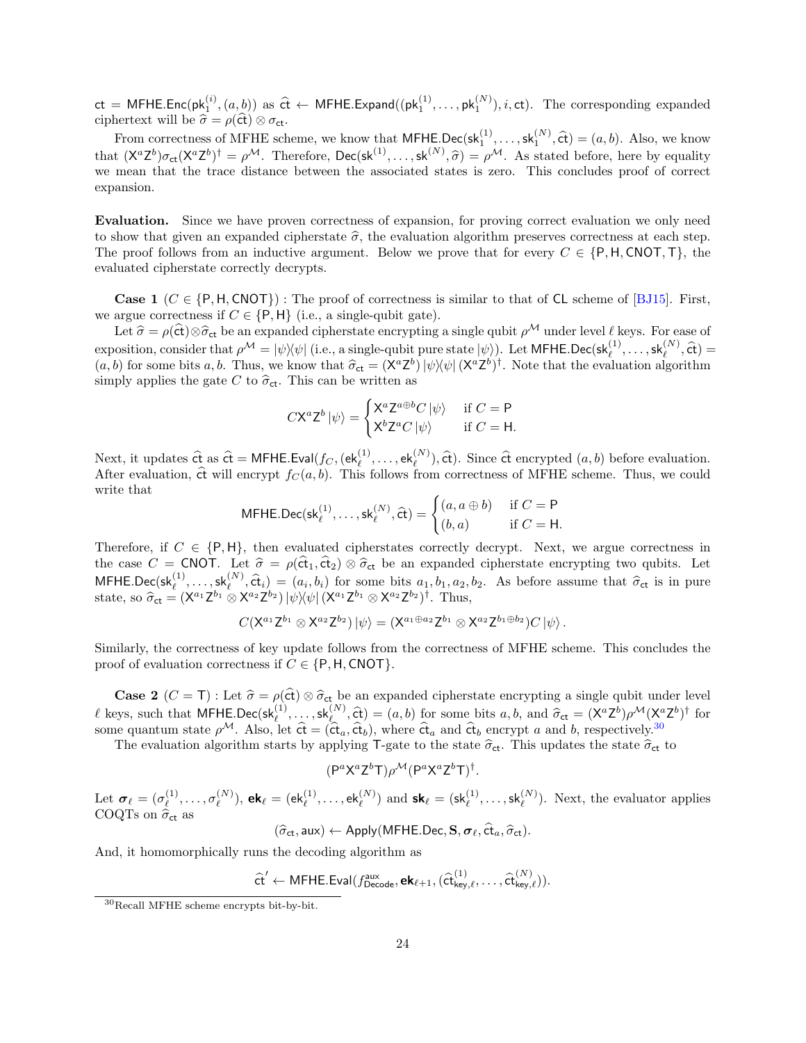$\mathsf{ct} = \mathsf{MFHE.Enc}(\mathsf{pk}_1^{(i)}, (a,b))$ as $\widehat{\mathsf{ct}} \leftarrow \mathsf{MFHE.Expand}((\mathsf{pk}_1^{(1)}, \ldots, \mathsf{pk}_1^{(N)}), i, \mathsf{ct})$. The corresponding expanded ciphertext will be $\widehat{\sigma} = \rho(\widehat{\mathsf{ct}}) \otimes \sigma_{\mathsf{ct}}$.

From correctness of MFHE scheme, we know that $\mathsf{MFHE.Dec}(\mathsf{sk}_1^{(1)}, \ldots, \mathsf{sk}_1^{(N)}, \widehat{\mathsf{ct}}) = (a,b)$. Also, we know that $(\mathsf{X}^a\mathsf{Z}^b)\sigma_{\mathsf{ct}}(\mathsf{X}^a\mathsf{Z}^b)^\dagger = \rho^{\mathcal{M}}$. Therefore, $\mathsf{Dec}(\mathsf{sk}^{(1)}, \ldots, \mathsf{sk}^{(N)}, \widehat{\sigma}) = \rho^{\mathcal{M}}$. As stated before, here by equality we mean that the trace distance between the associated states is zero. This concludes proof of correct expansion.

**Evaluation.** Since we have proven correctness of expansion, for proving correct evaluation we only need to show that given an expanded cipherstate $\widehat{\sigma}$, the evaluation algorithm preserves correctness at each step. The proof follows from an inductive argument. Below we prove that for every $C \in \{\mathsf{P}, \mathsf{H}, \mathsf{CNOT}, \mathsf{T}\}$, the evaluated cipherstate correctly decrypts.

**Case 1** ($C \in \{\mathsf{P}, \mathsf{H}, \mathsf{CNOT}\}$) : The proof of correctness is similar to that of $\mathsf{CL}$ scheme of [BJ15]. First, we argue correctness if $C \in \{\mathsf{P}, \mathsf{H}\}$ (i.e., a single-qubit gate).

Let $\widehat{\sigma} = \rho(\widehat{\mathsf{ct}}) \otimes \widehat{\sigma}_{\mathsf{ct}}$ be an expanded cipherstate encrypting a single qubit $\rho^{\mathcal{M}}$ under level $\ell$ keys. For ease of exposition, consider that $\rho^{\mathcal{M}} = |\psi\rangle\langle\psi|$ (i.e., a single-qubit pure state $|\psi\rangle$). Let $\mathsf{MFHE.Dec}(\mathsf{sk}_\ell^{(1)}, \ldots, \mathsf{sk}_\ell^{(N)}, \widehat{\mathsf{ct}}) = (a,b)$ for some bits $a, b$. Thus, we know that $\widehat{\sigma}_{\mathsf{ct}} = (\mathsf{X}^a\mathsf{Z}^b)\,|\psi\rangle\langle\psi|\,(\mathsf{X}^a\mathsf{Z}^b)^\dagger$. Note that the evaluation algorithm simply applies the gate $C$ to $\widehat{\sigma}_{\mathsf{ct}}$. This can be written as

$$C\mathsf{X}^a\mathsf{Z}^b\,|\psi\rangle = \begin{cases} \mathsf{X}^a\mathsf{Z}^{a\oplus b}C\,|\psi\rangle & \text{if } C = \mathsf{P} \\ \mathsf{X}^b\mathsf{Z}^a C\,|\psi\rangle & \text{if } C = \mathsf{H}. \end{cases}$$

Next, it updates $\widehat{\mathsf{ct}}$ as $\widehat{\mathsf{ct}} = \mathsf{MFHE.Eval}(f_C, (\mathsf{ek}_\ell^{(1)}, \ldots, \mathsf{ek}_\ell^{(N)}), \widehat{\mathsf{ct}})$. Since $\widehat{\mathsf{ct}}$ encrypted $(a,b)$ before evaluation. After evaluation, $\widehat{\mathsf{ct}}$ will encrypt $f_C(a,b)$. This follows from correctness of MFHE scheme. Thus, we could write that

$$\mathsf{MFHE.Dec}(\mathsf{sk}_\ell^{(1)}, \ldots, \mathsf{sk}_\ell^{(N)}, \widehat{\mathsf{ct}}) = \begin{cases} (a, a\oplus b) & \text{if } C = \mathsf{P} \\ (b, a) & \text{if } C = \mathsf{H}. \end{cases}$$

Therefore, if $C \in \{\mathsf{P}, \mathsf{H}\}$, then evaluated cipherstates correctly decrypt. Next, we argue correctness in the case $C = \mathsf{CNOT}$. Let $\widehat{\sigma} = \rho(\widehat{\mathsf{ct}}_1, \widehat{\mathsf{ct}}_2) \otimes \widehat{\sigma}_{\mathsf{ct}}$ be an expanded cipherstate encrypting two qubits. Let $\mathsf{MFHE.Dec}(\mathsf{sk}_\ell^{(1)}, \ldots, \mathsf{sk}_\ell^{(N)}, \widehat{\mathsf{ct}}_i) = (a_i, b_i)$ for some bits $a_1, b_1, a_2, b_2$. As before assume that $\widehat{\sigma}_{\mathsf{ct}}$ is in pure state, so $\widehat{\sigma}_{\mathsf{ct}} = (\mathsf{X}^{a_1}\mathsf{Z}^{b_1} \otimes \mathsf{X}^{a_2}\mathsf{Z}^{b_2})\,|\psi\rangle\langle\psi|\,(\mathsf{X}^{a_1}\mathsf{Z}^{b_1} \otimes \mathsf{X}^{a_2}\mathsf{Z}^{b_2})^\dagger$. Thus,

$$C(\mathsf{X}^{a_1}\mathsf{Z}^{b_1} \otimes \mathsf{X}^{a_2}\mathsf{Z}^{b_2})\,|\psi\rangle = (\mathsf{X}^{a_1\oplus a_2}\mathsf{Z}^{b_1} \otimes \mathsf{X}^{a_2}\mathsf{Z}^{b_1\oplus b_2})C\,|\psi\rangle\,.$$

Similarly, the correctness of key update follows from the correctness of MFHE scheme. This concludes the proof of evaluation correctness if $C \in \{\mathsf{P}, \mathsf{H}, \mathsf{CNOT}\}$.

**Case 2** ($C = \mathsf{T}$) : Let $\widehat{\sigma} = \rho(\widehat{\mathsf{ct}}) \otimes \widehat{\sigma}_{\mathsf{ct}}$ be an expanded cipherstate encrypting a single qubit under level $\ell$ keys, such that $\mathsf{MFHE.Dec}(\mathsf{sk}_\ell^{(1)}, \ldots, \mathsf{sk}_\ell^{(N)}, \widehat{\mathsf{ct}}) = (a,b)$ for some bits $a, b$, and $\widehat{\sigma}_{\mathsf{ct}} = (\mathsf{X}^a\mathsf{Z}^b)\rho^{\mathcal{M}}(\mathsf{X}^a\mathsf{Z}^b)^\dagger$ for some quantum state $\rho^{\mathcal{M}}$. Also, let $\widehat{\mathsf{ct}} = (\widehat{\mathsf{ct}}_a, \widehat{\mathsf{ct}}_b)$, where $\widehat{\mathsf{ct}}_a$ and $\widehat{\mathsf{ct}}_b$ encrypt $a$ and $b$, respectively.[30]

The evaluation algorithm starts by applying $\mathsf{T}$-gate to the state $\widehat{\sigma}_{\mathsf{ct}}$. This updates the state $\widehat{\sigma}_{\mathsf{ct}}$ to

$$(\mathsf{P}^a\mathsf{X}^a\mathsf{Z}^b\mathsf{T})\rho^{\mathcal{M}}(\mathsf{P}^a\mathsf{X}^a\mathsf{Z}^b\mathsf{T})^\dagger.$$

Let $\boldsymbol{\sigma}_\ell = (\sigma_\ell^{(1)}, \ldots, \sigma_\ell^{(N)})$, $\mathbf{ek}_\ell = (\mathsf{ek}_\ell^{(1)}, \ldots, \mathsf{ek}_\ell^{(N)})$ and $\mathbf{sk}_\ell = (\mathsf{sk}_\ell^{(1)}, \ldots, \mathsf{sk}_\ell^{(N)})$. Next, the evaluator applies COQTs on $\widehat{\sigma}_{\mathsf{ct}}$ as

$$(\widehat{\sigma}_{\mathsf{ct}}, \mathsf{aux}) \leftarrow \mathsf{Apply}(\mathsf{MFHE.Dec}, \mathbf{S}, \boldsymbol{\sigma}_\ell, \widehat{\mathsf{ct}}_a, \widehat{\sigma}_{\mathsf{ct}}).$$

And, it homomorphically runs the decoding algorithm as

$$\widehat{\mathsf{ct}}' \leftarrow \mathsf{MFHE.Eval}(f_{\mathsf{Decode}}^{\mathsf{aux}}, \mathbf{ek}_{\ell+1}, (\widehat{\mathsf{ct}}_{\mathsf{key},\ell}^{(1)}, \ldots, \widehat{\mathsf{ct}}_{\mathsf{key},\ell}^{(N)})).$$

[30] Recall MFHE scheme encrypts bit-by-bit.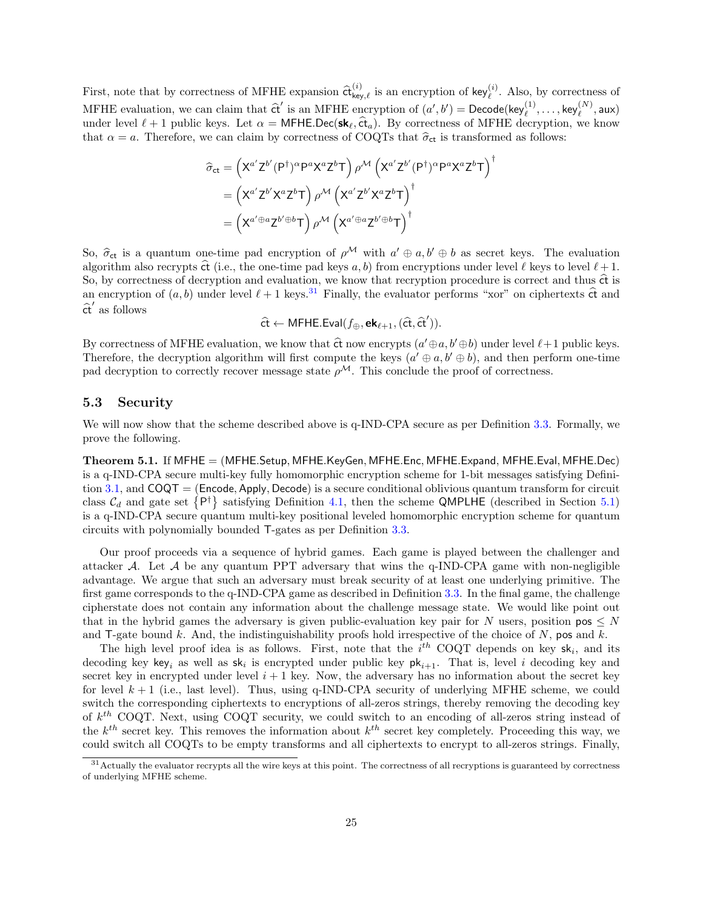First, note that by correctness of MFHE expansion $\widehat{\mathsf{ct}}^{(i)}_{\mathsf{key},\ell}$ is an encryption of $\mathsf{key}^{(i)}_\ell$. Also, by correctness of MFHE evaluation, we can claim that $\widehat{\mathsf{ct}}'$ is an MFHE encryption of $(a', b') = \mathsf{Decode}(\mathsf{key}^{(1)}_\ell, \ldots, \mathsf{key}^{(N)}_\ell, \mathsf{aux})$ under level $\ell + 1$ public keys. Let $\alpha = \mathsf{MFHE.Dec}(\mathbf{sk}_\ell, \widehat{\mathsf{ct}}_a)$. By correctness of MFHE decryption, we know that $\alpha = a$. Therefore, we can claim by correctness of COQTs that $\widehat{\sigma}_{\mathsf{ct}}$ is transformed as follows:

$$
\begin{aligned}
\widehat{\sigma}_{\mathsf{ct}} &= \left(\mathsf{X}^{a'}\mathsf{Z}^{b'}(\mathsf{P}^\dagger)^\alpha \mathsf{P}^a \mathsf{X}^a \mathsf{Z}^b \mathsf{T}\right) \rho^{\mathcal{M}} \left(\mathsf{X}^{a'}\mathsf{Z}^{b'}(\mathsf{P}^\dagger)^\alpha \mathsf{P}^a \mathsf{X}^a \mathsf{Z}^b \mathsf{T}\right)^\dagger \\
&= \left(\mathsf{X}^{a'}\mathsf{Z}^{b'}\mathsf{X}^a \mathsf{Z}^b \mathsf{T}\right) \rho^{\mathcal{M}} \left(\mathsf{X}^{a'}\mathsf{Z}^{b'}\mathsf{X}^a \mathsf{Z}^b \mathsf{T}\right)^\dagger \\
&= \left(\mathsf{X}^{a' \oplus a}\mathsf{Z}^{b' \oplus b} \mathsf{T}\right) \rho^{\mathcal{M}} \left(\mathsf{X}^{a' \oplus a}\mathsf{Z}^{b' \oplus b} \mathsf{T}\right)^\dagger
\end{aligned}
$$

So, $\widehat{\sigma}_{\mathsf{ct}}$ is a quantum one-time pad encryption of $\rho^{\mathcal{M}}$ with $a' \oplus a, b' \oplus b$ as secret keys. The evaluation algorithm also recrypts $\widehat{\mathsf{ct}}$ (i.e., the one-time pad keys $a, b$) from encryptions under level $\ell$ keys to level $\ell + 1$. So, by correctness of decryption and evaluation, we know that recryption procedure is correct and thus $\widehat{\mathsf{ct}}$ is an encryption of $(a, b)$ under level $\ell + 1$ keys.[31] Finally, the evaluator performs "xor" on ciphertexts $\widehat{\mathsf{ct}}$ and $\widehat{\mathsf{ct}}'$ as follows

$$
\widehat{\mathsf{ct}} \leftarrow \mathsf{MFHE.Eval}(f_\oplus, \mathbf{ek}_{\ell+1}, (\widehat{\mathsf{ct}}, \widehat{\mathsf{ct}}')).
$$

By correctness of MFHE evaluation, we know that $\widehat{\mathsf{ct}}$ now encrypts $(a' \oplus a, b' \oplus b)$ under level $\ell + 1$ public keys. Therefore, the decryption algorithm will first compute the keys $(a' \oplus a, b' \oplus b)$, and then perform one-time pad decryption to correctly recover message state $\rho^{\mathcal{M}}$. This conclude the proof of correctness.

## 5.3 Security

We will now show that the scheme described above is q-IND-CPA secure as per Definition 3.3. Formally, we prove the following.

**Theorem 5.1.** If $\mathsf{MFHE} = (\mathsf{MFHE.Setup}, \mathsf{MFHE.KeyGen}, \mathsf{MFHE.Enc}, \mathsf{MFHE.Expand}, \mathsf{MFHE.Eval}, \mathsf{MFHE.Dec})$ is a q-IND-CPA secure multi-key fully homomorphic encryption scheme for 1-bit messages satisfying Definition 3.1, and $\mathsf{COQT} = (\mathsf{Encode}, \mathsf{Apply}, \mathsf{Decode})$ is a secure conditional oblivious quantum transform for circuit class $\mathcal{C}_d$ and gate set $\{\mathsf{P}^\dagger\}$ satisfying Definition 4.1, then the scheme $\mathsf{QMPLHE}$ (described in Section 5.1) is a q-IND-CPA secure quantum multi-key positional leveled homomorphic encryption scheme for quantum circuits with polynomially bounded $\mathsf{T}$-gates as per Definition 3.3.

Our proof proceeds via a sequence of hybrid games. Each game is played between the challenger and attacker $\mathcal{A}$. Let $\mathcal{A}$ be any quantum PPT adversary that wins the q-IND-CPA game with non-negligible advantage. We argue that such an adversary must break security of at least one underlying primitive. The first game corresponds to the q-IND-CPA game as described in Definition 3.3. In the final game, the challenge cipherstate does not contain any information about the challenge message state. We would like point out that in the hybrid games the adversary is given public-evaluation key pair for $N$ users, position $\mathsf{pos} \le N$ and $\mathsf{T}$-gate bound $k$. And, the indistinguishability proofs hold irrespective of the choice of $N$, $\mathsf{pos}$ and $k$.

The high level proof idea is as follows. First, note that the $i^{th}$ COQT depends on key $\mathsf{sk}_i$, and its decoding key $\mathsf{key}_i$ as well as $\mathsf{sk}_i$ is encrypted under public key $\mathsf{pk}_{i+1}$. That is, level $i$ decoding key and secret key in encrypted under level $i + 1$ key. Now, the adversary has no information about the secret key for level $k + 1$ (i.e., last level). Thus, using q-IND-CPA security of underlying MFHE scheme, we could switch the corresponding ciphertexts to encryptions of all-zeros strings, thereby removing the decoding key of $k^{th}$ COQT. Next, using COQT security, we could switch to an encoding of all-zeros string instead of the $k^{th}$ secret key. This removes the information about $k^{th}$ secret key completely. Proceeding this way, we could switch all COQTs to be empty transforms and all ciphertexts to encrypt to all-zeros strings. Finally,

[31] Actually the evaluator recrypts all the wire keys at this point. The correctness of all recryptions is guaranteed by correctness of underlying MFHE scheme.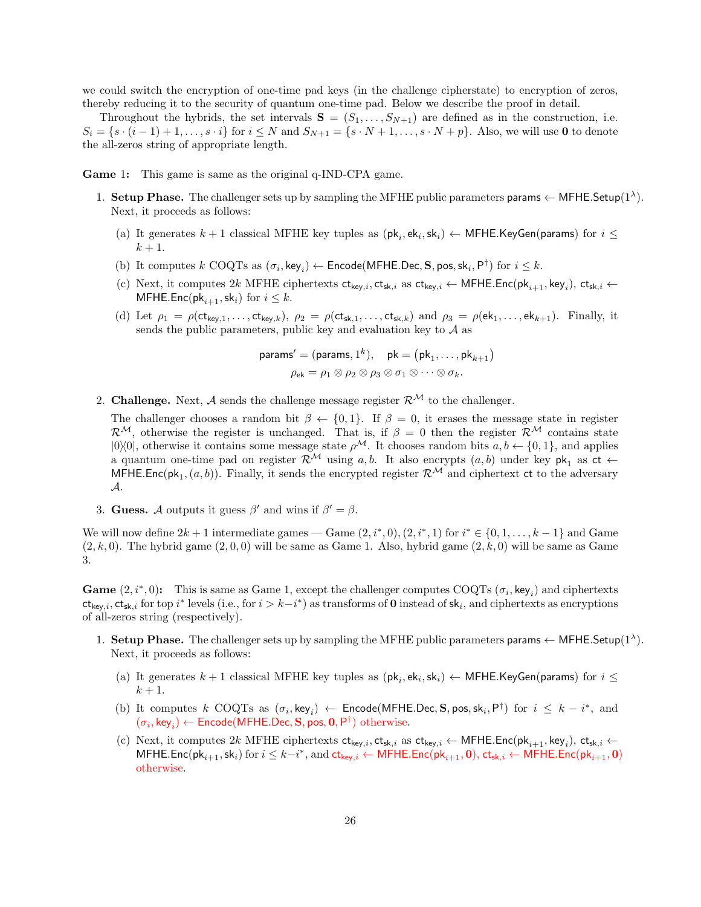we could switch the encryption of one-time pad keys (in the challenge cipherstate) to encryption of zeros, thereby reducing it to the security of quantum one-time pad. Below we describe the proof in detail.

Throughout the hybrids, the set intervals $\mathbf{S} = (S_1, \ldots, S_{N+1})$ are defined as in the construction, i.e. $S_i = \{s \cdot (i-1) + 1, \ldots, s \cdot i\}$ for $i \leq N$ and $S_{N+1} = \{s \cdot N + 1, \ldots, s \cdot N + p\}$. Also, we will use $\mathbf{0}$ to denote the all-zeros string of appropriate length.

**Game 1:** This game is same as the original q-IND-CPA game.

1. **Setup Phase.** The challenger sets up by sampling the MFHE public parameters $\mathsf{params} \leftarrow \mathsf{MFHE.Setup}(1^\lambda)$. Next, it proceeds as follows:
   (a) It generates $k+1$ classical MFHE key tuples as $(\mathsf{pk}_i, \mathsf{ek}_i, \mathsf{sk}_i) \leftarrow \mathsf{MFHE.KeyGen}(\mathsf{params})$ for $i \leq k+1$.
   (b) It computes $k$ COQTs as $(\sigma_i, \mathsf{key}_i) \leftarrow \mathsf{Encode}(\mathsf{MFHE.Dec}, \mathbf{S}, \mathsf{pos}, \mathsf{sk}_i, \mathsf{P}^\dagger)$ for $i \leq k$.
   (c) Next, it computes $2k$ MFHE ciphertexts $\mathsf{ct}_{\mathsf{key},i}, \mathsf{ct}_{\mathsf{sk},i}$ as $\mathsf{ct}_{\mathsf{key},i} \leftarrow \mathsf{MFHE.Enc}(\mathsf{pk}_{i+1}, \mathsf{key}_i)$, $\mathsf{ct}_{\mathsf{sk},i} \leftarrow \mathsf{MFHE.Enc}(\mathsf{pk}_{i+1}, \mathsf{sk}_i)$ for $i \leq k$.
   (d) Let $\rho_1 = \rho(\mathsf{ct}_{\mathsf{key},1}, \ldots, \mathsf{ct}_{\mathsf{key},k})$, $\rho_2 = \rho(\mathsf{ct}_{\mathsf{sk},1}, \ldots, \mathsf{ct}_{\mathsf{sk},k})$ and $\rho_3 = \rho(\mathsf{ek}_1, \ldots, \mathsf{ek}_{k+1})$. Finally, it sends the public parameters, public key and evaluation key to $\mathcal{A}$ as
   $$\mathsf{params}' = (\mathsf{params}, 1^k), \quad \mathsf{pk} = (\mathsf{pk}_1, \ldots, \mathsf{pk}_{k+1})$$
   $$\rho_{\mathsf{ek}} = \rho_1 \otimes \rho_2 \otimes \rho_3 \otimes \sigma_1 \otimes \cdots \otimes \sigma_k.$$
2. **Challenge.** Next, $\mathcal{A}$ sends the challenge message register $\mathcal{R}^{\mathcal{M}}$ to the challenger.

   The challenger chooses a random bit $\beta \leftarrow \{0,1\}$. If $\beta = 0$, it erases the message state in register $\mathcal{R}^{\mathcal{M}}$, otherwise the register is unchanged. That is, if $\beta = 0$ then the register $\mathcal{R}^{\mathcal{M}}$ contains state $|0\rangle\langle 0|$, otherwise it contains some message state $\rho^{\mathcal{M}}$. It chooses random bits $a, b \leftarrow \{0,1\}$, and applies a quantum one-time pad on register $\mathcal{R}^{\mathcal{M}}$ using $a, b$. It also encrypts $(a, b)$ under key $\mathsf{pk}_1$ as $\mathsf{ct} \leftarrow \mathsf{MFHE.Enc}(\mathsf{pk}_1, (a, b))$. Finally, it sends the encrypted register $\mathcal{R}^{\mathcal{M}}$ and ciphertext $\mathsf{ct}$ to the adversary $\mathcal{A}$.
3. **Guess.** $\mathcal{A}$ outputs it guess $\beta'$ and wins if $\beta' = \beta$.

We will now define $2k+1$ intermediate games — Game $(2, i^*, 0), (2, i^*, 1)$ for $i^* \in \{0, 1, \ldots, k-1\}$ and Game $(2, k, 0)$. The hybrid game $(2, 0, 0)$ will be same as Game 1. Also, hybrid game $(2, k, 0)$ will be same as Game 3.

**Game $(2, i^*, 0)$:** This is same as Game 1, except the challenger computes COQTs $(\sigma_i, \mathsf{key}_i)$ and ciphertexts $\mathsf{ct}_{\mathsf{key},i}, \mathsf{ct}_{\mathsf{sk},i}$ for top $i^*$ levels (i.e., for $i > k - i^*$) as transforms of $\mathbf{0}$ instead of $\mathsf{sk}_i$, and ciphertexts as encryptions of all-zeros string (respectively).

1. **Setup Phase.** The challenger sets up by sampling the MFHE public parameters $\mathsf{params} \leftarrow \mathsf{MFHE.Setup}(1^\lambda)$. Next, it proceeds as follows:
   (a) It generates $k+1$ classical MFHE key tuples as $(\mathsf{pk}_i, \mathsf{ek}_i, \mathsf{sk}_i) \leftarrow \mathsf{MFHE.KeyGen}(\mathsf{params})$ for $i \leq k+1$.
   (b) It computes $k$ COQTs as $(\sigma_i, \mathsf{key}_i) \leftarrow \mathsf{Encode}(\mathsf{MFHE.Dec}, \mathbf{S}, \mathsf{pos}, \mathsf{sk}_i, \mathsf{P}^\dagger)$ for $i \leq k - i^*$, and $(\sigma_i, \mathsf{key}_i) \leftarrow \mathsf{Encode}(\mathsf{MFHE.Dec}, \mathbf{S}, \mathsf{pos}, \mathbf{0}, \mathsf{P}^\dagger)$ otherwise.
   (c) Next, it computes $2k$ MFHE ciphertexts $\mathsf{ct}_{\mathsf{key},i}, \mathsf{ct}_{\mathsf{sk},i}$ as $\mathsf{ct}_{\mathsf{key},i} \leftarrow \mathsf{MFHE.Enc}(\mathsf{pk}_{i+1}, \mathsf{key}_i)$, $\mathsf{ct}_{\mathsf{sk},i} \leftarrow \mathsf{MFHE.Enc}(\mathsf{pk}_{i+1}, \mathsf{sk}_i)$ for $i \leq k - i^*$, and $\mathsf{ct}_{\mathsf{key},i} \leftarrow \mathsf{MFHE.Enc}(\mathsf{pk}_{i+1}, \mathbf{0})$, $\mathsf{ct}_{\mathsf{sk},i} \leftarrow \mathsf{MFHE.Enc}(\mathsf{pk}_{i+1}, \mathbf{0})$ otherwise.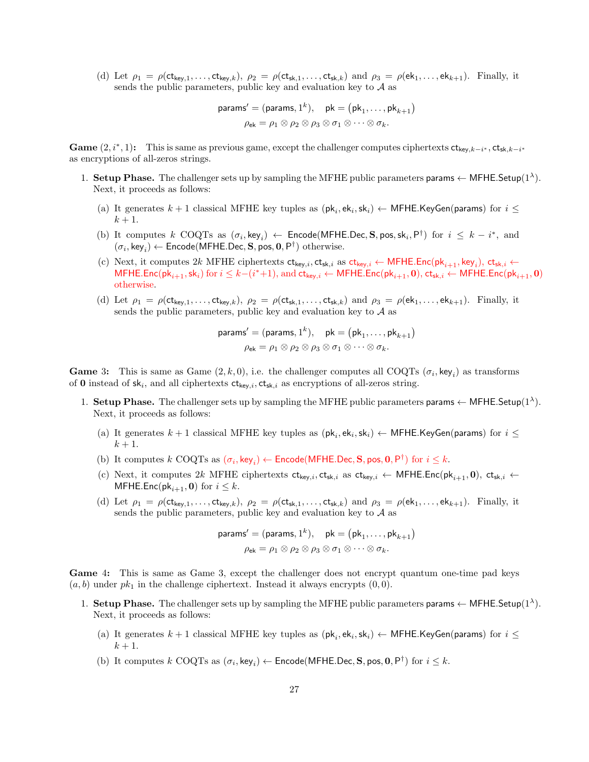(d) Let $\rho_1 = \rho(\mathsf{ct}_{\mathsf{key},1}, \ldots, \mathsf{ct}_{\mathsf{key},k})$, $\rho_2 = \rho(\mathsf{ct}_{\mathsf{sk},1}, \ldots, \mathsf{ct}_{\mathsf{sk},k})$ and $\rho_3 = \rho(\mathsf{ek}_1, \ldots, \mathsf{ek}_{k+1})$. Finally, it sends the public parameters, public key and evaluation key to $\mathcal{A}$ as

$$\mathsf{params}' = (\mathsf{params}, 1^k), \quad \mathsf{pk} = (\mathsf{pk}_1, \ldots, \mathsf{pk}_{k+1})$$
$$\rho_{\mathsf{ek}} = \rho_1 \otimes \rho_2 \otimes \rho_3 \otimes \sigma_1 \otimes \cdots \otimes \sigma_k.$$

**Game $(2, i^*, 1)$:** This is same as previous game, except the challenger computes ciphertexts $\mathsf{ct}_{\mathsf{key},k-i^*}, \mathsf{ct}_{\mathsf{sk},k-i^*}$ as encryptions of all-zeros strings.

1. **Setup Phase.** The challenger sets up by sampling the MFHE public parameters $\mathsf{params} \leftarrow \mathsf{MFHE.Setup}(1^\lambda)$. Next, it proceeds as follows:

   (a) It generates $k+1$ classical MFHE key tuples as $(\mathsf{pk}_i, \mathsf{ek}_i, \mathsf{sk}_i) \leftarrow \mathsf{MFHE.KeyGen}(\mathsf{params})$ for $i \leq k+1$.

   (b) It computes $k$ COQTs as $(\sigma_i, \mathsf{key}_i) \leftarrow \mathsf{Encode}(\mathsf{MFHE.Dec}, \mathbf{S}, \mathsf{pos}, \mathsf{sk}_i, \mathsf{P}^\dagger)$ for $i \leq k - i^*$, and $(\sigma_i, \mathsf{key}_i) \leftarrow \mathsf{Encode}(\mathsf{MFHE.Dec}, \mathbf{S}, \mathsf{pos}, \mathbf{0}, \mathsf{P}^\dagger)$ otherwise.

   (c) Next, it computes $2k$ MFHE ciphertexts $\mathsf{ct}_{\mathsf{key},i}, \mathsf{ct}_{\mathsf{sk},i}$ as $\mathsf{ct}_{\mathsf{key},i} \leftarrow \mathsf{MFHE.Enc}(\mathsf{pk}_{i+1}, \mathsf{key}_i)$, $\mathsf{ct}_{\mathsf{sk},i} \leftarrow \mathsf{MFHE.Enc}(\mathsf{pk}_{i+1}, \mathsf{sk}_i)$ for $i \leq k-(i^*+1)$, and $\mathsf{ct}_{\mathsf{key},i} \leftarrow \mathsf{MFHE.Enc}(\mathsf{pk}_{i+1}, \mathbf{0})$, $\mathsf{ct}_{\mathsf{sk},i} \leftarrow \mathsf{MFHE.Enc}(\mathsf{pk}_{i+1}, \mathbf{0})$ otherwise.

   (d) Let $\rho_1 = \rho(\mathsf{ct}_{\mathsf{key},1}, \ldots, \mathsf{ct}_{\mathsf{key},k})$, $\rho_2 = \rho(\mathsf{ct}_{\mathsf{sk},1}, \ldots, \mathsf{ct}_{\mathsf{sk},k})$ and $\rho_3 = \rho(\mathsf{ek}_1, \ldots, \mathsf{ek}_{k+1})$. Finally, it sends the public parameters, public key and evaluation key to $\mathcal{A}$ as

$$\mathsf{params}' = (\mathsf{params}, 1^k), \quad \mathsf{pk} = (\mathsf{pk}_1, \ldots, \mathsf{pk}_{k+1})$$
$$\rho_{\mathsf{ek}} = \rho_1 \otimes \rho_2 \otimes \rho_3 \otimes \sigma_1 \otimes \cdots \otimes \sigma_k.$$

**Game 3:** This is same as Game $(2, k, 0)$, i.e. the challenger computes all COQTs $(\sigma_i, \mathsf{key}_i)$ as transforms of $\mathbf{0}$ instead of $\mathsf{sk}_i$, and all ciphertexts $\mathsf{ct}_{\mathsf{key},i}, \mathsf{ct}_{\mathsf{sk},i}$ as encryptions of all-zeros string.

1. **Setup Phase.** The challenger sets up by sampling the MFHE public parameters $\mathsf{params} \leftarrow \mathsf{MFHE.Setup}(1^\lambda)$. Next, it proceeds as follows:

   (a) It generates $k+1$ classical MFHE key tuples as $(\mathsf{pk}_i, \mathsf{ek}_i, \mathsf{sk}_i) \leftarrow \mathsf{MFHE.KeyGen}(\mathsf{params})$ for $i \leq k+1$.

   (b) It computes $k$ COQTs as $(\sigma_i, \mathsf{key}_i) \leftarrow \mathsf{Encode}(\mathsf{MFHE.Dec}, \mathbf{S}, \mathsf{pos}, \mathbf{0}, \mathsf{P}^\dagger)$ for $i \leq k$.

   (c) Next, it computes $2k$ MFHE ciphertexts $\mathsf{ct}_{\mathsf{key},i}, \mathsf{ct}_{\mathsf{sk},i}$ as $\mathsf{ct}_{\mathsf{key},i} \leftarrow \mathsf{MFHE.Enc}(\mathsf{pk}_{i+1}, \mathbf{0})$, $\mathsf{ct}_{\mathsf{sk},i} \leftarrow \mathsf{MFHE.Enc}(\mathsf{pk}_{i+1}, \mathbf{0})$ for $i \leq k$.

   (d) Let $\rho_1 = \rho(\mathsf{ct}_{\mathsf{key},1}, \ldots, \mathsf{ct}_{\mathsf{key},k})$, $\rho_2 = \rho(\mathsf{ct}_{\mathsf{sk},1}, \ldots, \mathsf{ct}_{\mathsf{sk},k})$ and $\rho_3 = \rho(\mathsf{ek}_1, \ldots, \mathsf{ek}_{k+1})$. Finally, it sends the public parameters, public key and evaluation key to $\mathcal{A}$ as

$$\mathsf{params}' = (\mathsf{params}, 1^k), \quad \mathsf{pk} = (\mathsf{pk}_1, \ldots, \mathsf{pk}_{k+1})$$
$$\rho_{\mathsf{ek}} = \rho_1 \otimes \rho_2 \otimes \rho_3 \otimes \sigma_1 \otimes \cdots \otimes \sigma_k.$$

**Game 4:** This is same as Game 3, except the challenger does not encrypt quantum one-time pad keys $(a, b)$ under $pk_1$ in the challenge ciphertext. Instead it always encrypts $(0, 0)$.

1. **Setup Phase.** The challenger sets up by sampling the MFHE public parameters $\mathsf{params} \leftarrow \mathsf{MFHE.Setup}(1^\lambda)$. Next, it proceeds as follows:

   (a) It generates $k+1$ classical MFHE key tuples as $(\mathsf{pk}_i, \mathsf{ek}_i, \mathsf{sk}_i) \leftarrow \mathsf{MFHE.KeyGen}(\mathsf{params})$ for $i \leq k+1$.

   (b) It computes $k$ COQTs as $(\sigma_i, \mathsf{key}_i) \leftarrow \mathsf{Encode}(\mathsf{MFHE.Dec}, \mathbf{S}, \mathsf{pos}, \mathbf{0}, \mathsf{P}^\dagger)$ for $i \leq k$.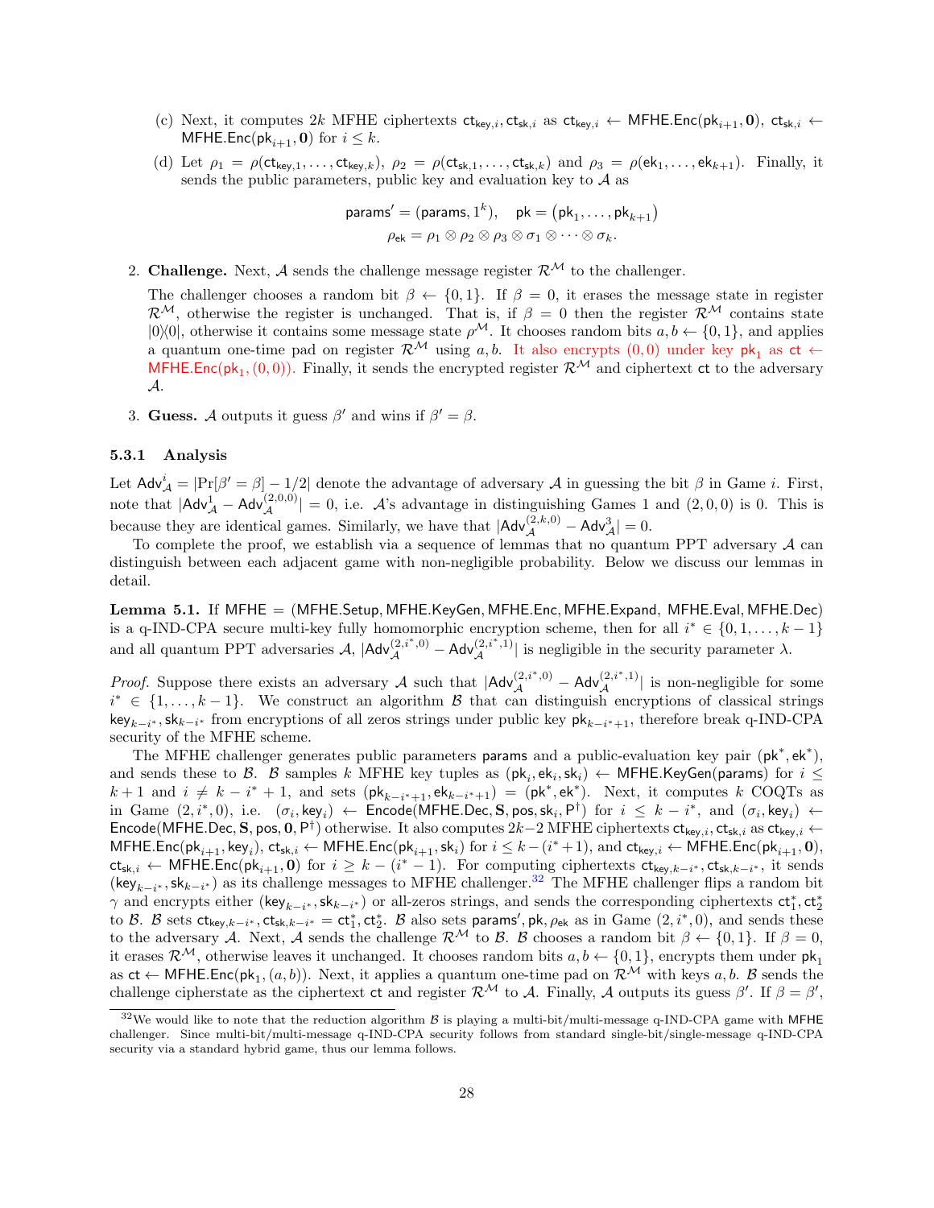(c) Next, it computes $2k$ MFHE ciphertexts $\mathsf{ct}_{\mathsf{key},i}, \mathsf{ct}_{\mathsf{sk},i}$ as $\mathsf{ct}_{\mathsf{key},i} \leftarrow \mathsf{MFHE.Enc}(\mathsf{pk}_{i+1}, \mathbf{0})$, $\mathsf{ct}_{\mathsf{sk},i} \leftarrow \mathsf{MFHE.Enc}(\mathsf{pk}_{i+1}, \mathbf{0})$ for $i \leq k$.

(d) Let $\rho_1 = \rho(\mathsf{ct}_{\mathsf{key},1}, \ldots, \mathsf{ct}_{\mathsf{key},k})$, $\rho_2 = \rho(\mathsf{ct}_{\mathsf{sk},1}, \ldots, \mathsf{ct}_{\mathsf{sk},k})$ and $\rho_3 = \rho(\mathsf{ek}_1, \ldots, \mathsf{ek}_{k+1})$. Finally, it sends the public parameters, public key and evaluation key to $\mathcal{A}$ as

$$\mathsf{params}' = (\mathsf{params}, 1^k), \quad \mathsf{pk} = (\mathsf{pk}_1, \ldots, \mathsf{pk}_{k+1})$$
$$\rho_{\mathsf{ek}} = \rho_1 \otimes \rho_2 \otimes \rho_3 \otimes \sigma_1 \otimes \cdots \otimes \sigma_k.$$

2. **Challenge.** Next, $\mathcal{A}$ sends the challenge message register $\mathcal{R}^{\mathcal{M}}$ to the challenger.

   The challenger chooses a random bit $\beta \leftarrow \{0,1\}$. If $\beta = 0$, it erases the message state in register $\mathcal{R}^{\mathcal{M}}$, otherwise the register is unchanged. That is, if $\beta = 0$ then the register $\mathcal{R}^{\mathcal{M}}$ contains state $|0\rangle\langle 0|$, otherwise it contains some message state $\rho^{\mathcal{M}}$. It chooses random bits $a, b \leftarrow \{0,1\}$, and applies a quantum one-time pad on register $\mathcal{R}^{\mathcal{M}}$ using $a, b$. It also encrypts $(0,0)$ under key $\mathsf{pk}_1$ as $\mathsf{ct} \leftarrow \mathsf{MFHE.Enc}(\mathsf{pk}_1, (0,0))$. Finally, it sends the encrypted register $\mathcal{R}^{\mathcal{M}}$ and ciphertext $\mathsf{ct}$ to the adversary $\mathcal{A}$.

3. **Guess.** $\mathcal{A}$ outputs it guess $\beta'$ and wins if $\beta' = \beta$.

### 5.3.1 Analysis

Let $\mathsf{Adv}^i_{\mathcal{A}} = |\Pr[\beta' = \beta] - 1/2|$ denote the advantage of adversary $\mathcal{A}$ in guessing the bit $\beta$ in Game $i$. First, note that $|\mathsf{Adv}^1_{\mathcal{A}} - \mathsf{Adv}^{(2,0,0)}_{\mathcal{A}}| = 0$, i.e. $\mathcal{A}$'s advantage in distinguishing Games 1 and $(2,0,0)$ is 0. This is because they are identical games. Similarly, we have that $|\mathsf{Adv}^{(2,k,0)}_{\mathcal{A}} - \mathsf{Adv}^3_{\mathcal{A}}| = 0$.

To complete the proof, we establish via a sequence of lemmas that no quantum PPT adversary $\mathcal{A}$ can distinguish between each adjacent game with non-negligible probability. Below we discuss our lemmas in detail.

**Lemma 5.1.** *If* $\mathsf{MFHE} = (\mathsf{MFHE.Setup}, \mathsf{MFHE.KeyGen}, \mathsf{MFHE.Enc}, \mathsf{MFHE.Expand}, \mathsf{MFHE.Eval}, \mathsf{MFHE.Dec})$ *is a q-IND-CPA secure multi-key fully homomorphic encryption scheme, then for all* $i^* \in \{0, 1, \ldots, k-1\}$ *and all quantum PPT adversaries* $\mathcal{A}$, $|\mathsf{Adv}^{(2,i^*,0)}_{\mathcal{A}} - \mathsf{Adv}^{(2,i^*,1)}_{\mathcal{A}}|$ *is negligible in the security parameter* $\lambda$.

*Proof.* Suppose there exists an adversary $\mathcal{A}$ such that $|\mathsf{Adv}^{(2,i^*,0)}_{\mathcal{A}} - \mathsf{Adv}^{(2,i^*,1)}_{\mathcal{A}}|$ is non-negligible for some $i^* \in \{1, \ldots, k-1\}$. We construct an algorithm $\mathcal{B}$ that can distinguish encryptions of classical strings $\mathsf{key}_{k-i^*}, \mathsf{sk}_{k-i^*}$ from encryptions of all zeros strings under public key $\mathsf{pk}_{k-i^*+1}$, therefore break q-IND-CPA security of the MFHE scheme.

The MFHE challenger generates public parameters $\mathsf{params}$ and a public-evaluation key pair $(\mathsf{pk}^*, \mathsf{ek}^*)$, and sends these to $\mathcal{B}$. $\mathcal{B}$ samples $k$ MFHE key tuples as $(\mathsf{pk}_i, \mathsf{ek}_i, \mathsf{sk}_i) \leftarrow \mathsf{MFHE.KeyGen}(\mathsf{params})$ for $i \leq k+1$ and $i \neq k - i^* + 1$, and sets $(\mathsf{pk}_{k-i^*+1}, \mathsf{ek}_{k-i^*+1}) = (\mathsf{pk}^*, \mathsf{ek}^*)$. Next, it computes $k$ COQTs as in Game $(2, i^*, 0)$, i.e. $(\sigma_i, \mathsf{key}_i) \leftarrow \mathsf{Encode}(\mathsf{MFHE.Dec}, \mathbf{S}, \mathsf{pos}, \mathsf{sk}_i, \mathsf{P}^\dagger)$ for $i \leq k - i^*$, and $(\sigma_i, \mathsf{key}_i) \leftarrow \mathsf{Encode}(\mathsf{MFHE.Dec}, \mathbf{S}, \mathsf{pos}, \mathbf{0}, \mathsf{P}^\dagger)$ otherwise. It also computes $2k-2$ MFHE ciphertexts $\mathsf{ct}_{\mathsf{key},i}, \mathsf{ct}_{\mathsf{sk},i}$ as $\mathsf{ct}_{\mathsf{key},i} \leftarrow \mathsf{MFHE.Enc}(\mathsf{pk}_{i+1}, \mathsf{key}_i)$, $\mathsf{ct}_{\mathsf{sk},i} \leftarrow \mathsf{MFHE.Enc}(\mathsf{pk}_{i+1}, \mathsf{sk}_i)$ for $i \leq k - (i^*+1)$, and $\mathsf{ct}_{\mathsf{key},i} \leftarrow \mathsf{MFHE.Enc}(\mathsf{pk}_{i+1}, \mathbf{0})$, $\mathsf{ct}_{\mathsf{sk},i} \leftarrow \mathsf{MFHE.Enc}(\mathsf{pk}_{i+1}, \mathbf{0})$ for $i \geq k - (i^* - 1)$. For computing ciphertexts $\mathsf{ct}_{\mathsf{key},k-i^*}, \mathsf{ct}_{\mathsf{sk},k-i^*}$, it sends $(\mathsf{key}_{k-i^*}, \mathsf{sk}_{k-i^*})$ as its challenge messages to MFHE challenger.[32] The MFHE challenger flips a random bit $\gamma$ and encrypts either $(\mathsf{key}_{k-i^*}, \mathsf{sk}_{k-i^*})$ or all-zeros strings, and sends the corresponding ciphertexts $\mathsf{ct}^*_1, \mathsf{ct}^*_2$ to $\mathcal{B}$. $\mathcal{B}$ sets $\mathsf{ct}_{\mathsf{key},k-i^*}, \mathsf{ct}_{\mathsf{sk},k-i^*} = \mathsf{ct}^*_1, \mathsf{ct}^*_2$. $\mathcal{B}$ also sets $\mathsf{params}', \mathsf{pk}, \rho_{\mathsf{ek}}$ as in Game $(2, i^*, 0)$, and sends these to the adversary $\mathcal{A}$. Next, $\mathcal{A}$ sends the challenge $\mathcal{R}^{\mathcal{M}}$ to $\mathcal{B}$. $\mathcal{B}$ chooses a random bit $\beta \leftarrow \{0,1\}$. If $\beta = 0$, it erases $\mathcal{R}^{\mathcal{M}}$, otherwise leaves it unchanged. It chooses random bits $a, b \leftarrow \{0,1\}$, encrypts them under $\mathsf{pk}_1$ as $\mathsf{ct} \leftarrow \mathsf{MFHE.Enc}(\mathsf{pk}_1, (a,b))$. Next, it applies a quantum one-time pad on $\mathcal{R}^{\mathcal{M}}$ with keys $a, b$. $\mathcal{B}$ sends the challenge cipherstate as the ciphertext $\mathsf{ct}$ and register $\mathcal{R}^{\mathcal{M}}$ to $\mathcal{A}$. Finally, $\mathcal{A}$ outputs its guess $\beta'$. If $\beta = \beta'$,

[32] We would like to note that the reduction algorithm $\mathcal{B}$ is playing a multi-bit/multi-message q-IND-CPA game with MFHE challenger. Since multi-bit/multi-message q-IND-CPA security follows from standard single-bit/single-message q-IND-CPA security via a standard hybrid game, thus our lemma follows.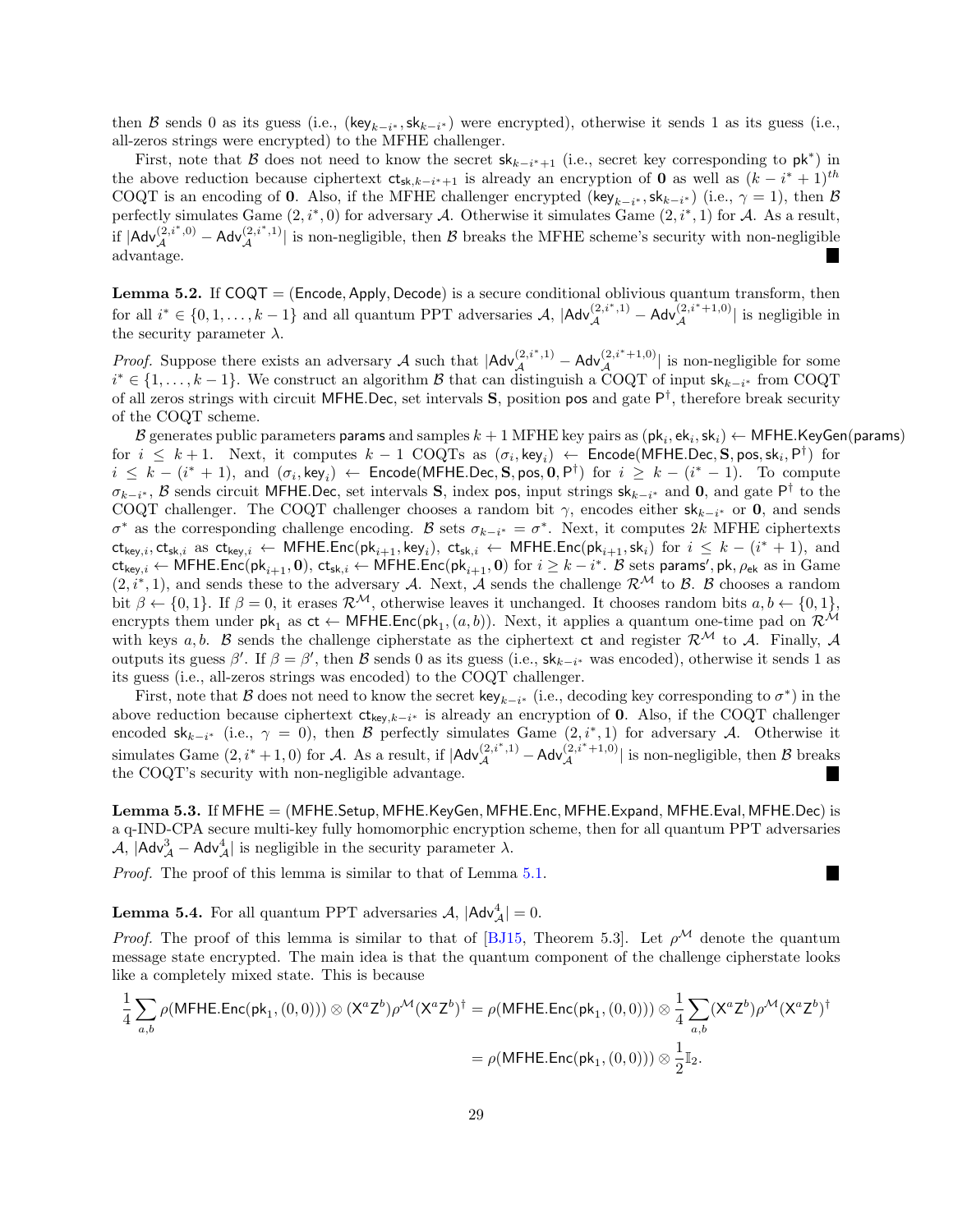then $\mathcal{B}$ sends 0 as its guess (i.e., $(\mathsf{key}_{k-i^*}, \mathsf{sk}_{k-i^*})$ were encrypted), otherwise it sends 1 as its guess (i.e., all-zeros strings were encrypted) to the MFHE challenger.

First, note that $\mathcal{B}$ does not need to know the secret $\mathsf{sk}_{k-i^*+1}$ (i.e., secret key corresponding to $\mathsf{pk}^*$) in the above reduction because ciphertext $\mathsf{ct}_{\mathsf{sk},k-i^*+1}$ is already an encryption of $\mathbf{0}$ as well as $(k-i^*+1)^{th}$ COQT is an encoding of $\mathbf{0}$. Also, if the MFHE challenger encrypted $(\mathsf{key}_{k-i^*}, \mathsf{sk}_{k-i^*})$ (i.e., $\gamma = 1$), then $\mathcal{B}$ perfectly simulates Game $(2, i^*, 0)$ for adversary $\mathcal{A}$. Otherwise it simulates Game $(2, i^*, 1)$ for $\mathcal{A}$. As a result, if $|\mathsf{Adv}_{\mathcal{A}}^{(2,i^*,0)} - \mathsf{Adv}_{\mathcal{A}}^{(2,i^*,1)}|$ is non-negligible, then $\mathcal{B}$ breaks the MFHE scheme's security with non-negligible advantage. ∎

**Lemma 5.2.** If $\mathsf{COQT} = (\mathsf{Encode}, \mathsf{Apply}, \mathsf{Decode})$ is a secure conditional oblivious quantum transform, then for all $i^* \in \{0, 1, \dots, k-1\}$ and all quantum PPT adversaries $\mathcal{A}$, $|\mathsf{Adv}_{\mathcal{A}}^{(2,i^*,1)} - \mathsf{Adv}_{\mathcal{A}}^{(2,i^*+1,0)}|$ is negligible in the security parameter $\lambda$.

*Proof.* Suppose there exists an adversary $\mathcal{A}$ such that $|\mathsf{Adv}_{\mathcal{A}}^{(2,i^*,1)} - \mathsf{Adv}_{\mathcal{A}}^{(2,i^*+1,0)}|$ is non-negligible for some $i^* \in \{1, \dots, k-1\}$. We construct an algorithm $\mathcal{B}$ that can distinguish a COQT of input $\mathsf{sk}_{k-i^*}$ from COQT of all zeros strings with circuit $\mathsf{MFHE.Dec}$, set intervals $\mathbf{S}$, position $\mathsf{pos}$ and gate $\mathsf{P}^\dagger$, therefore break security of the COQT scheme.

$\mathcal{B}$ generates public parameters $\mathsf{params}$ and samples $k+1$ MFHE key pairs as $(\mathsf{pk}_i, \mathsf{ek}_i, \mathsf{sk}_i) \leftarrow \mathsf{MFHE.KeyGen}(\mathsf{params})$ for $i \leq k+1$. Next, it computes $k-1$ COQTs as $(\sigma_i, \mathsf{key}_i) \leftarrow \mathsf{Encode}(\mathsf{MFHE.Dec}, \mathbf{S}, \mathsf{pos}, \mathsf{sk}_i, \mathsf{P}^\dagger)$ for $i \leq k-(i^*+1)$, and $(\sigma_i, \mathsf{key}_i) \leftarrow \mathsf{Encode}(\mathsf{MFHE.Dec}, \mathbf{S}, \mathsf{pos}, \mathbf{0}, \mathsf{P}^\dagger)$ for $i \geq k-(i^*-1)$. To compute $\sigma_{k-i^*}$, $\mathcal{B}$ sends circuit $\mathsf{MFHE.Dec}$, set intervals $\mathbf{S}$, index $\mathsf{pos}$, input strings $\mathsf{sk}_{k-i^*}$ and $\mathbf{0}$, and gate $\mathsf{P}^\dagger$ to the COQT challenger. The COQT challenger chooses a random bit $\gamma$, encodes either $\mathsf{sk}_{k-i^*}$ or $\mathbf{0}$, and sends $\sigma^*$ as the corresponding challenge encoding. $\mathcal{B}$ sets $\sigma_{k-i^*} = \sigma^*$. Next, it computes $2k$ MFHE ciphertexts $\mathsf{ct}_{\mathsf{key},i}, \mathsf{ct}_{\mathsf{sk},i}$ as $\mathsf{ct}_{\mathsf{key},i} \leftarrow \mathsf{MFHE.Enc}(\mathsf{pk}_{i+1}, \mathsf{key}_i)$, $\mathsf{ct}_{\mathsf{sk},i} \leftarrow \mathsf{MFHE.Enc}(\mathsf{pk}_{i+1}, \mathsf{sk}_i)$ for $i \leq k-(i^*+1)$, and $\mathsf{ct}_{\mathsf{key},i} \leftarrow \mathsf{MFHE.Enc}(\mathsf{pk}_{i+1}, \mathbf{0})$, $\mathsf{ct}_{\mathsf{sk},i} \leftarrow \mathsf{MFHE.Enc}(\mathsf{pk}_{i+1}, \mathbf{0})$ for $i \geq k-i^*$. $\mathcal{B}$ sets $\mathsf{params}', \mathsf{pk}, \rho_{\mathsf{ek}}$ as in Game $(2, i^*, 1)$, and sends these to the adversary $\mathcal{A}$. Next, $\mathcal{A}$ sends the challenge $\mathcal{R}^{\mathcal{M}}$ to $\mathcal{B}$. $\mathcal{B}$ chooses a random bit $\beta \leftarrow \{0,1\}$. If $\beta = 0$, it erases $\mathcal{R}^{\mathcal{M}}$, otherwise leaves it unchanged. It chooses random bits $a, b \leftarrow \{0,1\}$, encrypts them under $\mathsf{pk}_1$ as $\mathsf{ct} \leftarrow \mathsf{MFHE.Enc}(\mathsf{pk}_1, (a,b))$. Next, it applies a quantum one-time pad on $\mathcal{R}^{\mathcal{M}}$ with keys $a, b$. $\mathcal{B}$ sends the challenge cipherstate as the ciphertext $\mathsf{ct}$ and register $\mathcal{R}^{\mathcal{M}}$ to $\mathcal{A}$. Finally, $\mathcal{A}$ outputs its guess $\beta'$. If $\beta = \beta'$, then $\mathcal{B}$ sends 0 as its guess (i.e., $\mathsf{sk}_{k-i^*}$ was encoded), otherwise it sends 1 as its guess (i.e., all-zeros strings was encoded) to the COQT challenger.

First, note that $\mathcal{B}$ does not need to know the secret $\mathsf{key}_{k-i^*}$ (i.e., decoding key corresponding to $\sigma^*$) in the above reduction because ciphertext $\mathsf{ct}_{\mathsf{key},k-i^*}$ is already an encryption of $\mathbf{0}$. Also, if the COQT challenger encoded $\mathsf{sk}_{k-i^*}$ (i.e., $\gamma = 0$), then $\mathcal{B}$ perfectly simulates Game $(2, i^*, 1)$ for adversary $\mathcal{A}$. Otherwise it simulates Game $(2, i^*+1, 0)$ for $\mathcal{A}$. As a result, if $|\mathsf{Adv}_{\mathcal{A}}^{(2,i^*,1)} - \mathsf{Adv}_{\mathcal{A}}^{(2,i^*+1,0)}|$ is non-negligible, then $\mathcal{B}$ breaks the COQT's security with non-negligible advantage. ∎

**Lemma 5.3.** If $\mathsf{MFHE} = (\mathsf{MFHE.Setup}, \mathsf{MFHE.KeyGen}, \mathsf{MFHE.Enc}, \mathsf{MFHE.Expand}, \mathsf{MFHE.Eval}, \mathsf{MFHE.Dec})$ is a q-IND-CPA secure multi-key fully homomorphic encryption scheme, then for all quantum PPT adversaries $\mathcal{A}$, $|\mathsf{Adv}_{\mathcal{A}}^{3} - \mathsf{Adv}_{\mathcal{A}}^{4}|$ is negligible in the security parameter $\lambda$.

*Proof.* The proof of this lemma is similar to that of Lemma 5.1. ∎

**Lemma 5.4.** For all quantum PPT adversaries $\mathcal{A}$, $|\mathsf{Adv}_{\mathcal{A}}^{4}| = 0$.

*Proof.* The proof of this lemma is similar to that of [BJ15, Theorem 5.3]. Let $\rho^{\mathcal{M}}$ denote the quantum message state encrypted. The main idea is that the quantum component of the challenge cipherstate looks like a completely mixed state. This is because

$$\frac{1}{4}\sum_{a,b} \rho(\mathsf{MFHE.Enc}(\mathsf{pk}_1, (0,0))) \otimes (\mathsf{X}^a\mathsf{Z}^b)\rho^{\mathcal{M}}(\mathsf{X}^a\mathsf{Z}^b)^\dagger = \rho(\mathsf{MFHE.Enc}(\mathsf{pk}_1, (0,0))) \otimes \frac{1}{4}\sum_{a,b}(\mathsf{X}^a\mathsf{Z}^b)\rho^{\mathcal{M}}(\mathsf{X}^a\mathsf{Z}^b)^\dagger$$

$$= \rho(\mathsf{MFHE.Enc}(\mathsf{pk}_1, (0,0))) \otimes \frac{1}{2}\mathbb{I}_2.$$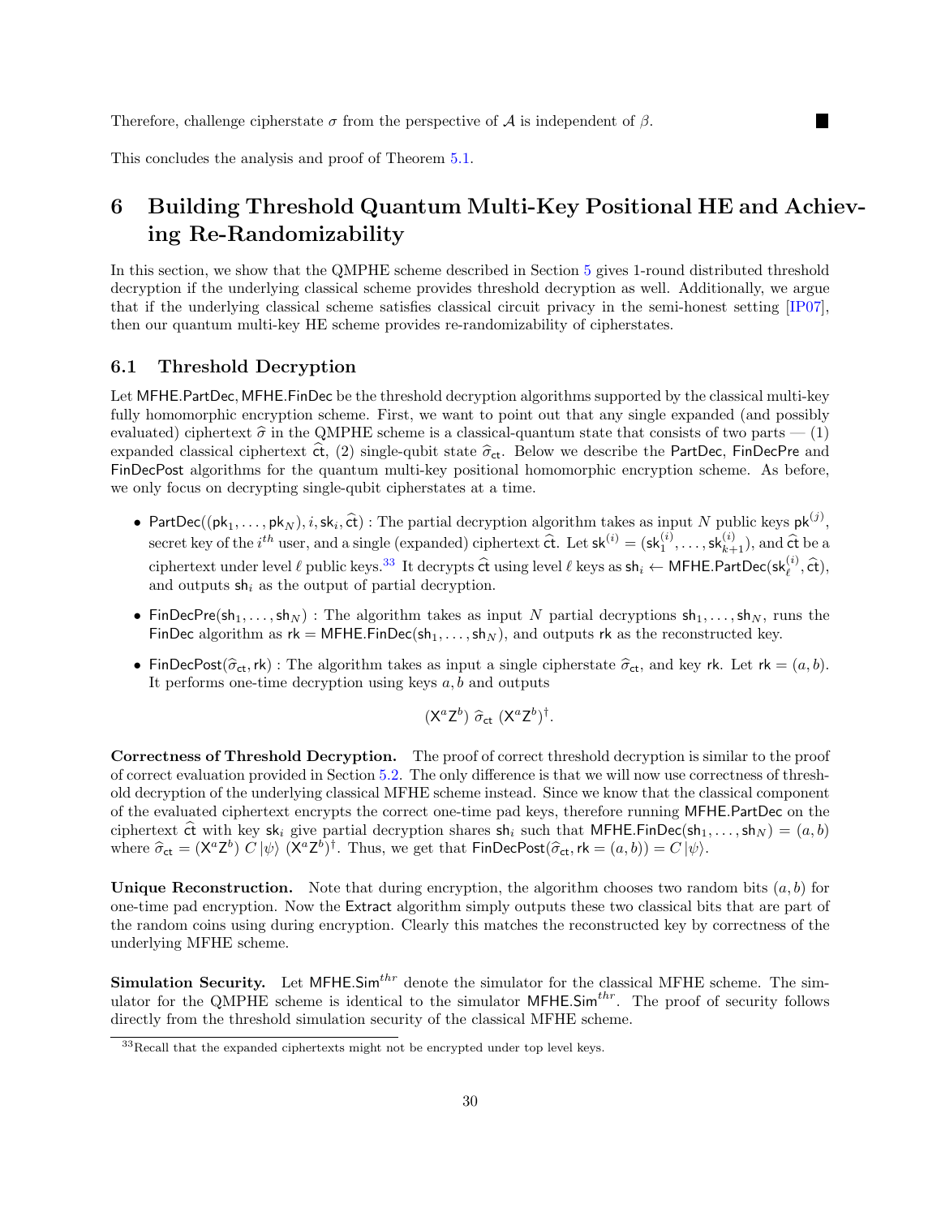Therefore, challenge cipherstate $\sigma$ from the perspective of $\mathcal{A}$ is independent of $\beta$. ■

This concludes the analysis and proof of Theorem 5.1.

# 6 Building Threshold Quantum Multi-Key Positional HE and Achieving Re-Randomizability

In this section, we show that the QMPHE scheme described in Section 5 gives 1-round distributed threshold decryption if the underlying classical scheme provides threshold decryption as well. Additionally, we argue that if the underlying classical scheme satisfies classical circuit privacy in the semi-honest setting [IP07], then our quantum multi-key HE scheme provides re-randomizability of cipherstates.

## 6.1 Threshold Decryption

Let $\mathsf{MFHE.PartDec}, \mathsf{MFHE.FinDec}$ be the threshold decryption algorithms supported by the classical multi-key fully homomorphic encryption scheme. First, we want to point out that any single expanded (and possibly evaluated) ciphertext $\widehat{\sigma}$ in the QMPHE scheme is a classical-quantum state that consists of two parts — (1) expanded classical ciphertext $\widehat{\mathsf{ct}}$, (2) single-qubit state $\widehat{\sigma}_{\mathsf{ct}}$. Below we describe the $\mathsf{PartDec}$, $\mathsf{FinDecPre}$ and $\mathsf{FinDecPost}$ algorithms for the quantum multi-key positional homomorphic encryption scheme. As before, we only focus on decrypting single-qubit cipherstates at a time.

- $\mathsf{PartDec}((\mathsf{pk}_1, \ldots, \mathsf{pk}_N), i, \mathsf{sk}_i, \widehat{\mathsf{ct}})$ : The partial decryption algorithm takes as input $N$ public keys $\mathsf{pk}^{(j)}$, secret key of the $i^{th}$ user, and a single (expanded) ciphertext $\widehat{\mathsf{ct}}$. Let $\mathsf{sk}^{(i)} = (\mathsf{sk}_1^{(i)}, \ldots, \mathsf{sk}_{k+1}^{(i)})$, and $\widehat{\mathsf{ct}}$ be a ciphertext under level $\ell$ public keys.[33] It decrypts $\widehat{\mathsf{ct}}$ using level $\ell$ keys as $\mathsf{sh}_i \leftarrow \mathsf{MFHE.PartDec}(\mathsf{sk}_\ell^{(i)}, \widehat{\mathsf{ct}})$, and outputs $\mathsf{sh}_i$ as the output of partial decryption.
- $\mathsf{FinDecPre}(\mathsf{sh}_1, \ldots, \mathsf{sh}_N)$ : The algorithm takes as input $N$ partial decryptions $\mathsf{sh}_1, \ldots, \mathsf{sh}_N$, runs the $\mathsf{FinDec}$ algorithm as $\mathsf{rk} = \mathsf{MFHE.FinDec}(\mathsf{sh}_1, \ldots, \mathsf{sh}_N)$, and outputs $\mathsf{rk}$ as the reconstructed key.
- $\mathsf{FinDecPost}(\widehat{\sigma}_{\mathsf{ct}}, \mathsf{rk})$ : The algorithm takes as input a single cipherstate $\widehat{\sigma}_{\mathsf{ct}}$, and key $\mathsf{rk}$. Let $\mathsf{rk} = (a, b)$. It performs one-time decryption using keys $a, b$ and outputs

$$(\mathsf{X}^a \mathsf{Z}^b)\ \widehat{\sigma}_{\mathsf{ct}}\ (\mathsf{X}^a \mathsf{Z}^b)^\dagger.$$

**Correctness of Threshold Decryption.** The proof of correct threshold decryption is similar to the proof of correct evaluation provided in Section 5.2. The only difference is that we will now use correctness of threshold decryption of the underlying classical MFHE scheme instead. Since we know that the classical component of the evaluated ciphertext encrypts the correct one-time pad keys, therefore running $\mathsf{MFHE.PartDec}$ on the ciphertext $\widehat{\mathsf{ct}}$ with key $\mathsf{sk}_i$ give partial decryption shares $\mathsf{sh}_i$ such that $\mathsf{MFHE.FinDec}(\mathsf{sh}_1, \ldots, \mathsf{sh}_N) = (a, b)$ where $\widehat{\sigma}_{\mathsf{ct}} = (\mathsf{X}^a \mathsf{Z}^b)\ C\ |\psi\rangle\ (\mathsf{X}^a \mathsf{Z}^b)^\dagger$. Thus, we get that $\mathsf{FinDecPost}(\widehat{\sigma}_{\mathsf{ct}}, \mathsf{rk} = (a, b)) = C\ |\psi\rangle$.

**Unique Reconstruction.** Note that during encryption, the algorithm chooses two random bits $(a, b)$ for one-time pad encryption. Now the $\mathsf{Extract}$ algorithm simply outputs these two classical bits that are part of the random coins using during encryption. Clearly this matches the reconstructed key by correctness of the underlying MFHE scheme.

**Simulation Security.** Let $\mathsf{MFHE.Sim}^{thr}$ denote the simulator for the classical MFHE scheme. The simulator for the QMPHE scheme is identical to the simulator $\mathsf{MFHE.Sim}^{thr}$. The proof of security follows directly from the threshold simulation security of the classical MFHE scheme.

[33] Recall that the expanded ciphertexts might not be encrypted under top level keys.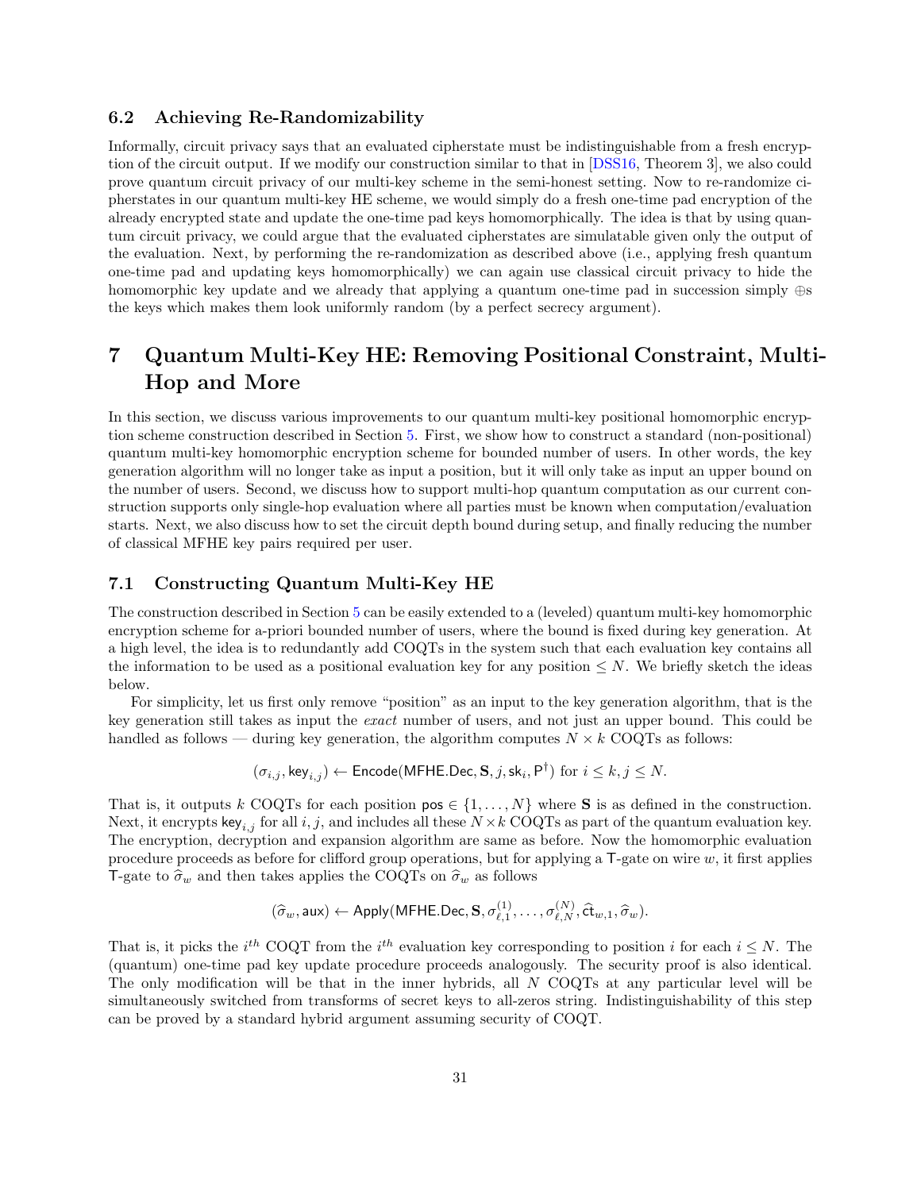### 6.2 Achieving Re-Randomizability

Informally, circuit privacy says that an evaluated cipherstate must be indistinguishable from a fresh encryption of the circuit output. If we modify our construction similar to that in [DSS16, Theorem 3], we also could prove quantum circuit privacy of our multi-key scheme in the semi-honest setting. Now to re-randomize cipherstates in our quantum multi-key HE scheme, we would simply do a fresh one-time pad encryption of the already encrypted state and update the one-time pad keys homomorphically. The idea is that by using quantum circuit privacy, we could argue that the evaluated cipherstates are simulatable given only the output of the evaluation. Next, by performing the re-randomization as described above (i.e., applying fresh quantum one-time pad and updating keys homomorphically) we can again use classical circuit privacy to hide the homomorphic key update and we already that applying a quantum one-time pad in succession simply $\oplus$s the keys which makes them look uniformly random (by a perfect secrecy argument).

## 7 Quantum Multi-Key HE: Removing Positional Constraint, Multi-Hop and More

In this section, we discuss various improvements to our quantum multi-key positional homomorphic encryption scheme construction described in Section 5. First, we show how to construct a standard (non-positional) quantum multi-key homomorphic encryption scheme for bounded number of users. In other words, the key generation algorithm will no longer take as input a position, but it will only take as input an upper bound on the number of users. Second, we discuss how to support multi-hop quantum computation as our current construction supports only single-hop evaluation where all parties must be known when computation/evaluation starts. Next, we also discuss how to set the circuit depth bound during setup, and finally reducing the number of classical MFHE key pairs required per user.

### 7.1 Constructing Quantum Multi-Key HE

The construction described in Section 5 can be easily extended to a (leveled) quantum multi-key homomorphic encryption scheme for a-priori bounded number of users, where the bound is fixed during key generation. At a high level, the idea is to redundantly add COQTs in the system such that each evaluation key contains all the information to be used as a positional evaluation key for any position $\leq N$. We briefly sketch the ideas below.

For simplicity, let us first only remove "position" as an input to the key generation algorithm, that is the key generation still takes as input the *exact* number of users, and not just an upper bound. This could be handled as follows — during key generation, the algorithm computes $N \times k$ COQTs as follows:

$$(\sigma_{i,j}, \mathsf{key}_{i,j}) \leftarrow \mathsf{Encode}(\mathsf{MFHE.Dec}, \mathbf{S}, j, \mathsf{sk}_i, \mathsf{P}^\dagger) \text{ for } i \leq k, j \leq N.$$

That is, it outputs $k$ COQTs for each position $\mathsf{pos} \in \{1, \ldots, N\}$ where $\mathbf{S}$ is as defined in the construction. Next, it encrypts $\mathsf{key}_{i,j}$ for all $i, j$, and includes all these $N \times k$ COQTs as part of the quantum evaluation key. The encryption, decryption and expansion algorithm are same as before. Now the homomorphic evaluation procedure proceeds as before for clifford group operations, but for applying a $\mathsf{T}$-gate on wire $w$, it first applies $\mathsf{T}$-gate to $\widehat{\sigma}_w$ and then takes applies the COQTs on $\widehat{\sigma}_w$ as follows

$$(\widehat{\sigma}_w, \mathsf{aux}) \leftarrow \mathsf{Apply}(\mathsf{MFHE.Dec}, \mathbf{S}, \sigma^{(1)}_{\ell,1}, \ldots, \sigma^{(N)}_{\ell,N}, \widehat{\mathsf{ct}}_{w,1}, \widehat{\sigma}_w).$$

That is, it picks the $i^{th}$ COQT from the $i^{th}$ evaluation key corresponding to position $i$ for each $i \leq N$. The (quantum) one-time pad key update procedure proceeds analogously. The security proof is also identical. The only modification will be that in the inner hybrids, all $N$ COQTs at any particular level will be simultaneously switched from transforms of secret keys to all-zeros string. Indistinguishability of this step can be proved by a standard hybrid argument assuming security of COQT.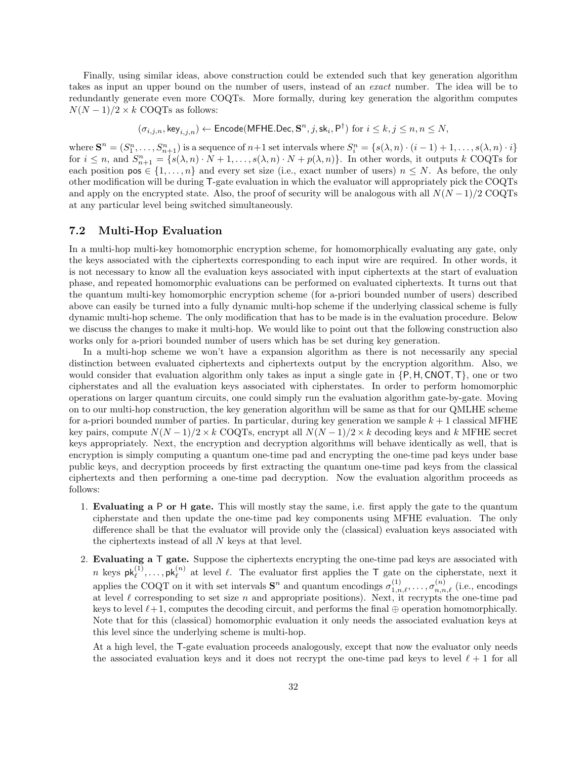Finally, using similar ideas, above construction could be extended such that key generation algorithm takes as input an upper bound on the number of users, instead of an *exact* number. The idea will be to redundantly generate even more COQTs. More formally, during key generation the algorithm computes $N(N-1)/2 \times k$ COQTs as follows:

$$(\sigma_{i,j,n}, \mathsf{key}_{i,j,n}) \leftarrow \mathsf{Encode}(\mathsf{MFHE.Dec}, \mathbf{S}^n, j, \mathsf{sk}_i, \mathsf{P}^\dagger) \text{ for } i \leq k, j \leq n, n \leq N,$$

where $\mathbf{S}^n = (S^n_1, \ldots, S^n_{n+1})$ is a sequence of $n+1$ set intervals where $S^n_i = \{s(\lambda, n) \cdot (i-1) + 1, \ldots, s(\lambda, n) \cdot i\}$ for $i \leq n$, and $S^n_{n+1} = \{s(\lambda, n) \cdot N + 1, \ldots, s(\lambda, n) \cdot N + p(\lambda, n)\}$. In other words, it outputs $k$ COQTs for each position $\mathsf{pos} \in \{1, \ldots, n\}$ and every set size (i.e., exact number of users) $n \leq N$. As before, the only other modification will be during $\mathsf{T}$-gate evaluation in which the evaluator will appropriately pick the COQTs and apply on the encrypted state. Also, the proof of security will be analogous with all $N(N-1)/2$ COQTs at any particular level being switched simultaneously.

### 7.2 Multi-Hop Evaluation

In a multi-hop multi-key homomorphic encryption scheme, for homomorphically evaluating any gate, only the keys associated with the ciphertexts corresponding to each input wire are required. In other words, it is not necessary to know all the evaluation keys associated with input ciphertexts at the start of evaluation phase, and repeated homomorphic evaluations can be performed on evaluated ciphertexts. It turns out that the quantum multi-key homomorphic encryption scheme (for a-priori bounded number of users) described above can easily be turned into a fully dynamic multi-hop scheme if the underlying classical scheme is fully dynamic multi-hop scheme. The only modification that has to be made is in the evaluation procedure. Below we discuss the changes to make it multi-hop. We would like to point out that the following construction also works only for a-priori bounded number of users which has be set during key generation.

In a multi-hop scheme we won't have a expansion algorithm as there is not necessarily any special distinction between evaluated ciphertexts and ciphertexts output by the encryption algorithm. Also, we would consider that evaluation algorithm only takes as input a single gate in $\{\mathsf{P}, \mathsf{H}, \mathsf{CNOT}, \mathsf{T}\}$, one or two cipherstates and all the evaluation keys associated with cipherstates. In order to perform homomorphic operations on larger quantum circuits, one could simply run the evaluation algorithm gate-by-gate. Moving on to our multi-hop construction, the key generation algorithm will be same as that for our QMLHE scheme for a-priori bounded number of parties. In particular, during key generation we sample $k+1$ classical MFHE key pairs, compute $N(N-1)/2 \times k$ COQTs, encrypt all $N(N-1)/2 \times k$ decoding keys and $k$ MFHE secret keys appropriately. Next, the encryption and decryption algorithms will behave identically as well, that is encryption is simply computing a quantum one-time pad and encrypting the one-time pad keys under base public keys, and decryption proceeds by first extracting the quantum one-time pad keys from the classical ciphertexts and then performing a one-time pad decryption. Now the evaluation algorithm proceeds as follows:

1. **Evaluating a $\mathsf{P}$ or $\mathsf{H}$ gate.** This will mostly stay the same, i.e. first apply the gate to the quantum cipherstate and then update the one-time pad key components using MFHE evaluation. The only difference shall be that the evaluator will provide only the (classical) evaluation keys associated with the ciphertexts instead of all $N$ keys at that level.

2. **Evaluating a $\mathsf{T}$ gate.** Suppose the ciphertexts encrypting the one-time pad keys are associated with $n$ keys $\mathsf{pk}^{(1)}_\ell, \ldots, \mathsf{pk}^{(n)}_\ell$ at level $\ell$. The evaluator first applies the $\mathsf{T}$ gate on the cipherstate, next it applies the COQT on it with set intervals $\mathbf{S}^n$ and quantum encodings $\sigma^{(1)}_{1,n,\ell}, \ldots, \sigma^{(n)}_{n,n,\ell}$ (i.e., encodings at level $\ell$ corresponding to set size $n$ and appropriate positions). Next, it recrypts the one-time pad keys to level $\ell+1$, computes the decoding circuit, and performs the final $\oplus$ operation homomorphically. Note that for this (classical) homomorphic evaluation it only needs the associated evaluation keys at this level since the underlying scheme is multi-hop.

   At a high level, the $\mathsf{T}$-gate evaluation proceeds analogously, except that now the evaluator only needs the associated evaluation keys and it does not recrypt the one-time pad keys to level $\ell+1$ for all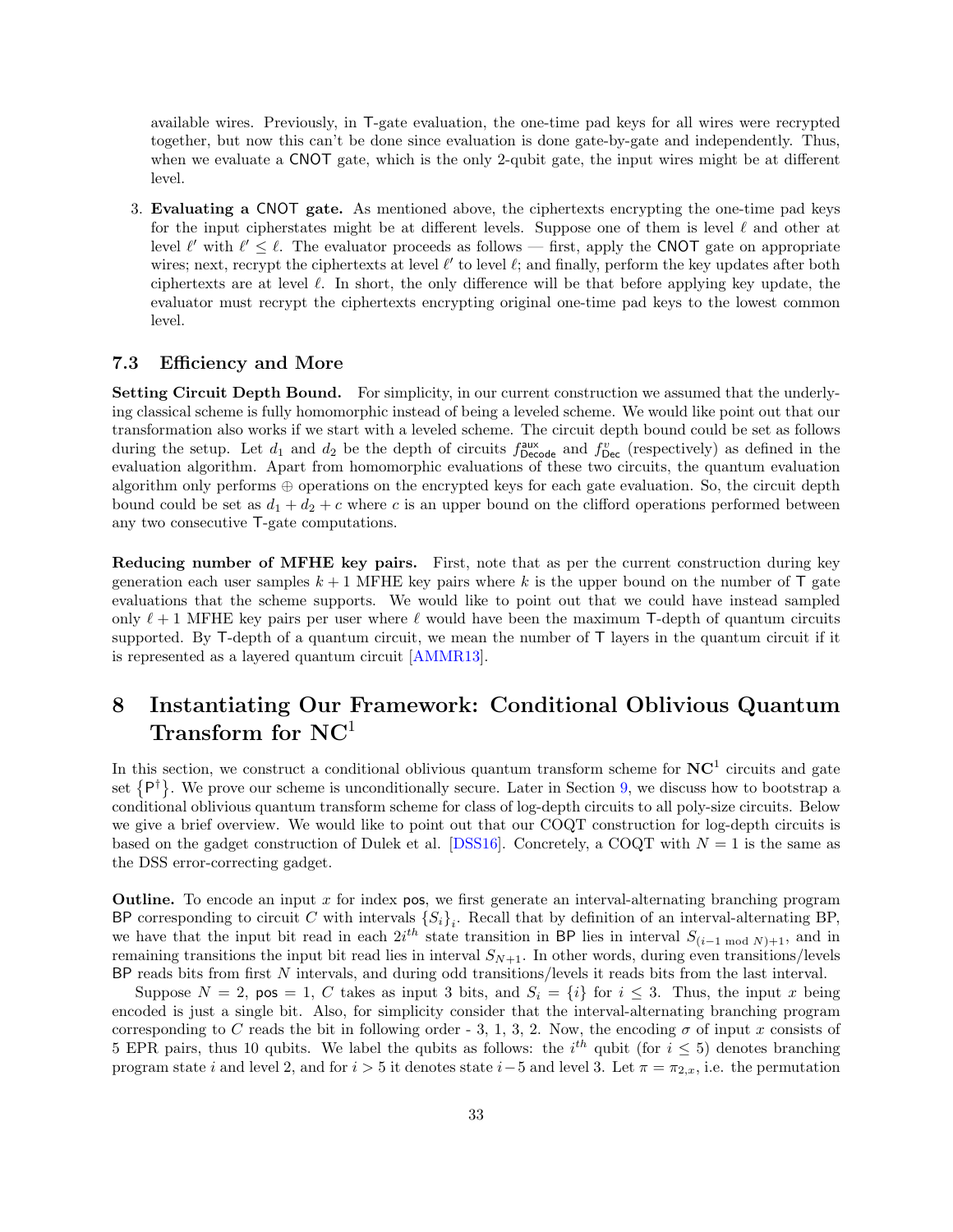available wires. Previously, in T-gate evaluation, the one-time pad keys for all wires were recrypted together, but now this can't be done since evaluation is done gate-by-gate and independently. Thus, when we evaluate a CNOT gate, which is the only 2-qubit gate, the input wires might be at different level.

3. **Evaluating a CNOT gate.** As mentioned above, the ciphertexts encrypting the one-time pad keys for the input cipherstates might be at different levels. Suppose one of them is level $\ell$ and other at level $\ell'$ with $\ell' \leq \ell$. The evaluator proceeds as follows — first, apply the CNOT gate on appropriate wires; next, recrypt the ciphertexts at level $\ell'$ to level $\ell$; and finally, perform the key updates after both ciphertexts are at level $\ell$. In short, the only difference will be that before applying key update, the evaluator must recrypt the ciphertexts encrypting original one-time pad keys to the lowest common level.

### 7.3 Efficiency and More

**Setting Circuit Depth Bound.** For simplicity, in our current construction we assumed that the underlying classical scheme is fully homomorphic instead of being a leveled scheme. We would like point out that our transformation also works if we start with a leveled scheme. The circuit depth bound could be set as follows during the setup. Let $d_1$ and $d_2$ be the depth of circuits $f^{\mathsf{aux}}_{\mathsf{Decode}}$ and $f^{v}_{\mathsf{Dec}}$ (respectively) as defined in the evaluation algorithm. Apart from homomorphic evaluations of these two circuits, the quantum evaluation algorithm only performs $\oplus$ operations on the encrypted keys for each gate evaluation. So, the circuit depth bound could be set as $d_1 + d_2 + c$ where $c$ is an upper bound on the clifford operations performed between any two consecutive T-gate computations.

**Reducing number of MFHE key pairs.** First, note that as per the current construction during key generation each user samples $k+1$ MFHE key pairs where $k$ is the upper bound on the number of T gate evaluations that the scheme supports. We would like to point out that we could have instead sampled only $\ell + 1$ MFHE key pairs per user where $\ell$ would have been the maximum T-depth of quantum circuits supported. By T-depth of a quantum circuit, we mean the number of T layers in the quantum circuit if it is represented as a layered quantum circuit [AMMR13].

## 8 Instantiating Our Framework: Conditional Oblivious Quantum Transform for $\mathbf{NC}^1$

In this section, we construct a conditional oblivious quantum transform scheme for $\mathbf{NC}^1$ circuits and gate set $\{\mathsf{P}^\dagger\}$. We prove our scheme is unconditionally secure. Later in Section 9, we discuss how to bootstrap a conditional oblivious quantum transform scheme for class of log-depth circuits to all poly-size circuits. Below we give a brief overview. We would like to point out that our COQT construction for log-depth circuits is based on the gadget construction of Dulek et al. [DSS16]. Concretely, a COQT with $N = 1$ is the same as the DSS error-correcting gadget.

**Outline.** To encode an input $x$ for index $\mathsf{pos}$, we first generate an interval-alternating branching program BP corresponding to circuit $C$ with intervals $\{S_i\}_i$. Recall that by definition of an interval-alternating BP, we have that the input bit read in each $2i^{th}$ state transition in BP lies in interval $S_{(i-1 \bmod N)+1}$, and in remaining transitions the input bit read lies in interval $S_{N+1}$. In other words, during even transitions/levels BP reads bits from first $N$ intervals, and during odd transitions/levels it reads bits from the last interval.

Suppose $N = 2$, $\mathsf{pos} = 1$, $C$ takes as input 3 bits, and $S_i = \{i\}$ for $i \leq 3$. Thus, the input $x$ being encoded is just a single bit. Also, for simplicity consider that the interval-alternating branching program corresponding to $C$ reads the bit in following order - 3, 1, 3, 2. Now, the encoding $\sigma$ of input $x$ consists of 5 EPR pairs, thus 10 qubits. We label the qubits as follows: the $i^{th}$ qubit (for $i \leq 5$) denotes branching program state $i$ and level 2, and for $i > 5$ it denotes state $i - 5$ and level 3. Let $\pi = \pi_{2,x}$, i.e. the permutation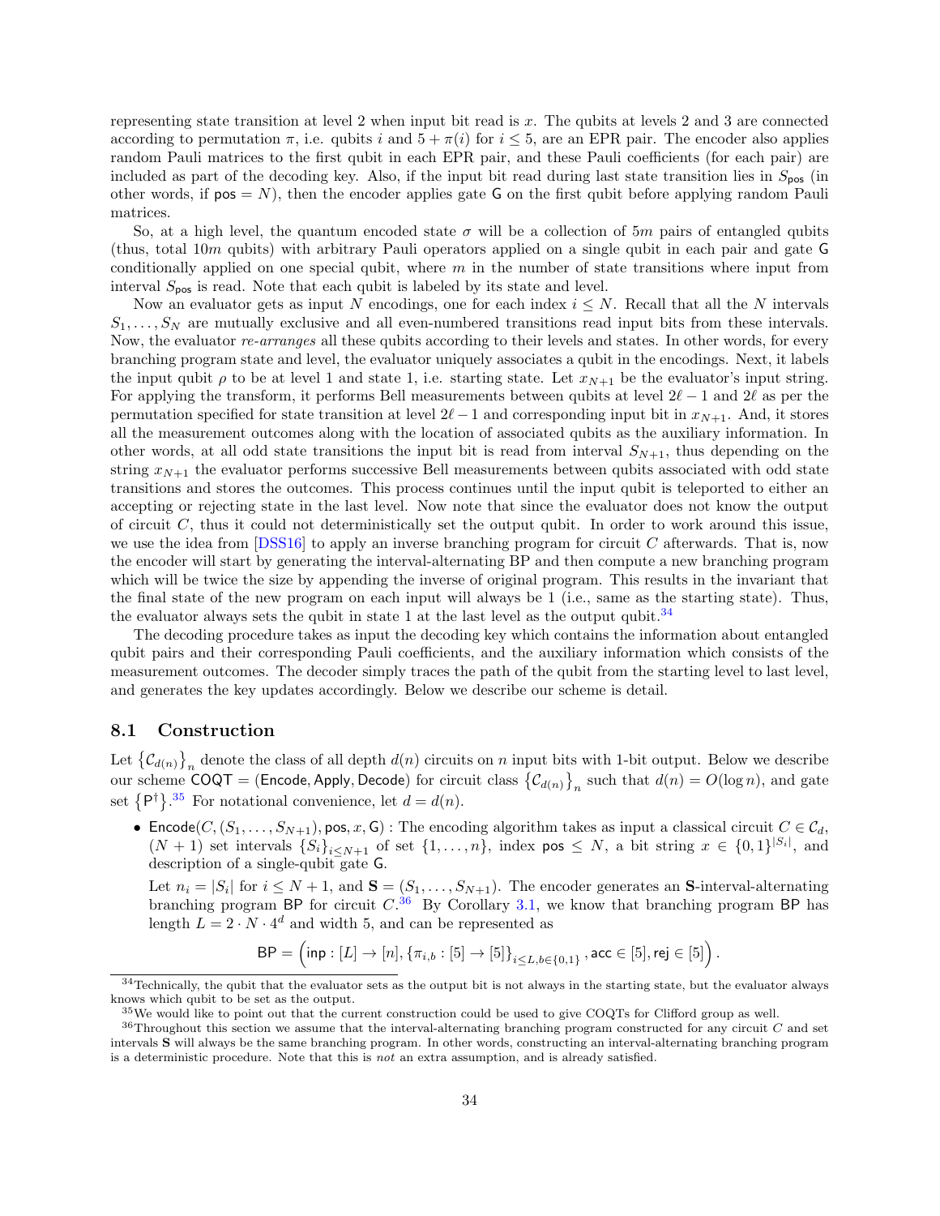representing state transition at level 2 when input bit read is $x$. The qubits at levels 2 and 3 are connected according to permutation $\pi$, i.e. qubits $i$ and $5+\pi(i)$ for $i \leq 5$, are an EPR pair. The encoder also applies random Pauli matrices to the first qubit in each EPR pair, and these Pauli coefficients (for each pair) are included as part of the decoding key. Also, if the input bit read during last state transition lies in $S_{\mathsf{pos}}$ (in other words, if $\mathsf{pos} = N$), then the encoder applies gate $\mathsf{G}$ on the first qubit before applying random Pauli matrices.

So, at a high level, the quantum encoded state $\sigma$ will be a collection of $5m$ pairs of entangled qubits (thus, total $10m$ qubits) with arbitrary Pauli operators applied on a single qubit in each pair and gate $\mathsf{G}$ conditionally applied on one special qubit, where $m$ in the number of state transitions where input from interval $S_{\mathsf{pos}}$ is read. Note that each qubit is labeled by its state and level.

Now an evaluator gets as input $N$ encodings, one for each index $i \leq N$. Recall that all the $N$ intervals $S_1, \ldots, S_N$ are mutually exclusive and all even-numbered transitions read input bits from these intervals. Now, the evaluator *re-arranges* all these qubits according to their levels and states. In other words, for every branching program state and level, the evaluator uniquely associates a qubit in the encodings. Next, it labels the input qubit $\rho$ to be at level 1 and state 1, i.e. starting state. Let $x_{N+1}$ be the evaluator's input string. For applying the transform, it performs Bell measurements between qubits at level $2\ell - 1$ and $2\ell$ as per the permutation specified for state transition at level $2\ell - 1$ and corresponding input bit in $x_{N+1}$. And, it stores all the measurement outcomes along with the location of associated qubits as the auxiliary information. In other words, at all odd state transitions the input bit is read from interval $S_{N+1}$, thus depending on the string $x_{N+1}$ the evaluator performs successive Bell measurements between qubits associated with odd state transitions and stores the outcomes. This process continues until the input qubit is teleported to either an accepting or rejecting state in the last level. Now note that since the evaluator does not know the output of circuit $C$, thus it could not deterministically set the output qubit. In order to work around this issue, we use the idea from [DSS16] to apply an inverse branching program for circuit $C$ afterwards. That is, now the encoder will start by generating the interval-alternating BP and then compute a new branching program which will be twice the size by appending the inverse of original program. This results in the invariant that the final state of the new program on each input will always be 1 (i.e., same as the starting state). Thus, the evaluator always sets the qubit in state 1 at the last level as the output qubit.[34]

The decoding procedure takes as input the decoding key which contains the information about entangled qubit pairs and their corresponding Pauli coefficients, and the auxiliary information which consists of the measurement outcomes. The decoder simply traces the path of the qubit from the starting level to last level, and generates the key updates accordingly. Below we describe our scheme is detail.

### 8.1 Construction

Let $\left\{\mathcal{C}_{d(n)}\right\}_n$ denote the class of all depth $d(n)$ circuits on $n$ input bits with 1-bit output. Below we describe our scheme $\mathsf{COQT} = (\mathsf{Encode}, \mathsf{Apply}, \mathsf{Decode})$ for circuit class $\left\{\mathcal{C}_{d(n)}\right\}_n$ such that $d(n) = O(\log n)$, and gate set $\left\{\mathsf{P}^\dagger\right\}$.[35] For notational convenience, let $d = d(n)$.

- $\mathsf{Encode}(C, (S_1, \ldots, S_{N+1}), \mathsf{pos}, x, \mathsf{G})$ : The encoding algorithm takes as input a classical circuit $C \in \mathcal{C}_d$, $(N+1)$ set intervals $\{S_i\}_{i \leq N+1}$ of set $\{1, \ldots, n\}$, index $\mathsf{pos} \leq N$, a bit string $x \in \{0,1\}^{|S_i|}$, and description of a single-qubit gate $\mathsf{G}$.

  Let $n_i = |S_i|$ for $i \leq N+1$, and $\mathbf{S} = (S_1, \ldots, S_{N+1})$. The encoder generates an $\mathbf{S}$-interval-alternating branching program $\mathsf{BP}$ for circuit $C$.[36] By Corollary 3.1, we know that branching program $\mathsf{BP}$ has length $L = 2 \cdot N \cdot 4^d$ and width 5, and can be represented as

$$\mathsf{BP} = \left(\mathsf{inp} : [L] \rightarrow [n], \{\pi_{i,b} : [5] \rightarrow [5]\}_{i \leq L, b \in \{0,1\}}, \mathsf{acc} \in [5], \mathsf{rej} \in [5]\right).$$

---

[34] Technically, the qubit that the evaluator sets as the output bit is not always in the starting state, but the evaluator always knows which qubit to be set as the output.

[35] We would like to point out that the current construction could be used to give COQTs for Clifford group as well.

[36] Throughout this section we assume that the interval-alternating branching program constructed for any circuit $C$ and set intervals $\mathbf{S}$ will always be the same branching program. In other words, constructing an interval-alternating branching program is a deterministic procedure. Note that this is *not* an extra assumption, and is already satisfied.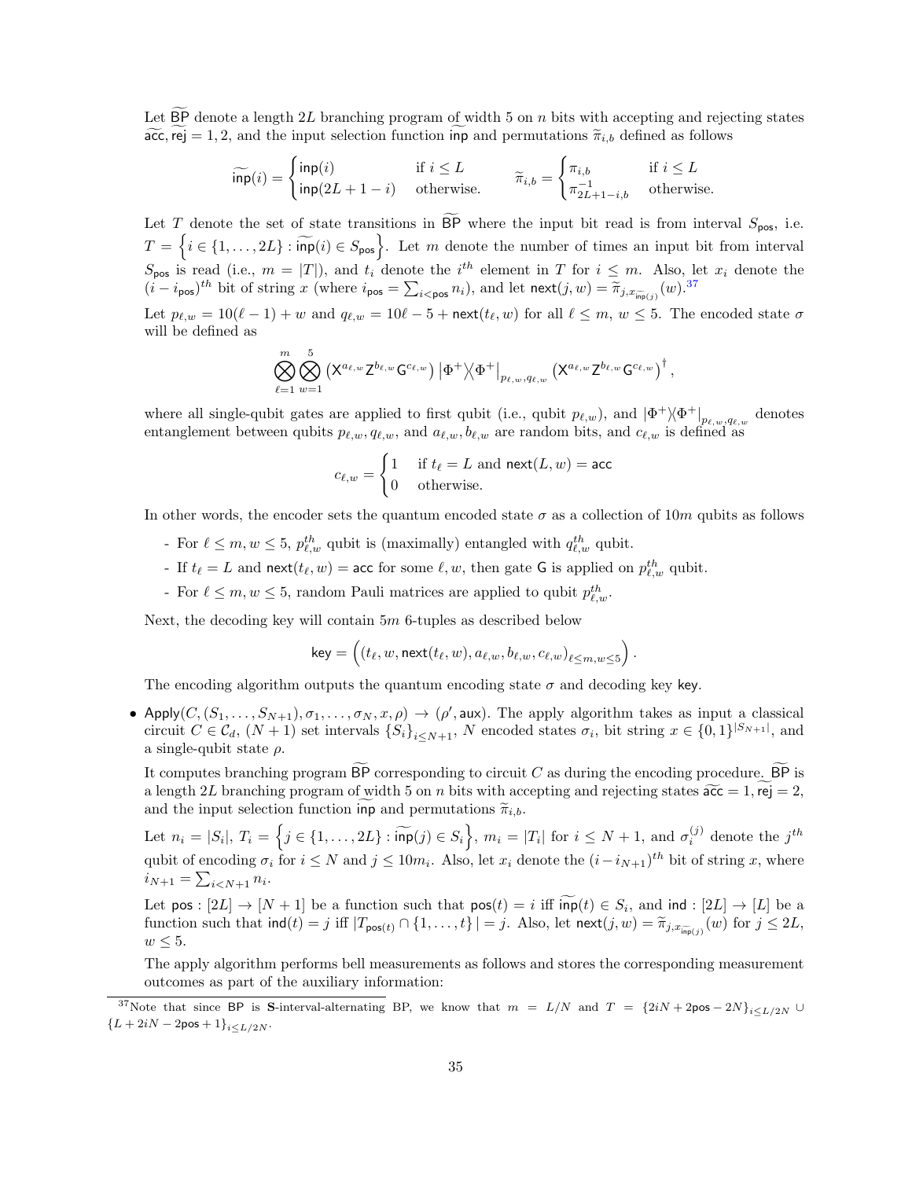Let $\widetilde{\mathsf{BP}}$ denote a length $2L$ branching program of width 5 on $n$ bits with accepting and rejecting states $\widetilde{\mathsf{acc}}, \widetilde{\mathsf{rej}} = 1, 2$, and the input selection function $\widetilde{\mathsf{inp}}$ and permutations $\widetilde{\pi}_{i,b}$ defined as follows

$$\widetilde{\mathsf{inp}}(i) = \begin{cases} \mathsf{inp}(i) & \text{if } i \leq L \\ \mathsf{inp}(2L+1-i) & \text{otherwise.} \end{cases} \qquad \widetilde{\pi}_{i,b} = \begin{cases} \pi_{i,b} & \text{if } i \leq L \\ \pi^{-1}_{2L+1-i,b} & \text{otherwise.} \end{cases}$$

Let $T$ denote the set of state transitions in $\widetilde{\mathsf{BP}}$ where the input bit read is from interval $S_{\mathsf{pos}}$, i.e. $T = \left\{ i \in \{1, \ldots, 2L\} : \widetilde{\mathsf{inp}}(i) \in S_{\mathsf{pos}} \right\}$. Let $m$ denote the number of times an input bit from interval $S_{\mathsf{pos}}$ is read (i.e., $m = |T|$), and $t_i$ denote the $i^{th}$ element in $T$ for $i \leq m$. Also, let $x_i$ denote the $(i - i_{\mathsf{pos}})^{th}$ bit of string $x$ (where $i_{\mathsf{pos}} = \sum_{i<\mathsf{pos}} n_i$), and let $\mathsf{next}(j, w) = \widetilde{\pi}_{j, x_{\widetilde{\mathsf{inp}}(j)}}(w)$.[37]

Let $p_{\ell,w} = 10(\ell - 1) + w$ and $q_{\ell,w} = 10\ell - 5 + \mathsf{next}(t_\ell, w)$ for all $\ell \leq m$, $w \leq 5$. The encoded state $\sigma$ will be defined as

$$\bigotimes_{\ell=1}^{m} \bigotimes_{w=1}^{5} \left( \mathsf{X}^{a_{\ell,w}} \mathsf{Z}^{b_{\ell,w}} \mathsf{G}^{c_{\ell,w}} \right) |\Phi^+\rangle\langle\Phi^+|_{p_{\ell,w}, q_{\ell,w}} \left( \mathsf{X}^{a_{\ell,w}} \mathsf{Z}^{b_{\ell,w}} \mathsf{G}^{c_{\ell,w}} \right)^\dagger,$$

where all single-qubit gates are applied to first qubit (i.e., qubit $p_{\ell,w}$), and $|\Phi^+\rangle\langle\Phi^+|_{p_{\ell,w}, q_{\ell,w}}$ denotes entanglement between qubits $p_{\ell,w}, q_{\ell,w}$, and $a_{\ell,w}, b_{\ell,w}$ are random bits, and $c_{\ell,w}$ is defined as

$$c_{\ell,w} = \begin{cases} 1 & \text{if } t_\ell = L \text{ and } \mathsf{next}(L, w) = \mathsf{acc} \\ 0 & \text{otherwise.} \end{cases}$$

In other words, the encoder sets the quantum encoded state $\sigma$ as a collection of $10m$ qubits as follows

- For $\ell \leq m, w \leq 5$, $p_{\ell,w}^{th}$ qubit is (maximally) entangled with $q_{\ell,w}^{th}$ qubit.
- If $t_\ell = L$ and $\mathsf{next}(t_\ell, w) = \mathsf{acc}$ for some $\ell, w$, then gate $\mathsf{G}$ is applied on $p_{\ell,w}^{th}$ qubit.
- For $\ell \leq m, w \leq 5$, random Pauli matrices are applied to qubit $p_{\ell,w}^{th}$.

Next, the decoding key will contain $5m$ 6-tuples as described below

$$\mathsf{key} = \left( (t_\ell, w, \mathsf{next}(t_\ell, w), a_{\ell,w}, b_{\ell,w}, c_{\ell,w})_{\ell \leq m, w \leq 5} \right).$$

The encoding algorithm outputs the quantum encoding state $\sigma$ and decoding key $\mathsf{key}$.

- $\mathsf{Apply}(C, (S_1, \ldots, S_{N+1}), \sigma_1, \ldots, \sigma_N, x, \rho) \to (\rho', \mathsf{aux})$. The apply algorithm takes as input a classical circuit $C \in \mathcal{C}_d$, $(N+1)$ set intervals $\{S_i\}_{i \leq N+1}$, $N$ encoded states $\sigma_i$, bit string $x \in \{0,1\}^{|S_{N+1}|}$, and a single-qubit state $\rho$.

  It computes branching program $\widetilde{\mathsf{BP}}$ corresponding to circuit $C$ as during the encoding procedure. $\widetilde{\mathsf{BP}}$ is a length $2L$ branching program of width 5 on $n$ bits with accepting and rejecting states $\widetilde{\mathsf{acc}} = 1, \widetilde{\mathsf{rej}} = 2$, and the input selection function $\widetilde{\mathsf{inp}}$ and permutations $\widetilde{\pi}_{i,b}$.

  Let $n_i = |S_i|$, $T_i = \left\{ j \in \{1, \ldots, 2L\} : \widetilde{\mathsf{inp}}(j) \in S_i \right\}$, $m_i = |T_i|$ for $i \leq N+1$, and $\sigma_i^{(j)}$ denote the $j^{th}$ qubit of encoding $\sigma_i$ for $i \leq N$ and $j \leq 10m_i$. Also, let $x_i$ denote the $(i - i_{N+1})^{th}$ bit of string $x$, where $i_{N+1} = \sum_{i<N+1} n_i$.

  Let $\mathsf{pos} : [2L] \to [N+1]$ be a function such that $\mathsf{pos}(t) = i$ iff $\widetilde{\mathsf{inp}}(t) \in S_i$, and $\mathsf{ind} : [2L] \to [L]$ be a function such that $\mathsf{ind}(t) = j$ iff $|T_{\mathsf{pos}(t)} \cap \{1, \ldots, t\}| = j$. Also, let $\mathsf{next}(j, w) = \widetilde{\pi}_{j, x_{\widetilde{\mathsf{inp}}(j)}}(w)$ for $j \leq 2L$, $w \leq 5$.

  The apply algorithm performs bell measurements as follows and stores the corresponding measurement outcomes as part of the auxiliary information:

[37] Note that since $\mathsf{BP}$ is $\mathbf{S}$-interval-alternating BP, we know that $m = L/N$ and $T = \{2iN + 2\mathsf{pos} - 2N\}_{i \leq L/2N} \cup \{L + 2iN - 2\mathsf{pos} + 1\}_{i \leq L/2N}$.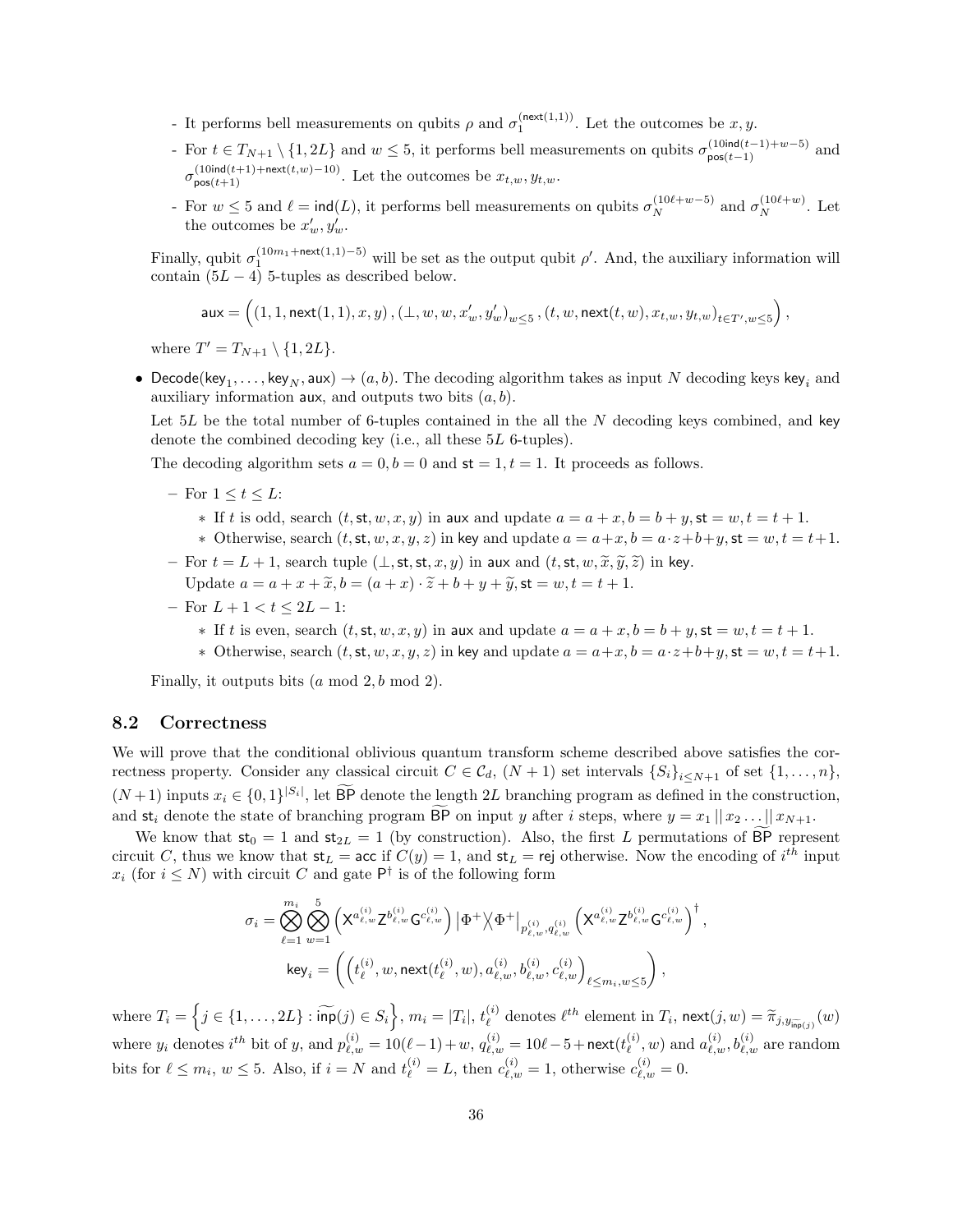- It performs bell measurements on qubits $\rho$ and $\sigma_1^{(\mathsf{next}(1,1))}$. Let the outcomes be $x, y$.
- For $t \in T_{N+1} \setminus \{1, 2L\}$ and $w \leq 5$, it performs bell measurements on qubits $\sigma_{\mathsf{pos}(t-1)}^{(10\mathsf{ind}(t-1)+w-5)}$ and $\sigma_{\mathsf{pos}(t+1)}^{(10\mathsf{ind}(t+1)+\mathsf{next}(t,w)-10)}$. Let the outcomes be $x_{t,w}, y_{t,w}$.
- For $w \leq 5$ and $\ell = \mathsf{ind}(L)$, it performs bell measurements on qubits $\sigma_N^{(10\ell+w-5)}$ and $\sigma_N^{(10\ell+w)}$. Let the outcomes be $x'_w, y'_w$.

Finally, qubit $\sigma_1^{(10m_1+\mathsf{next}(1,1)-5)}$ will be set as the output qubit $\rho'$. And, the auxiliary information will contain $(5L-4)$ 5-tuples as described below.

$$\mathsf{aux} = \Big( (1, 1, \mathsf{next}(1,1), x, y), (\perp, w, w, x'_w, y'_w)_{w \leq 5}, (t, w, \mathsf{next}(t,w), x_{t,w}, y_{t,w})_{t \in T', w \leq 5} \Big),$$

where $T' = T_{N+1} \setminus \{1, 2L\}$.

- $\mathsf{Decode}(\mathsf{key}_1, \ldots, \mathsf{key}_N, \mathsf{aux}) \to (a, b)$. The decoding algorithm takes as input $N$ decoding keys $\mathsf{key}_i$ and auxiliary information $\mathsf{aux}$, and outputs two bits $(a, b)$.

  Let $5L$ be the total number of 6-tuples contained in the all the $N$ decoding keys combined, and $\mathsf{key}$ denote the combined decoding key (i.e., all these $5L$ 6-tuples).

  The decoding algorithm sets $a = 0, b = 0$ and $\mathsf{st} = 1, t = 1$. It proceeds as follows.

  – For $1 \leq t \leq L$:
    * If $t$ is odd, search $(t, \mathsf{st}, w, x, y)$ in $\mathsf{aux}$ and update $a = a + x, b = b + y, \mathsf{st} = w, t = t + 1$.
    * Otherwise, search $(t, \mathsf{st}, w, x, y, z)$ in $\mathsf{key}$ and update $a = a + x, b = a \cdot z + b + y, \mathsf{st} = w, t = t + 1$.

  – For $t = L + 1$, search tuple $(\perp, \mathsf{st}, \mathsf{st}, x, y)$ in $\mathsf{aux}$ and $(t, \mathsf{st}, w, \widetilde{x}, \widetilde{y}, \widetilde{z})$ in $\mathsf{key}$.
    Update $a = a + x + \widetilde{x}, b = (a + x) \cdot \widetilde{z} + b + y + \widetilde{y}, \mathsf{st} = w, t = t + 1$.

  – For $L + 1 < t \leq 2L - 1$:
    * If $t$ is even, search $(t, \mathsf{st}, w, x, y)$ in $\mathsf{aux}$ and update $a = a + x, b = b + y, \mathsf{st} = w, t = t + 1$.
    * Otherwise, search $(t, \mathsf{st}, w, x, y, z)$ in $\mathsf{key}$ and update $a = a + x, b = a \cdot z + b + y, \mathsf{st} = w, t = t + 1$.

  Finally, it outputs bits $(a \bmod 2, b \bmod 2)$.

## 8.2 Correctness

We will prove that the conditional oblivious quantum transform scheme described above satisfies the correctness property. Consider any classical circuit $C \in \mathcal{C}_d$, $(N+1)$ set intervals $\{S_i\}_{i \leq N+1}$ of set $\{1, \ldots, n\}$, $(N+1)$ inputs $x_i \in \{0,1\}^{|S_i|}$, let $\widetilde{\mathsf{BP}}$ denote the length $2L$ branching program as defined in the construction, and $\mathsf{st}_i$ denote the state of branching program $\widetilde{\mathsf{BP}}$ on input $y$ after $i$ steps, where $y = x_1 \,||\, x_2 \ldots ||\, x_{N+1}$.

We know that $\mathsf{st}_0 = 1$ and $\mathsf{st}_{2L} = 1$ (by construction). Also, the first $L$ permutations of $\widetilde{\mathsf{BP}}$ represent circuit $C$, thus we know that $\mathsf{st}_L = \mathsf{acc}$ if $C(y) = 1$, and $\mathsf{st}_L = \mathsf{rej}$ otherwise. Now the encoding of $i^{th}$ input $x_i$ (for $i \leq N$) with circuit $C$ and gate $\mathsf{P}^\dagger$ is of the following form

$$\sigma_i = \bigotimes_{\ell=1}^{m_i} \bigotimes_{w=1}^{5} \left( \mathsf{X}^{a_{\ell,w}^{(i)}} \mathsf{Z}^{b_{\ell,w}^{(i)}} \mathsf{G}^{c_{\ell,w}^{(i)}} \right) \left| \Phi^+ \middle\rangle\middle\langle \Phi^+ \right|_{p_{\ell,w}^{(i)}, q_{\ell,w}^{(i)}} \left( \mathsf{X}^{a_{\ell,w}^{(i)}} \mathsf{Z}^{b_{\ell,w}^{(i)}} \mathsf{G}^{c_{\ell,w}^{(i)}} \right)^\dagger,$$

$$\mathsf{key}_i = \left( \left( t_\ell^{(i)}, w, \mathsf{next}(t_\ell^{(i)}, w), a_{\ell,w}^{(i)}, b_{\ell,w}^{(i)}, c_{\ell,w}^{(i)} \right)_{\ell \leq m_i, w \leq 5} \right),$$

where $T_i = \left\{ j \in \{1, \ldots, 2L\} : \widetilde{\mathsf{inp}}(j) \in S_i \right\}$, $m_i = |T_i|$, $t_\ell^{(i)}$ denotes $\ell^{th}$ element in $T_i$, $\mathsf{next}(j, w) = \widetilde{\pi}_{j, y_{\widetilde{\mathsf{inp}}(j)}}(w)$ where $y_i$ denotes $i^{th}$ bit of $y$, and $p_{\ell,w}^{(i)} = 10(\ell - 1) + w$, $q_{\ell,w}^{(i)} = 10\ell - 5 + \mathsf{next}(t_\ell^{(i)}, w)$ and $a_{\ell,w}^{(i)}, b_{\ell,w}^{(i)}$ are random bits for $\ell \leq m_i$, $w \leq 5$. Also, if $i = N$ and $t_\ell^{(i)} = L$, then $c_{\ell,w}^{(i)} = 1$, otherwise $c_{\ell,w}^{(i)} = 0$.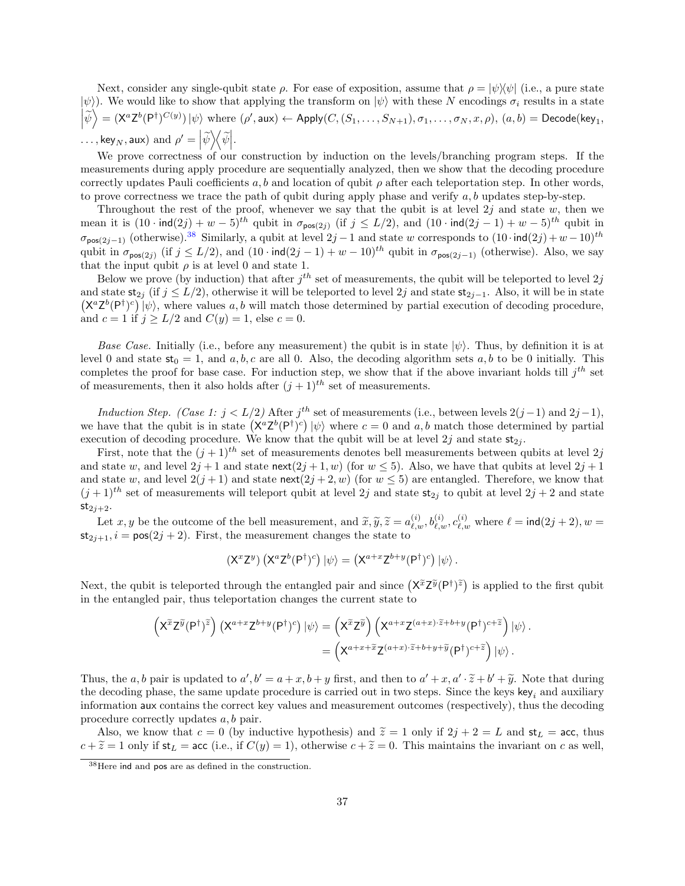Next, consider any single-qubit state $\rho$. For ease of exposition, assume that $\rho = |\psi\rangle\langle\psi|$ (i.e., a pure state $|\psi\rangle$). We would like to show that applying the transform on $|\psi\rangle$ with these $N$ encodings $\sigma_i$ results in a state $\left|\widetilde{\psi}\right\rangle = (\mathsf{X}^a\mathsf{Z}^b(\mathsf{P}^\dagger)^{C(y)})\,|\psi\rangle$ where $(\rho', \mathsf{aux}) \leftarrow \mathsf{Apply}(C, (S_1, \ldots, S_{N+1}), \sigma_1, \ldots, \sigma_N, x, \rho)$, $(a, b) = \mathsf{Decode}(\mathsf{key}_1, \ldots, \mathsf{key}_N, \mathsf{aux})$ and $\rho' = \left|\widetilde{\psi}\right\rangle\!\left\langle\widetilde{\psi}\right|$.

We prove correctness of our construction by induction on the levels/branching program steps. If the measurements during apply procedure are sequentially analyzed, then we show that the decoding procedure correctly updates Pauli coefficients $a, b$ and location of qubit $\rho$ after each teleportation step. In other words, to prove correctness we trace the path of qubit during apply phase and verify $a, b$ updates step-by-step.

Throughout the rest of the proof, whenever we say that the qubit is at level $2j$ and state $w$, then we mean it is $(10 \cdot \mathsf{ind}(2j) + w - 5)^{th}$ qubit in $\sigma_{\mathsf{pos}(2j)}$ (if $j \leq L/2$), and $(10 \cdot \mathsf{ind}(2j-1) + w - 5)^{th}$ qubit in $\sigma_{\mathsf{pos}(2j-1)}$ (otherwise).[38] Similarly, a qubit at level $2j-1$ and state $w$ corresponds to $(10 \cdot \mathsf{ind}(2j) + w - 10)^{th}$ qubit in $\sigma_{\mathsf{pos}(2j)}$ (if $j \leq L/2$), and $(10 \cdot \mathsf{ind}(2j-1) + w - 10)^{th}$ qubit in $\sigma_{\mathsf{pos}(2j-1)}$ (otherwise). Also, we say that the input qubit $\rho$ is at level 0 and state 1.

Below we prove (by induction) that after $j^{th}$ set of measurements, the qubit will be teleported to level $2j$ and state $\mathsf{st}_{2j}$ (if $j \leq L/2$), otherwise it will be teleported to level $2j$ and state $\mathsf{st}_{2j-1}$. Also, it will be in state $\left(\mathsf{X}^a\mathsf{Z}^b(\mathsf{P}^\dagger)^c\right)|\psi\rangle$, where values $a, b$ will match those determined by partial execution of decoding procedure, and $c = 1$ if $j \geq L/2$ and $C(y) = 1$, else $c = 0$.

*Base Case.* Initially (i.e., before any measurement) the qubit is in state $|\psi\rangle$. Thus, by definition it is at level 0 and state $\mathsf{st}_0 = 1$, and $a, b, c$ are all 0. Also, the decoding algorithm sets $a, b$ to be 0 initially. This completes the proof for base case. For induction step, we show that if the above invariant holds till $j^{th}$ set of measurements, then it also holds after $(j+1)^{th}$ set of measurements.

*Induction Step. (Case 1: $j < L/2$)* After $j^{th}$ set of measurements (i.e., between levels $2(j-1)$ and $2j-1$), we have that the qubit is in state $\left(\mathsf{X}^a\mathsf{Z}^b(\mathsf{P}^\dagger)^c\right)|\psi\rangle$ where $c = 0$ and $a, b$ match those determined by partial execution of decoding procedure. We know that the qubit will be at level $2j$ and state $\mathsf{st}_{2j}$.

First, note that the $(j+1)^{th}$ set of measurements denotes bell measurements between qubits at level $2j$ and state $w$, and level $2j+1$ and state $\mathsf{next}(2j+1, w)$ (for $w \leq 5$). Also, we have that qubits at level $2j+1$ and state $w$, and level $2(j+1)$ and state $\mathsf{next}(2j+2, w)$ (for $w \leq 5$) are entangled. Therefore, we know that $(j+1)^{th}$ set of measurements will teleport qubit at level $2j$ and state $\mathsf{st}_{2j}$ to qubit at level $2j+2$ and state $\mathsf{st}_{2j+2}$.

Let $x, y$ be the outcome of the bell measurement, and $\widetilde{x}, \widetilde{y}, \widetilde{z} = a^{(i)}_{\ell,w}, b^{(i)}_{\ell,w}, c^{(i)}_{\ell,w}$ where $\ell = \mathsf{ind}(2j+2), w = \mathsf{st}_{2j+1}, i = \mathsf{pos}(2j+2)$. First, the measurement changes the state to

$$\left(\mathsf{X}^x\mathsf{Z}^y\right)\left(\mathsf{X}^a\mathsf{Z}^b(\mathsf{P}^\dagger)^c\right)|\psi\rangle = \left(\mathsf{X}^{a+x}\mathsf{Z}^{b+y}(\mathsf{P}^\dagger)^c\right)|\psi\rangle.$$

Next, the qubit is teleported through the entangled pair and since $\left(\mathsf{X}^{\widetilde{x}}\mathsf{Z}^{\widetilde{y}}(\mathsf{P}^\dagger)^{\widetilde{z}}\right)$ is applied to the first qubit in the entangled pair, thus teleportation changes the current state to

$$\begin{aligned}
\left(\mathsf{X}^{\widetilde{x}}\mathsf{Z}^{\widetilde{y}}(\mathsf{P}^\dagger)^{\widetilde{z}}\right)\left(\mathsf{X}^{a+x}\mathsf{Z}^{b+y}(\mathsf{P}^\dagger)^c\right)|\psi\rangle &= \left(\mathsf{X}^{\widetilde{x}}\mathsf{Z}^{\widetilde{y}}\right)\left(\mathsf{X}^{a+x}\mathsf{Z}^{(a+x)\cdot\widetilde{z}+b+y}(\mathsf{P}^\dagger)^{c+\widetilde{z}}\right)|\psi\rangle. \\
&= \left(\mathsf{X}^{a+x+\widetilde{x}}\mathsf{Z}^{(a+x)\cdot\widetilde{z}+b+y+\widetilde{y}}(\mathsf{P}^\dagger)^{c+\widetilde{z}}\right)|\psi\rangle.
\end{aligned}$$

Thus, the $a, b$ pair is updated to $a', b' = a+x, b+y$ first, and then to $a' + x, a' \cdot \widetilde{z} + b' + \widetilde{y}$. Note that during the decoding phase, the same update procedure is carried out in two steps. Since the keys $\mathsf{key}_i$ and auxiliary information $\mathsf{aux}$ contains the correct key values and measurement outcomes (respectively), thus the decoding procedure correctly updates $a, b$ pair.

Also, we know that $c = 0$ (by inductive hypothesis) and $\widetilde{z} = 1$ only if $2j+2 = L$ and $\mathsf{st}_L = \mathsf{acc}$, thus $c + \widetilde{z} = 1$ only if $\mathsf{st}_L = \mathsf{acc}$ (i.e., if $C(y) = 1$), otherwise $c + \widetilde{z} = 0$. This maintains the invariant on $c$ as well,

[38] Here ind and pos are as defined in the construction.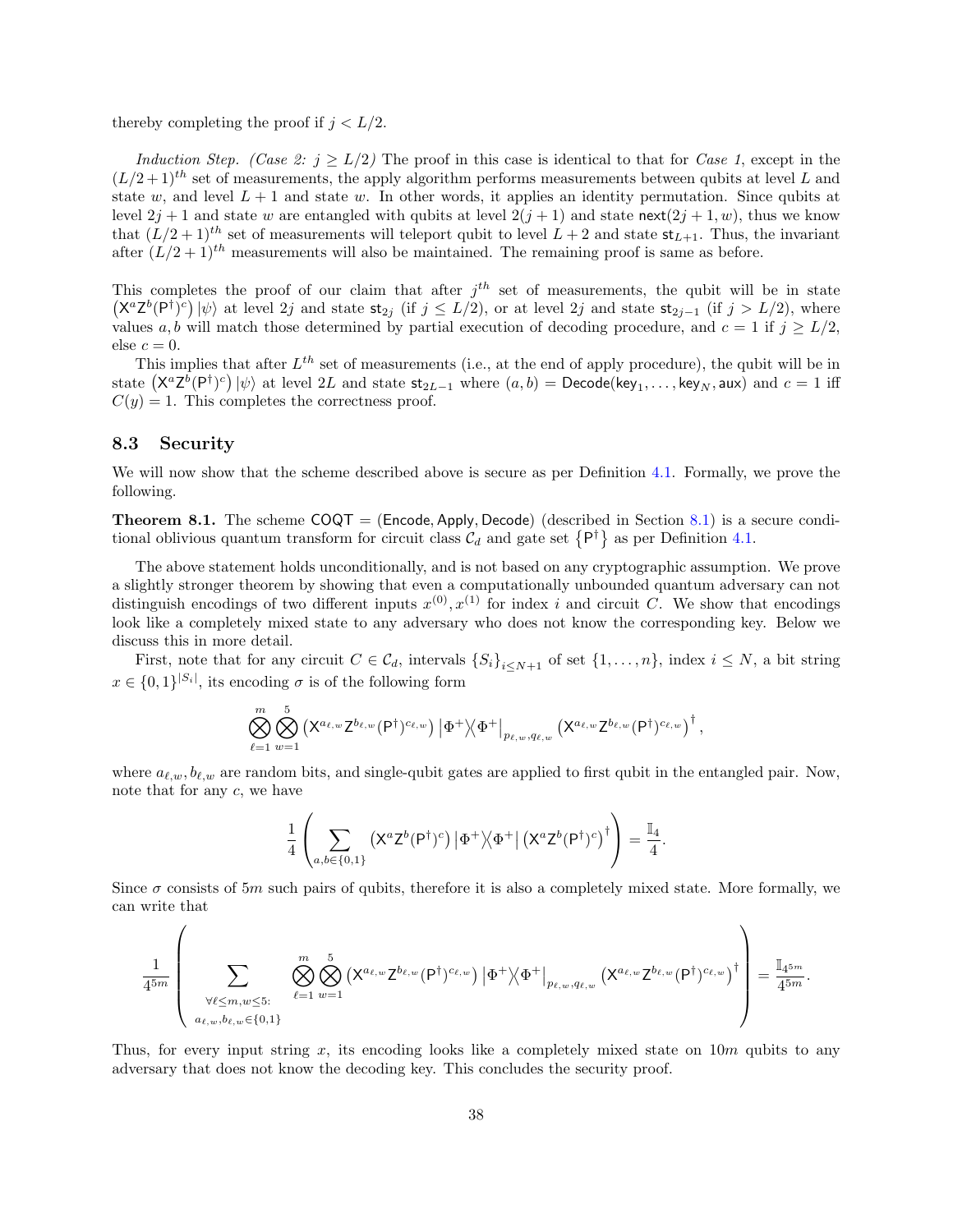thereby completing the proof if $j < L/2$.

*Induction Step. (Case 2: $j \geq L/2$)* The proof in this case is identical to that for *Case 1*, except in the $(L/2+1)^{th}$ set of measurements, the apply algorithm performs measurements between qubits at level $L$ and state $w$, and level $L+1$ and state $w$. In other words, it applies an identity permutation. Since qubits at level $2j+1$ and state $w$ are entangled with qubits at level $2(j+1)$ and state $\mathsf{next}(2j+1, w)$, thus we know that $(L/2+1)^{th}$ set of measurements will teleport qubit to level $L+2$ and state $\mathsf{st}_{L+1}$. Thus, the invariant after $(L/2+1)^{th}$ measurements will also be maintained. The remaining proof is same as before.

This completes the proof of our claim that after $j^{th}$ set of measurements, the qubit will be in state $\left(\mathsf{X}^a\mathsf{Z}^b(\mathsf{P}^\dagger)^c\right)|\psi\rangle$ at level $2j$ and state $\mathsf{st}_{2j}$ (if $j \leq L/2$), or at level $2j$ and state $\mathsf{st}_{2j-1}$ (if $j > L/2$), where values $a, b$ will match those determined by partial execution of decoding procedure, and $c = 1$ if $j \geq L/2$, else $c = 0$.

This implies that after $L^{th}$ set of measurements (i.e., at the end of apply procedure), the qubit will be in state $\left(\mathsf{X}^a\mathsf{Z}^b(\mathsf{P}^\dagger)^c\right)|\psi\rangle$ at level $2L$ and state $\mathsf{st}_{2L-1}$ where $(a, b) = \mathsf{Decode}(\mathsf{key}_1, \ldots, \mathsf{key}_N, \mathsf{aux})$ and $c = 1$ iff $C(y) = 1$. This completes the correctness proof.

### 8.3 Security

We will now show that the scheme described above is secure as per Definition 4.1. Formally, we prove the following.

**Theorem 8.1.** *The scheme* $\mathsf{COQT} = (\mathsf{Encode}, \mathsf{Apply}, \mathsf{Decode})$ *(described in Section 8.1) is a secure conditional oblivious quantum transform for circuit class* $\mathcal{C}_d$ *and gate set* $\left\{\mathsf{P}^\dagger\right\}$ *as per Definition 4.1.*

The above statement holds unconditionally, and is not based on any cryptographic assumption. We prove a slightly stronger theorem by showing that even a computationally unbounded quantum adversary can not distinguish encodings of two different inputs $x^{(0)}, x^{(1)}$ for index $i$ and circuit $C$. We show that encodings look like a completely mixed state to any adversary who does not know the corresponding key. Below we discuss this in more detail.

First, note that for any circuit $C \in \mathcal{C}_d$, intervals $\{S_i\}_{i \leq N+1}$ of set $\{1, \ldots, n\}$, index $i \leq N$, a bit string $x \in \{0,1\}^{|S_i|}$, its encoding $\sigma$ is of the following form

$$\bigotimes_{\ell=1}^{m}\bigotimes_{w=1}^{5}\left(\mathsf{X}^{a_{\ell,w}}\mathsf{Z}^{b_{\ell,w}}(\mathsf{P}^\dagger)^{c_{\ell,w}}\right)\left|\Phi^+\middle\rangle\!\middle\langle\Phi^+\right|_{p_{\ell,w},q_{\ell,w}}\left(\mathsf{X}^{a_{\ell,w}}\mathsf{Z}^{b_{\ell,w}}(\mathsf{P}^\dagger)^{c_{\ell,w}}\right)^\dagger,$$

where $a_{\ell,w}, b_{\ell,w}$ are random bits, and single-qubit gates are applied to first qubit in the entangled pair. Now, note that for any $c$, we have

$$\frac{1}{4}\left(\sum_{a,b\in\{0,1\}}\left(\mathsf{X}^a\mathsf{Z}^b(\mathsf{P}^\dagger)^c\right)\left|\Phi^+\middle\rangle\!\middle\langle\Phi^+\right|\left(\mathsf{X}^a\mathsf{Z}^b(\mathsf{P}^\dagger)^c\right)^\dagger\right) = \frac{\mathbb{I}_4}{4}.$$

Since $\sigma$ consists of $5m$ such pairs of qubits, therefore it is also a completely mixed state. More formally, we can write that

$$\frac{1}{4^{5m}}\left(\sum_{\substack{\forall \ell\leq m, w\leq 5:\\ a_{\ell,w}, b_{\ell,w}\in\{0,1\}}}\bigotimes_{\ell=1}^{m}\bigotimes_{w=1}^{5}\left(\mathsf{X}^{a_{\ell,w}}\mathsf{Z}^{b_{\ell,w}}(\mathsf{P}^\dagger)^{c_{\ell,w}}\right)\left|\Phi^+\middle\rangle\!\middle\langle\Phi^+\right|_{p_{\ell,w},q_{\ell,w}}\left(\mathsf{X}^{a_{\ell,w}}\mathsf{Z}^{b_{\ell,w}}(\mathsf{P}^\dagger)^{c_{\ell,w}}\right)^\dagger\right) = \frac{\mathbb{I}_{4^{5m}}}{4^{5m}}.$$

Thus, for every input string $x$, its encoding looks like a completely mixed state on $10m$ qubits to any adversary that does not know the decoding key. This concludes the security proof.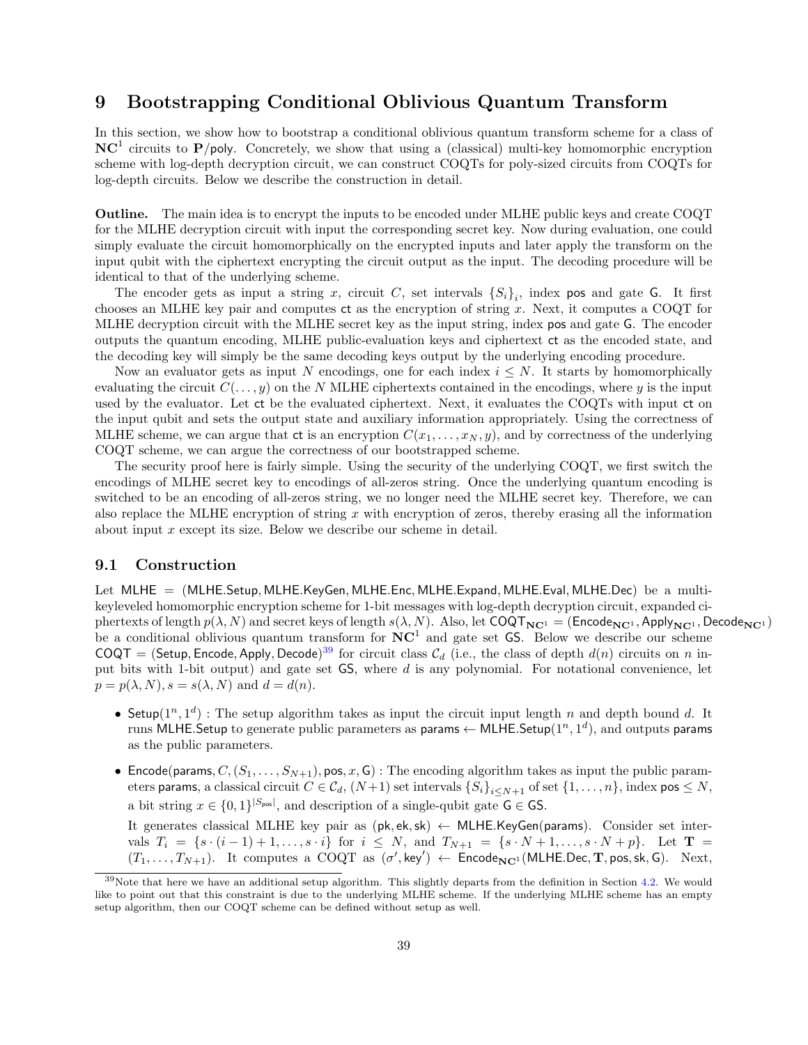# 9 Bootstrapping Conditional Oblivious Quantum Transform

In this section, we show how to bootstrap a conditional oblivious quantum transform scheme for a class of $\mathbf{NC}^1$ circuits to $\mathbf{P}/\mathsf{poly}$. Concretely, we show that using a (classical) multi-key homomorphic encryption scheme with log-depth decryption circuit, we can construct COQTs for poly-sized circuits from COQTs for log-depth circuits. Below we describe the construction in detail.

**Outline.** The main idea is to encrypt the inputs to be encoded under MLHE public keys and create COQT for the MLHE decryption circuit with input the corresponding secret key. Now during evaluation, one could simply evaluate the circuit homomorphically on the encrypted inputs and later apply the transform on the input qubit with the ciphertext encrypting the circuit output as the input. The decoding procedure will be identical to that of the underlying scheme.

The encoder gets as input a string $x$, circuit $C$, set intervals $\{S_i\}_i$, index $\mathsf{pos}$ and gate $\mathsf{G}$. It first chooses an MLHE key pair and computes $\mathsf{ct}$ as the encryption of string $x$. Next, it computes a COQT for MLHE decryption circuit with the MLHE secret key as the input string, index $\mathsf{pos}$ and gate $\mathsf{G}$. The encoder outputs the quantum encoding, MLHE public-evaluation keys and ciphertext $\mathsf{ct}$ as the encoded state, and the decoding key will simply be the same decoding keys output by the underlying encoding procedure.

Now an evaluator gets as input $N$ encodings, one for each index $i \le N$. It starts by homomorphically evaluating the circuit $C(\ldots, y)$ on the $N$ MLHE ciphertexts contained in the encodings, where $y$ is the input used by the evaluator. Let $\mathsf{ct}$ be the evaluated ciphertext. Next, it evaluates the COQTs with input $\mathsf{ct}$ on the input qubit and sets the output state and auxiliary information appropriately. Using the correctness of MLHE scheme, we can argue that $\mathsf{ct}$ is an encryption $C(x_1, \ldots, x_N, y)$, and by correctness of the underlying COQT scheme, we can argue the correctness of our bootstrapped scheme.

The security proof here is fairly simple. Using the security of the underlying COQT, we first switch the encodings of MLHE secret key to encodings of all-zeros string. Once the underlying quantum encoding is switched to be an encoding of all-zeros string, we no longer need the MLHE secret key. Therefore, we can also replace the MLHE encryption of string $x$ with encryption of zeros, thereby erasing all the information about input $x$ except its size. Below we describe our scheme in detail.

## 9.1 Construction

Let $\mathsf{MLHE} = (\mathsf{MLHE.Setup}, \mathsf{MLHE.KeyGen}, \mathsf{MLHE.Enc}, \mathsf{MLHE.Expand}, \mathsf{MLHE.Eval}, \mathsf{MLHE.Dec})$ be a multi-keyleveled homomorphic encryption scheme for 1-bit messages with log-depth decryption circuit, expanded ciphertexts of length $p(\lambda, N)$ and secret keys of length $s(\lambda, N)$. Also, let $\mathsf{COQT}_{\mathbf{NC}^1} = (\mathsf{Encode}_{\mathbf{NC}^1}, \mathsf{Apply}_{\mathbf{NC}^1}, \mathsf{Decode}_{\mathbf{NC}^1})$ be a conditional oblivious quantum transform for $\mathbf{NC}^1$ and gate set $\mathsf{GS}$. Below we describe our scheme $\mathsf{COQT} = (\mathsf{Setup}, \mathsf{Encode}, \mathsf{Apply}, \mathsf{Decode})$[39] for circuit class $\mathcal{C}_d$ (i.e., the class of depth $d(n)$ circuits on $n$ input bits with 1-bit output) and gate set $\mathsf{GS}$, where $d$ is any polynomial. For notational convenience, let $p = p(\lambda, N), s = s(\lambda, N)$ and $d = d(n)$.

- $\mathsf{Setup}(1^n, 1^d)$ : The setup algorithm takes as input the circuit input length $n$ and depth bound $d$. It runs $\mathsf{MLHE.Setup}$ to generate public parameters as $\mathsf{params} \leftarrow \mathsf{MLHE.Setup}(1^n, 1^d)$, and outputs $\mathsf{params}$ as the public parameters.
- $\mathsf{Encode}(\mathsf{params}, C, (S_1, \ldots, S_{N+1}), \mathsf{pos}, x, \mathsf{G})$ : The encoding algorithm takes as input the public parameters $\mathsf{params}$, a classical circuit $C \in \mathcal{C}_d$, $(N+1)$ set intervals $\{S_i\}_{i \le N+1}$ of set $\{1, \ldots, n\}$, index $\mathsf{pos} \le N$, a bit string $x \in \{0,1\}^{|S_{\mathsf{pos}}|}$, and description of a single-qubit gate $\mathsf{G} \in \mathsf{GS}$.

  It generates classical MLHE key pair as $(\mathsf{pk}, \mathsf{ek}, \mathsf{sk}) \leftarrow \mathsf{MLHE.KeyGen}(\mathsf{params})$. Consider set intervals $T_i = \{s \cdot (i-1)+1, \ldots, s \cdot i\}$ for $i \le N$, and $T_{N+1} = \{s \cdot N + 1, \ldots, s \cdot N + p\}$. Let $\mathbf{T} = (T_1, \ldots, T_{N+1})$. It computes a COQT as $(\sigma', \mathsf{key}') \leftarrow \mathsf{Encode}_{\mathbf{NC}^1}(\mathsf{MLHE.Dec}, \mathbf{T}, \mathsf{pos}, \mathsf{sk}, \mathsf{G})$. Next,

[39] Note that here we have an additional setup algorithm. This slightly departs from the definition in Section 4.2. We would like to point out that this constraint is due to the underlying MLHE scheme. If the underlying MLHE scheme has an empty setup algorithm, then our COQT scheme can be defined without setup as well.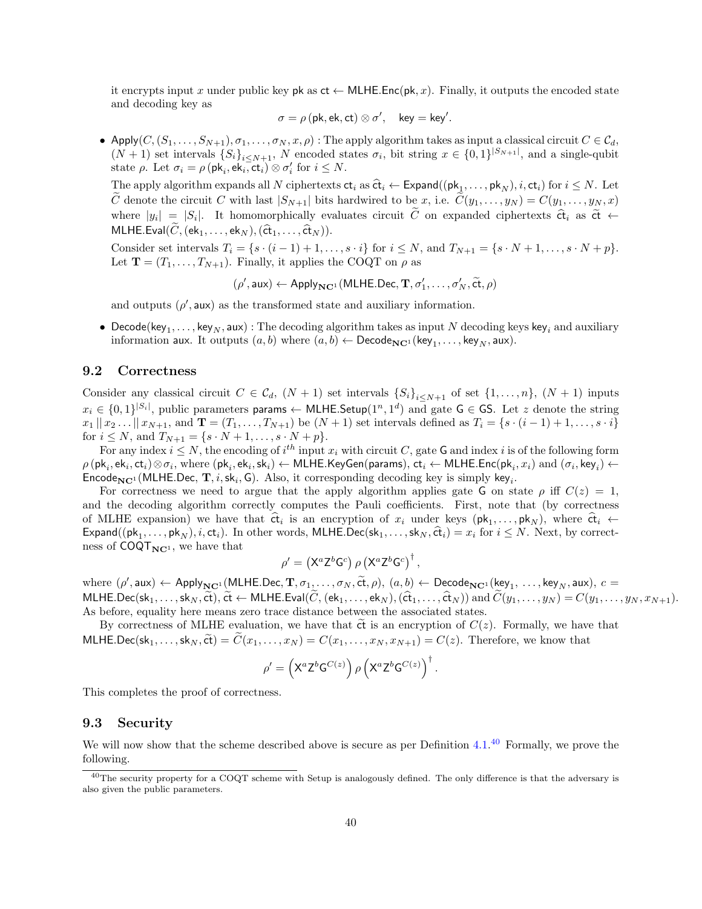it encrypts input $x$ under public key $\mathsf{pk}$ as $\mathsf{ct} \leftarrow \mathsf{MLHE.Enc}(\mathsf{pk}, x)$. Finally, it outputs the encoded state and decoding key as

$$\sigma = \rho\left(\mathsf{pk}, \mathsf{ek}, \mathsf{ct}\right) \otimes \sigma', \quad \mathsf{key} = \mathsf{key}'.$$

- $\mathsf{Apply}(C, (S_1, \ldots, S_{N+1}), \sigma_1, \ldots, \sigma_N, x, \rho)$ : The apply algorithm takes as input a classical circuit $C \in \mathcal{C}_d$, $(N+1)$ set intervals $\{S_i\}_{i \le N+1}$, $N$ encoded states $\sigma_i$, bit string $x \in \{0,1\}^{|S_{N+1}|}$, and a single-qubit state $\rho$. Let $\sigma_i = \rho\left(\mathsf{pk}_i, \mathsf{ek}_i, \mathsf{ct}_i\right) \otimes \sigma'_i$ for $i \le N$.

  The apply algorithm expands all $N$ ciphertexts $\mathsf{ct}_i$ as $\widehat{\mathsf{ct}}_i \leftarrow \mathsf{Expand}((\mathsf{pk}_1, \ldots, \mathsf{pk}_N), i, \mathsf{ct}_i)$ for $i \le N$. Let $\widetilde{C}$ denote the circuit $C$ with last $|S_{N+1}|$ bits hardwired to be $x$, i.e. $\widetilde{C}(y_1, \ldots, y_N) = C(y_1, \ldots, y_N, x)$ where $|y_i| = |S_i|$. It homomorphically evaluates circuit $\widetilde{C}$ on expanded ciphertexts $\widehat{\mathsf{ct}}_i$ as $\widetilde{\mathsf{ct}} \leftarrow \mathsf{MLHE.Eval}(\widetilde{C}, (\mathsf{ek}_1, \ldots, \mathsf{ek}_N), (\widehat{\mathsf{ct}}_1, \ldots, \widehat{\mathsf{ct}}_N))$.

  Consider set intervals $T_i = \{s \cdot (i-1) + 1, \ldots, s \cdot i\}$ for $i \le N$, and $T_{N+1} = \{s \cdot N + 1, \ldots, s \cdot N + p\}$. Let $\mathbf{T} = (T_1, \ldots, T_{N+1})$. Finally, it applies the COQT on $\rho$ as

  $$(\rho', \mathsf{aux}) \leftarrow \mathsf{Apply}_{\mathbf{NC}^1}(\mathsf{MLHE.Dec}, \mathbf{T}, \sigma'_1, \ldots, \sigma'_N, \widetilde{\mathsf{ct}}, \rho)$$

  and outputs $(\rho', \mathsf{aux})$ as the transformed state and auxiliary information.

- $\mathsf{Decode}(\mathsf{key}_1, \ldots, \mathsf{key}_N, \mathsf{aux})$ : The decoding algorithm takes as input $N$ decoding keys $\mathsf{key}_i$ and auxiliary information $\mathsf{aux}$. It outputs $(a, b)$ where $(a, b) \leftarrow \mathsf{Decode}_{\mathbf{NC}^1}(\mathsf{key}_1, \ldots, \mathsf{key}_N, \mathsf{aux})$.

## 9.2 Correctness

Consider any classical circuit $C \in \mathcal{C}_d$, $(N+1)$ set intervals $\{S_i\}_{i \le N+1}$ of set $\{1, \ldots, n\}$, $(N+1)$ inputs $x_i \in \{0,1\}^{|S_i|}$, public parameters $\mathsf{params} \leftarrow \mathsf{MLHE.Setup}(1^n, 1^d)$ and gate $\mathsf{G} \in \mathsf{GS}$. Let $z$ denote the string $x_1 \,||\, x_2 \ldots ||\, x_{N+1}$, and $\mathbf{T} = (T_1, \ldots, T_{N+1})$ be $(N+1)$ set intervals defined as $T_i = \{s \cdot (i-1) + 1, \ldots, s \cdot i\}$ for $i \le N$, and $T_{N+1} = \{s \cdot N + 1, \ldots, s \cdot N + p\}$.

For any index $i \le N$, the encoding of $i^{th}$ input $x_i$ with circuit $C$, gate $\mathsf{G}$ and index $i$ is of the following form $\rho\left(\mathsf{pk}_i, \mathsf{ek}_i, \mathsf{ct}_i\right) \otimes \sigma_i$, where $(\mathsf{pk}_i, \mathsf{ek}_i, \mathsf{sk}_i) \leftarrow \mathsf{MLHE.KeyGen}(\mathsf{params})$, $\mathsf{ct}_i \leftarrow \mathsf{MLHE.Enc}(\mathsf{pk}_i, x_i)$ and $(\sigma_i, \mathsf{key}_i) \leftarrow \mathsf{Encode}_{\mathbf{NC}^1}(\mathsf{MLHE.Dec}, \mathbf{T}, i, \mathsf{sk}_i, \mathsf{G})$. Also, it corresponding decoding key is simply $\mathsf{key}_i$.

For correctness we need to argue that the apply algorithm applies gate $\mathsf{G}$ on state $\rho$ iff $C(z) = 1$, and the decoding algorithm correctly computes the Pauli coefficients. First, note that (by correctness of MLHE expansion) we have that $\widehat{\mathsf{ct}}_i$ is an encryption of $x_i$ under keys $(\mathsf{pk}_1, \ldots, \mathsf{pk}_N)$, where $\widehat{\mathsf{ct}}_i \leftarrow \mathsf{Expand}((\mathsf{pk}_1, \ldots, \mathsf{pk}_N), i, \mathsf{ct}_i)$. In other words, $\mathsf{MLHE.Dec}(\mathsf{sk}_1, \ldots, \mathsf{sk}_N, \widehat{\mathsf{ct}}_i) = x_i$ for $i \le N$. Next, by correctness of $\mathsf{COQT}_{\mathbf{NC}^1}$, we have that

$$\rho' = \left(\mathsf{X}^a \mathsf{Z}^b \mathsf{G}^c\right) \rho \left(\mathsf{X}^a \mathsf{Z}^b \mathsf{G}^c\right)^{\dagger},$$

where $(\rho', \mathsf{aux}) \leftarrow \mathsf{Apply}_{\mathbf{NC}^1}(\mathsf{MLHE.Dec}, \mathbf{T}, \sigma_1, \ldots, \sigma_N, \widetilde{\mathsf{ct}}, \rho)$, $(a, b) \leftarrow \mathsf{Decode}_{\mathbf{NC}^1}(\mathsf{key}_1, \ldots, \mathsf{key}_N, \mathsf{aux})$, $c = \mathsf{MLHE.Dec}(\mathsf{sk}_1, \ldots, \mathsf{sk}_N, \widetilde{\mathsf{ct}})$, $\widetilde{\mathsf{ct}} \leftarrow \mathsf{MLHE.Eval}(\widetilde{C}, (\mathsf{ek}_1, \ldots, \mathsf{ek}_N), (\widehat{\mathsf{ct}}_1, \ldots, \widehat{\mathsf{ct}}_N))$ and $\widetilde{C}(y_1, \ldots, y_N) = C(y_1, \ldots, y_N, x_{N+1})$. As before, equality here means zero trace distance between the associated states.

By correctness of MLHE evaluation, we have that $\widetilde{\mathsf{ct}}$ is an encryption of $C(z)$. Formally, we have that $\mathsf{MLHE.Dec}(\mathsf{sk}_1, \ldots, \mathsf{sk}_N, \widetilde{\mathsf{ct}}) = \widetilde{C}(x_1, \ldots, x_N) = C(x_1, \ldots, x_N, x_{N+1}) = C(z)$. Therefore, we know that

$$\rho' = \left(\mathsf{X}^a \mathsf{Z}^b \mathsf{G}^{C(z)}\right) \rho \left(\mathsf{X}^a \mathsf{Z}^b \mathsf{G}^{C(z)}\right)^{\dagger}.$$

This completes the proof of correctness.

## 9.3 Security

We will now show that the scheme described above is secure as per Definition 4.1.[40] Formally, we prove the following.

[40] The security property for a COQT scheme with Setup is analogously defined. The only difference is that the adversary is also given the public parameters.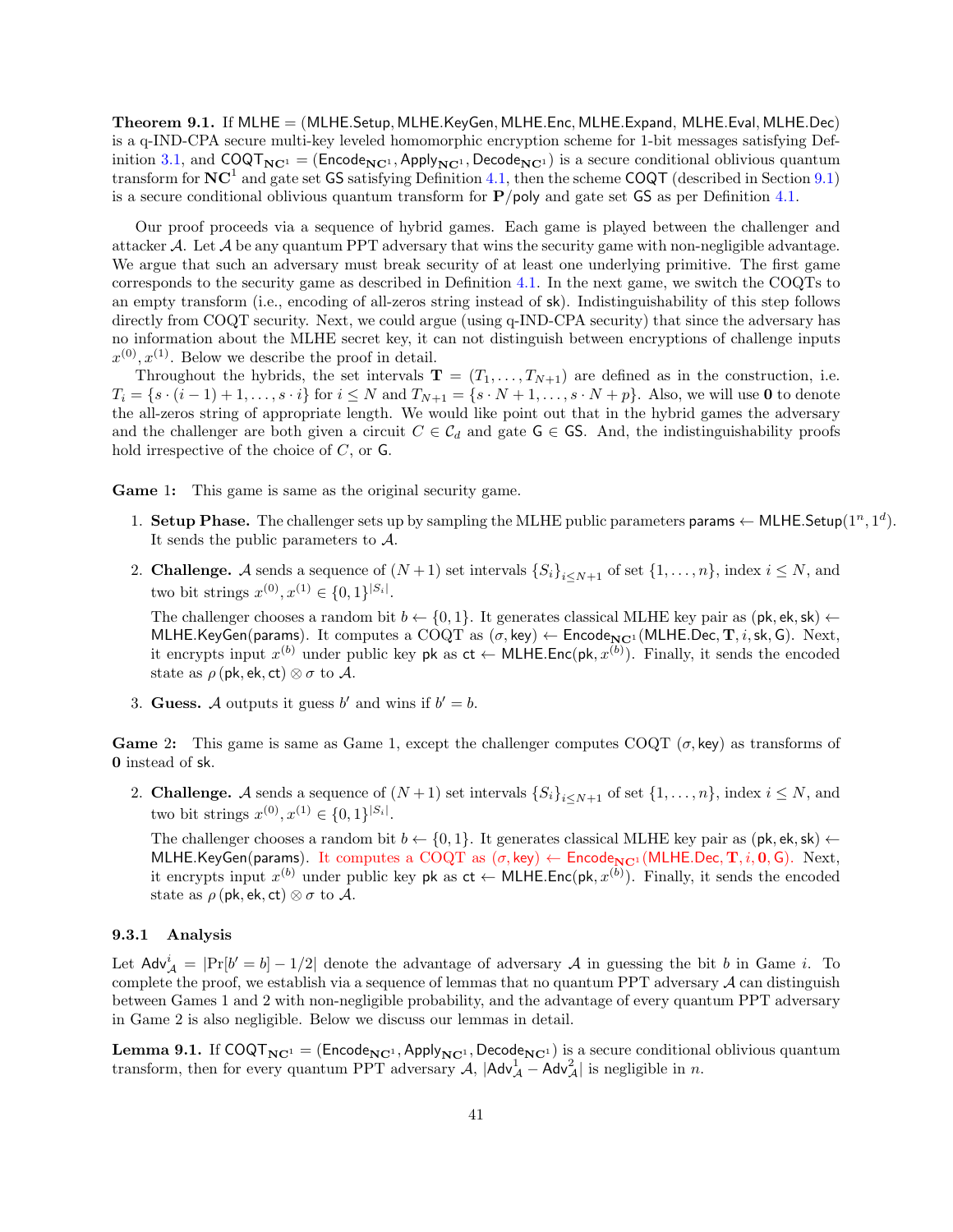**Theorem 9.1.** If $\mathsf{MLHE} = (\mathsf{MLHE.Setup}, \mathsf{MLHE.KeyGen}, \mathsf{MLHE.Enc}, \mathsf{MLHE.Expand}, \mathsf{MLHE.Eval}, \mathsf{MLHE.Dec})$ is a q-IND-CPA secure multi-key leveled homomorphic encryption scheme for 1-bit messages satisfying Definition 3.1, and $\mathsf{COQT}_{\mathbf{NC}^1} = (\mathsf{Encode}_{\mathbf{NC}^1}, \mathsf{Apply}_{\mathbf{NC}^1}, \mathsf{Decode}_{\mathbf{NC}^1})$ is a secure conditional oblivious quantum transform for $\mathbf{NC}^1$ and gate set $\mathsf{GS}$ satisfying Definition 4.1, then the scheme $\mathsf{COQT}$ (described in Section 9.1) is a secure conditional oblivious quantum transform for $\mathbf{P}/\mathrm{poly}$ and gate set $\mathsf{GS}$ as per Definition 4.1.

Our proof proceeds via a sequence of hybrid games. Each game is played between the challenger and attacker $\mathcal{A}$. Let $\mathcal{A}$ be any quantum PPT adversary that wins the security game with non-negligible advantage. We argue that such an adversary must break security of at least one underlying primitive. The first game corresponds to the security game as described in Definition 4.1. In the next game, we switch the COQTs to an empty transform (i.e., encoding of all-zeros string instead of $\mathsf{sk}$). Indistinguishability of this step follows directly from COQT security. Next, we could argue (using q-IND-CPA security) that since the adversary has no information about the MLHE secret key, it can not distinguish between encryptions of challenge inputs $x^{(0)}, x^{(1)}$. Below we describe the proof in detail.

Throughout the hybrids, the set intervals $\mathbf{T} = (T_1, \ldots, T_{N+1})$ are defined as in the construction, i.e. $T_i = \{s \cdot (i-1)+1, \ldots, s \cdot i\}$ for $i \le N$ and $T_{N+1} = \{s \cdot N + 1, \ldots, s \cdot N + p\}$. Also, we will use $\mathbf{0}$ to denote the all-zeros string of appropriate length. We would like point out that in the hybrid games the adversary and the challenger are both given a circuit $C \in \mathcal{C}_d$ and gate $\mathsf{G} \in \mathsf{GS}$. And, the indistinguishability proofs hold irrespective of the choice of $C$, or $\mathsf{G}$.

**Game 1:** This game is same as the original security game.

1. **Setup Phase.** The challenger sets up by sampling the MLHE public parameters $\mathsf{params} \leftarrow \mathsf{MLHE.Setup}(1^n, 1^d)$. It sends the public parameters to $\mathcal{A}$.
2. **Challenge.** $\mathcal{A}$ sends a sequence of $(N+1)$ set intervals $\{S_i\}_{i \le N+1}$ of set $\{1, \ldots, n\}$, index $i \le N$, and two bit strings $x^{(0)}, x^{(1)} \in \{0,1\}^{|S_i|}$.

   The challenger chooses a random bit $b \leftarrow \{0,1\}$. It generates classical MLHE key pair as $(\mathsf{pk}, \mathsf{ek}, \mathsf{sk}) \leftarrow \mathsf{MLHE.KeyGen}(\mathsf{params})$. It computes a COQT as $(\sigma, \mathsf{key}) \leftarrow \mathsf{Encode}_{\mathbf{NC}^1}(\mathsf{MLHE.Dec}, \mathbf{T}, i, \mathsf{sk}, \mathsf{G})$. Next, it encrypts input $x^{(b)}$ under public key $\mathsf{pk}$ as $\mathsf{ct} \leftarrow \mathsf{MLHE.Enc}(\mathsf{pk}, x^{(b)})$. Finally, it sends the encoded state as $\rho(\mathsf{pk}, \mathsf{ek}, \mathsf{ct}) \otimes \sigma$ to $\mathcal{A}$.
3. **Guess.** $\mathcal{A}$ outputs it guess $b'$ and wins if $b' = b$.

**Game 2:** This game is same as Game 1, except the challenger computes COQT $(\sigma, \mathsf{key})$ as transforms of $\mathbf{0}$ instead of $\mathsf{sk}$.

2. **Challenge.** $\mathcal{A}$ sends a sequence of $(N+1)$ set intervals $\{S_i\}_{i \le N+1}$ of set $\{1, \ldots, n\}$, index $i \le N$, and two bit strings $x^{(0)}, x^{(1)} \in \{0,1\}^{|S_i|}$.

   The challenger chooses a random bit $b \leftarrow \{0,1\}$. It generates classical MLHE key pair as $(\mathsf{pk}, \mathsf{ek}, \mathsf{sk}) \leftarrow \mathsf{MLHE.KeyGen}(\mathsf{params})$. It computes a COQT as $(\sigma, \mathsf{key}) \leftarrow \mathsf{Encode}_{\mathbf{NC}^1}(\mathsf{MLHE.Dec}, \mathbf{T}, i, \mathbf{0}, \mathsf{G})$. Next, it encrypts input $x^{(b)}$ under public key $\mathsf{pk}$ as $\mathsf{ct} \leftarrow \mathsf{MLHE.Enc}(\mathsf{pk}, x^{(b)})$. Finally, it sends the encoded state as $\rho(\mathsf{pk}, \mathsf{ek}, \mathsf{ct}) \otimes \sigma$ to $\mathcal{A}$.

### 9.3.1 Analysis

Let $\mathsf{Adv}^i_{\mathcal{A}} = |\Pr[b' = b] - 1/2|$ denote the advantage of adversary $\mathcal{A}$ in guessing the bit $b$ in Game $i$. To complete the proof, we establish via a sequence of lemmas that no quantum PPT adversary $\mathcal{A}$ can distinguish between Games 1 and 2 with non-negligible probability, and the advantage of every quantum PPT adversary in Game 2 is also negligible. Below we discuss our lemmas in detail.

**Lemma 9.1.** If $\mathsf{COQT}_{\mathbf{NC}^1} = (\mathsf{Encode}_{\mathbf{NC}^1}, \mathsf{Apply}_{\mathbf{NC}^1}, \mathsf{Decode}_{\mathbf{NC}^1})$ is a secure conditional oblivious quantum transform, then for every quantum PPT adversary $\mathcal{A}$, $|\mathsf{Adv}^1_{\mathcal{A}} - \mathsf{Adv}^2_{\mathcal{A}}|$ is negligible in $n$.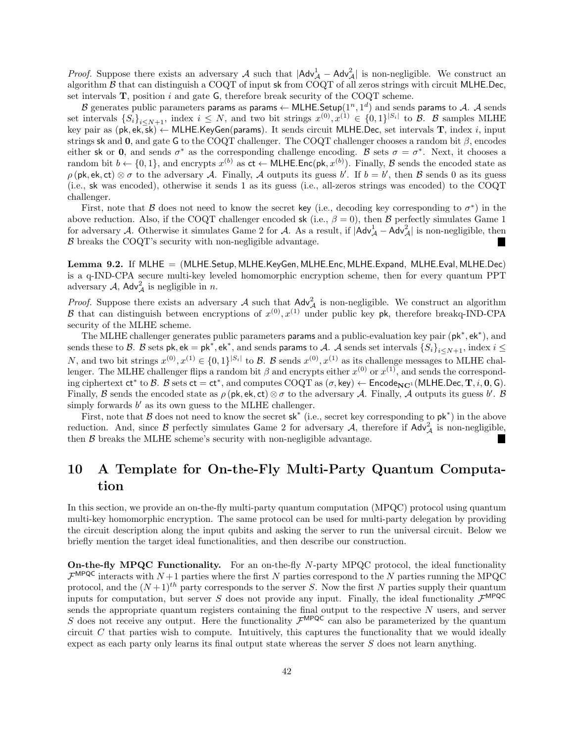*Proof.* Suppose there exists an adversary $\mathcal{A}$ such that $|\mathsf{Adv}^1_{\mathcal{A}} - \mathsf{Adv}^2_{\mathcal{A}}|$ is non-negligible. We construct an algorithm $\mathcal{B}$ that can distinguish a COQT of input $\mathsf{sk}$ from COQT of all zeros strings with circuit $\mathsf{MLHE.Dec}$, set intervals $\mathbf{T}$, position $i$ and gate $\mathsf{G}$, therefore break security of the COQT scheme.

$\mathcal{B}$ generates public parameters $\mathsf{params}$ as $\mathsf{params} \leftarrow \mathsf{MLHE.Setup}(1^n, 1^d)$ and sends $\mathsf{params}$ to $\mathcal{A}$. $\mathcal{A}$ sends set intervals $\{S_i\}_{i \leq N+1}$, index $i \leq N$, and two bit strings $x^{(0)}, x^{(1)} \in \{0,1\}^{|S_i|}$ to $\mathcal{B}$. $\mathcal{B}$ samples MLHE key pair as $(\mathsf{pk}, \mathsf{ek}, \mathsf{sk}) \leftarrow \mathsf{MLHE.KeyGen}(\mathsf{params})$. It sends circuit $\mathsf{MLHE.Dec}$, set intervals $\mathbf{T}$, index $i$, input strings $\mathsf{sk}$ and $\mathbf{0}$, and gate $\mathsf{G}$ to the COQT challenger. The COQT challenger chooses a random bit $\beta$, encodes either $\mathsf{sk}$ or $\mathbf{0}$, and sends $\sigma^*$ as the corresponding challenge encoding. $\mathcal{B}$ sets $\sigma = \sigma^*$. Next, it chooses a random bit $b \leftarrow \{0,1\}$, and encrypts $x^{(b)}$ as $\mathsf{ct} \leftarrow \mathsf{MLHE.Enc}(\mathsf{pk}, x^{(b)})$. Finally, $\mathcal{B}$ sends the encoded state as $\rho(\mathsf{pk}, \mathsf{ek}, \mathsf{ct}) \otimes \sigma$ to the adversary $\mathcal{A}$. Finally, $\mathcal{A}$ outputs its guess $b'$. If $b = b'$, then $\mathcal{B}$ sends 0 as its guess (i.e., $\mathsf{sk}$ was encoded), otherwise it sends 1 as its guess (i.e., all-zeros strings was encoded) to the COQT challenger.

First, note that $\mathcal{B}$ does not need to know the secret $\mathsf{key}$ (i.e., decoding key corresponding to $\sigma^*$) in the above reduction. Also, if the COQT challenger encoded $\mathsf{sk}$ (i.e., $\beta = 0$), then $\mathcal{B}$ perfectly simulates Game 1 for adversary $\mathcal{A}$. Otherwise it simulates Game 2 for $\mathcal{A}$. As a result, if $|\mathsf{Adv}^1_{\mathcal{A}} - \mathsf{Adv}^2_{\mathcal{A}}|$ is non-negligible, then $\mathcal{B}$ breaks the COQT's security with non-negligible advantage. ∎

**Lemma 9.2.** If $\mathsf{MLHE} = (\mathsf{MLHE.Setup}, \mathsf{MLHE.KeyGen}, \mathsf{MLHE.Enc}, \mathsf{MLHE.Expand}, \mathsf{MLHE.Eval}, \mathsf{MLHE.Dec})$ is a q-IND-CPA secure multi-key leveled homomorphic encryption scheme, then for every quantum PPT adversary $\mathcal{A}$, $\mathsf{Adv}^2_{\mathcal{A}}$ is negligible in $n$.

*Proof.* Suppose there exists an adversary $\mathcal{A}$ such that $\mathsf{Adv}^2_{\mathcal{A}}$ is non-negligible. We construct an algorithm $\mathcal{B}$ that can distinguish between encryptions of $x^{(0)}, x^{(1)}$ under public key $\mathsf{pk}$, therefore breakq-IND-CPA security of the MLHE scheme.

The MLHE challenger generates public parameters $\mathsf{params}$ and a public-evaluation key pair $(\mathsf{pk}^*, \mathsf{ek}^*)$, and sends these to $\mathcal{B}$. $\mathcal{B}$ sets $\mathsf{pk}, \mathsf{ek} = \mathsf{pk}^*, \mathsf{ek}^*$, and sends $\mathsf{params}$ to $\mathcal{A}$. $\mathcal{A}$ sends set intervals $\{S_i\}_{i \leq N+1}$, index $i \leq N$, and two bit strings $x^{(0)}, x^{(1)} \in \{0,1\}^{|S_i|}$ to $\mathcal{B}$. $\mathcal{B}$ sends $x^{(0)}, x^{(1)}$ as its challenge messages to MLHE challenger. The MLHE challenger flips a random bit $\beta$ and encrypts either $x^{(0)}$ or $x^{(1)}$, and sends the corresponding ciphertext $\mathsf{ct}^*$ to $\mathcal{B}$. $\mathcal{B}$ sets $\mathsf{ct} = \mathsf{ct}^*$, and computes COQT as $(\sigma, \mathsf{key}) \leftarrow \mathsf{Encode}_{\mathbf{NC}^1}(\mathsf{MLHE.Dec}, \mathbf{T}, i, \mathbf{0}, \mathsf{G})$. Finally, $\mathcal{B}$ sends the encoded state as $\rho(\mathsf{pk}, \mathsf{ek}, \mathsf{ct}) \otimes \sigma$ to the adversary $\mathcal{A}$. Finally, $\mathcal{A}$ outputs its guess $b'$. $\mathcal{B}$ simply forwards $b'$ as its own guess to the MLHE challenger.

First, note that $\mathcal{B}$ does not need to know the secret $\mathsf{sk}^*$ (i.e., secret key corresponding to $\mathsf{pk}^*$) in the above reduction. And, since $\mathcal{B}$ perfectly simulates Game 2 for adversary $\mathcal{A}$, therefore if $\mathsf{Adv}^2_{\mathcal{A}}$ is non-negligible, then $\mathcal{B}$ breaks the MLHE scheme's security with non-negligible advantage. ∎

# 10 A Template for On-the-Fly Multi-Party Quantum Computation

In this section, we provide an on-the-fly multi-party quantum computation (MPQC) protocol using quantum multi-key homomorphic encryption. The same protocol can be used for multi-party delegation by providing the circuit description along the input qubits and asking the server to run the universal circuit. Below we briefly mention the target ideal functionalities, and then describe our construction.

**On-the-fly MPQC Functionality.** For an on-the-fly $N$-party MPQC protocol, the ideal functionality $\mathcal{F}^{\mathsf{MPQC}}$ interacts with $N+1$ parties where the first $N$ parties correspond to the $N$ parties running the MPQC protocol, and the $(N+1)^{th}$ party corresponds to the server $S$. Now the first $N$ parties supply their quantum inputs for computation, but server $S$ does not provide any input. Finally, the ideal functionality $\mathcal{F}^{\mathsf{MPQC}}$ sends the appropriate quantum registers containing the final output to the respective $N$ users, and server $S$ does not receive any output. Here the functionality $\mathcal{F}^{\mathsf{MPQC}}$ can also be parameterized by the quantum circuit $C$ that parties wish to compute. Intuitively, this captures the functionality that we would ideally expect as each party only learns its final output state whereas the server $S$ does not learn anything.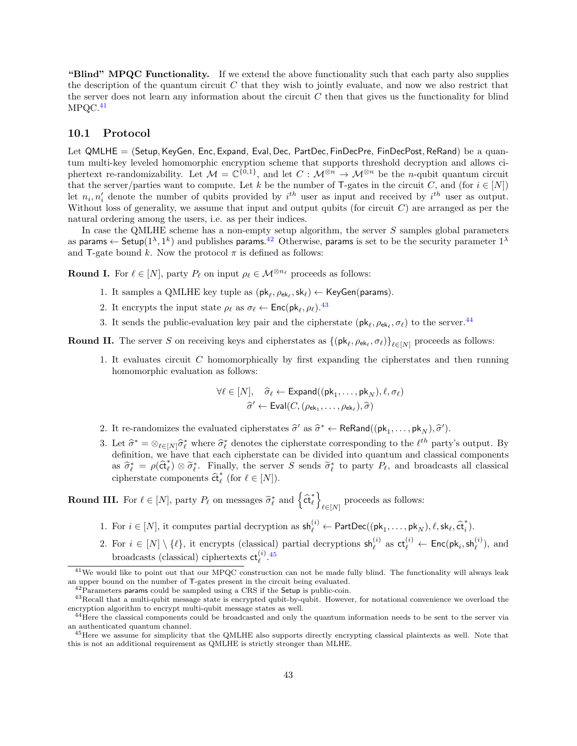**"Blind" MPQC Functionality.** If we extend the above functionality such that each party also supplies the description of the quantum circuit $C$ that they wish to jointly evaluate, and now we also restrict that the server does not learn any information about the circuit $C$ then that gives us the functionality for blind MPQC.[41]

## 10.1 Protocol

Let $\mathsf{QMLHE} = (\mathsf{Setup}, \mathsf{KeyGen}, \mathsf{Enc}, \mathsf{Expand}, \mathsf{Eval}, \mathsf{Dec}, \mathsf{PartDec}, \mathsf{FinDecPre}, \mathsf{FinDecPost}, \mathsf{ReRand})$ be a quantum multi-key leveled homomorphic encryption scheme that supports threshold decryption and allows ciphertext re-randomizability. Let $\mathcal{M} = \mathbb{C}^{\{0,1\}}$, and let $C : \mathcal{M}^{\otimes n} \to \mathcal{M}^{\otimes n}$ be the $n$-qubit quantum circuit that the server/parties want to compute. Let $k$ be the number of $\mathsf{T}$-gates in the circuit $C$, and (for $i \in [N]$) let $n_i, n_i'$ denote the number of qubits provided by $i^{th}$ user as input and received by $i^{th}$ user as output. Without loss of generality, we assume that input and output qubits (for circuit $C$) are arranged as per the natural ordering among the users, i.e. as per their indices.

In case the QMLHE scheme has a non-empty setup algorithm, the server $S$ samples global parameters as $\mathsf{params} \leftarrow \mathsf{Setup}(1^\lambda, 1^k)$ and publishes $\mathsf{params}$.[42] Otherwise, $\mathsf{params}$ is set to be the security parameter $1^\lambda$ and $\mathsf{T}$-gate bound $k$. Now the protocol $\pi$ is defined as follows:

**Round I.** For $\ell \in [N]$, party $P_\ell$ on input $\rho_\ell \in \mathcal{M}^{\otimes n_\ell}$ proceeds as follows:

1. It samples a QMLHE key tuple as $(\mathsf{pk}_\ell, \rho_{\mathsf{ek}_\ell}, \mathsf{sk}_\ell) \leftarrow \mathsf{KeyGen}(\mathsf{params})$.
2. It encrypts the input state $\rho_\ell$ as $\sigma_\ell \leftarrow \mathsf{Enc}(\mathsf{pk}_\ell, \rho_\ell)$.[43]
3. It sends the public-evaluation key pair and the cipherstate $(\mathsf{pk}_\ell, \rho_{\mathsf{ek}_\ell}, \sigma_\ell)$ to the server.[44]

**Round II.** The server $S$ on receiving keys and cipherstates as $\{(\mathsf{pk}_\ell, \rho_{\mathsf{ek}_\ell}, \sigma_\ell)\}_{\ell \in [N]}$ proceeds as follows:

1. It evaluates circuit $C$ homomorphically by first expanding the cipherstates and then running homomorphic evaluation as follows:
$$\forall \ell \in [N], \quad \widehat{\sigma}_\ell \leftarrow \mathsf{Expand}((\mathsf{pk}_1, \ldots, \mathsf{pk}_N), \ell, \sigma_\ell)$$
$$\widehat{\sigma}' \leftarrow \mathsf{Eval}(C, (\rho_{\mathsf{ek}_1}, \ldots, \rho_{\mathsf{ek}_\ell}), \widehat{\sigma})$$
2. It re-randomizes the evaluated cipherstates $\widehat{\sigma}'$ as $\widehat{\sigma}^* \leftarrow \mathsf{ReRand}((\mathsf{pk}_1, \ldots, \mathsf{pk}_N), \widehat{\sigma}')$.
3. Let $\widehat{\sigma}^* = \otimes_{\ell \in [N]} \widehat{\sigma}^*_\ell$ where $\widehat{\sigma}^*_\ell$ denotes the cipherstate corresponding to the $\ell^{th}$ party's output. By definition, we have that each cipherstate can be divided into quantum and classical components as $\widehat{\sigma}^*_\ell = \rho(\widehat{\mathsf{ct}}^*_\ell) \otimes \widetilde{\sigma}^*_\ell$. Finally, the server $S$ sends $\widetilde{\sigma}^*_\ell$ to party $P_\ell$, and broadcasts all classical cipherstate components $\widehat{\mathsf{ct}}^*_\ell$ (for $\ell \in [N]$).

**Round III.** For $\ell \in [N]$, party $P_\ell$ on messages $\widetilde{\sigma}^*_\ell$ and $\left\{\widehat{\mathsf{ct}}^*_\ell\right\}_{\ell \in [N]}$ proceeds as follows:

1. For $i \in [N]$, it computes partial decryption as $\mathsf{sh}^{(i)}_\ell \leftarrow \mathsf{PartDec}((\mathsf{pk}_1, \ldots, \mathsf{pk}_N), \ell, \mathsf{sk}_\ell, \widehat{\mathsf{ct}}^*_i)$.
2. For $i \in [N] \setminus \{\ell\}$, it encrypts (classical) partial decryptions $\mathsf{sh}^{(i)}_\ell$ as $\mathsf{ct}^{(i)}_\ell \leftarrow \mathsf{Enc}(\mathsf{pk}_i, \mathsf{sh}^{(i)}_\ell)$, and broadcasts (classical) ciphertexts $\mathsf{ct}^{(i)}_\ell$.[45]

[41] We would like to point out that our MPQC construction can not be made fully blind. The functionality will always leak an upper bound on the number of $\mathsf{T}$-gates present in the circuit being evaluated.

[42] Parameters $\mathsf{params}$ could be sampled using a CRS if the $\mathsf{Setup}$ is public-coin.

[43] Recall that a multi-qubit message state is encrypted qubit-by-qubit. However, for notational convenience we overload the encryption algorithm to encrypt multi-qubit message states as well.

[44] Here the classical components could be broadcasted and only the quantum information needs to be sent to the server via an authenticated quantum channel.

[45] Here we assume for simplicity that the QMLHE also supports directly encrypting classical plaintexts as well. Note that this is not an additional requirement as QMLHE is strictly stronger than MLHE.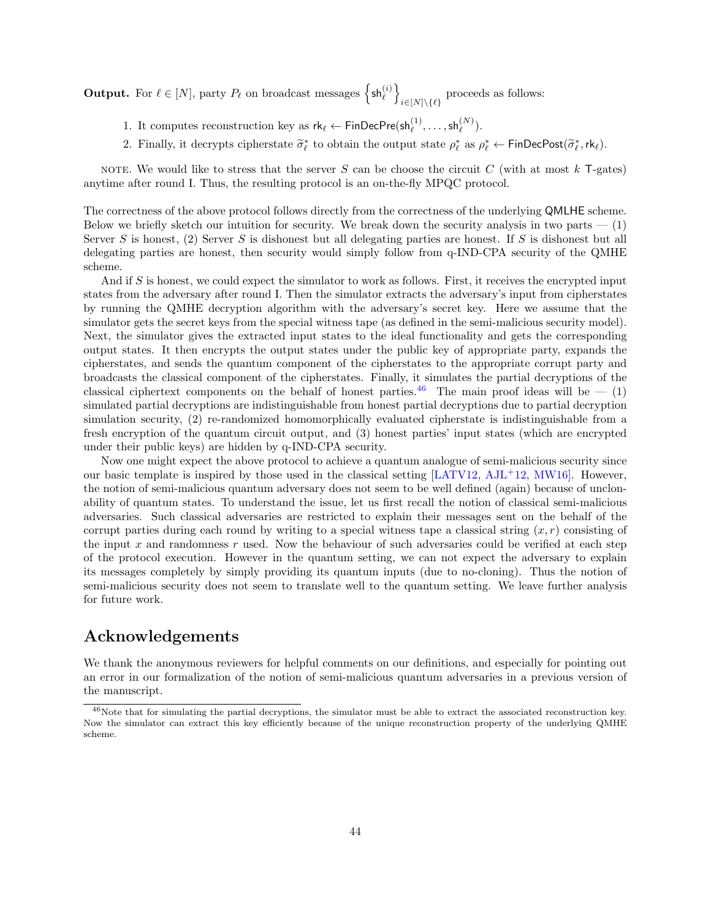**Output.** For $\ell \in [N]$, party $P_\ell$ on broadcast messages $\left\{\mathsf{sh}_\ell^{(i)}\right\}_{i\in[N]\setminus\{\ell\}}$ proceeds as follows:

1. It computes reconstruction key as $\mathsf{rk}_\ell \leftarrow \mathsf{FinDecPre}(\mathsf{sh}_\ell^{(1)}, \ldots, \mathsf{sh}_\ell^{(N)})$.
2. Finally, it decrypts cipherstate $\widetilde{\sigma}_\ell^*$ to obtain the output state $\rho_\ell^*$ as $\rho_\ell^* \leftarrow \mathsf{FinDecPost}(\widetilde{\sigma}_\ell^*, \mathsf{rk}_\ell)$.

NOTE. We would like to stress that the server $S$ can be choose the circuit $C$ (with at most $k$ $\mathsf{T}$-gates) anytime after round I. Thus, the resulting protocol is an on-the-fly MPQC protocol.

The correctness of the above protocol follows directly from the correctness of the underlying QMLHE scheme. Below we briefly sketch our intuition for security. We break down the security analysis in two parts — (1) Server $S$ is honest, (2) Server $S$ is dishonest but all delegating parties are honest. If $S$ is dishonest but all delegating parties are honest, then security would simply follow from q-IND-CPA security of the QMHE scheme.

And if $S$ is honest, we could expect the simulator to work as follows. First, it receives the encrypted input states from the adversary after round I. Then the simulator extracts the adversary's input from cipherstates by running the QMHE decryption algorithm with the adversary's secret key. Here we assume that the simulator gets the secret keys from the special witness tape (as defined in the semi-malicious security model). Next, the simulator gives the extracted input states to the ideal functionality and gets the corresponding output states. It then encrypts the output states under the public key of appropriate party, expands the cipherstates, and sends the quantum component of the cipherstates to the appropriate corrupt party and broadcasts the classical component of the cipherstates. Finally, it simulates the partial decryptions of the classical ciphertext components on the behalf of honest parties.[46] The main proof ideas will be — (1) simulated partial decryptions are indistinguishable from honest partial decryptions due to partial decryption simulation security, (2) re-randomized homomorphically evaluated cipherstate is indistinguishable from a fresh encryption of the quantum circuit output, and (3) honest parties' input states (which are encrypted under their public keys) are hidden by q-IND-CPA security.

Now one might expect the above protocol to achieve a quantum analogue of semi-malicious security since our basic template is inspired by those used in the classical setting [LATV12, AJL+12, MW16]. However, the notion of semi-malicious quantum adversary does not seem to be well defined (again) because of unclonability of quantum states. To understand the issue, let us first recall the notion of classical semi-malicious adversaries. Such classical adversaries are restricted to explain their messages sent on the behalf of the corrupt parties during each round by writing to a special witness tape a classical string $(x, r)$ consisting of the input $x$ and randomness $r$ used. Now the behaviour of such adversaries could be verified at each step of the protocol execution. However in the quantum setting, we can not expect the adversary to explain its messages completely by simply providing its quantum inputs (due to no-cloning). Thus the notion of semi-malicious security does not seem to translate well to the quantum setting. We leave further analysis for future work.

## Acknowledgements

We thank the anonymous reviewers for helpful comments on our definitions, and especially for pointing out an error in our formalization of the notion of semi-malicious quantum adversaries in a previous version of the manuscript.

[46] Note that for simulating the partial decryptions, the simulator must be able to extract the associated reconstruction key. Now the simulator can extract this key efficiently because of the unique reconstruction property of the underlying QMHE scheme.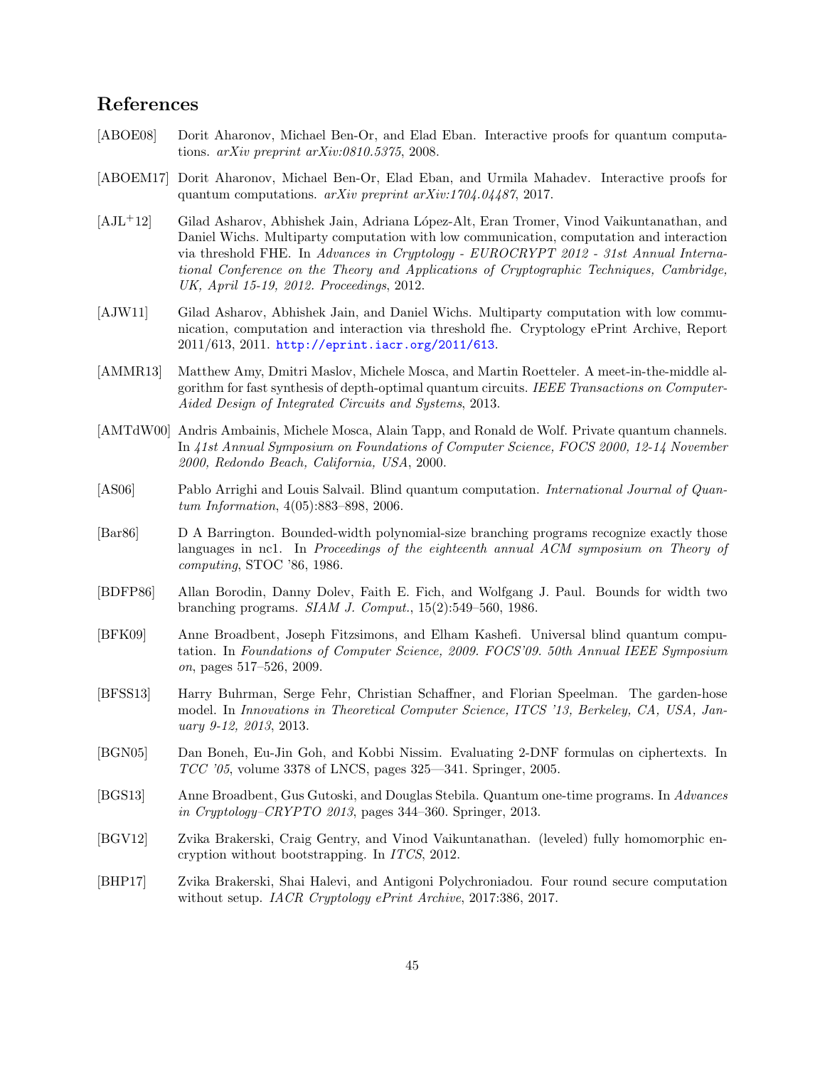# References

[ABOE08] Dorit Aharonov, Michael Ben-Or, and Elad Eban. Interactive proofs for quantum computations. *arXiv preprint arXiv:0810.5375*, 2008.

[ABOEM17] Dorit Aharonov, Michael Ben-Or, Elad Eban, and Urmila Mahadev. Interactive proofs for quantum computations. *arXiv preprint arXiv:1704.04487*, 2017.

[AJL+12] Gilad Asharov, Abhishek Jain, Adriana López-Alt, Eran Tromer, Vinod Vaikuntanathan, and Daniel Wichs. Multiparty computation with low communication, computation and interaction via threshold FHE. In *Advances in Cryptology - EUROCRYPT 2012 - 31st Annual International Conference on the Theory and Applications of Cryptographic Techniques, Cambridge, UK, April 15-19, 2012. Proceedings*, 2012.

[AJW11] Gilad Asharov, Abhishek Jain, and Daniel Wichs. Multiparty computation with low communication, computation and interaction via threshold fhe. Cryptology ePrint Archive, Report 2011/613, 2011. http://eprint.iacr.org/2011/613.

[AMMR13] Matthew Amy, Dmitri Maslov, Michele Mosca, and Martin Roetteler. A meet-in-the-middle algorithm for fast synthesis of depth-optimal quantum circuits. *IEEE Transactions on Computer-Aided Design of Integrated Circuits and Systems*, 2013.

[AMTdW00] Andris Ambainis, Michele Mosca, Alain Tapp, and Ronald de Wolf. Private quantum channels. In *41st Annual Symposium on Foundations of Computer Science, FOCS 2000, 12-14 November 2000, Redondo Beach, California, USA*, 2000.

[AS06] Pablo Arrighi and Louis Salvail. Blind quantum computation. *International Journal of Quantum Information*, 4(05):883–898, 2006.

[Bar86] D A Barrington. Bounded-width polynomial-size branching programs recognize exactly those languages in nc1. In *Proceedings of the eighteenth annual ACM symposium on Theory of computing*, STOC '86, 1986.

[BDFP86] Allan Borodin, Danny Dolev, Faith E. Fich, and Wolfgang J. Paul. Bounds for width two branching programs. *SIAM J. Comput.*, 15(2):549–560, 1986.

[BFK09] Anne Broadbent, Joseph Fitzsimons, and Elham Kashefi. Universal blind quantum computation. In *Foundations of Computer Science, 2009. FOCS'09. 50th Annual IEEE Symposium on*, pages 517–526, 2009.

[BFSS13] Harry Buhrman, Serge Fehr, Christian Schaffner, and Florian Speelman. The garden-hose model. In *Innovations in Theoretical Computer Science, ITCS '13, Berkeley, CA, USA, January 9-12, 2013*, 2013.

[BGN05] Dan Boneh, Eu-Jin Goh, and Kobbi Nissim. Evaluating 2-DNF formulas on ciphertexts. In *TCC '05*, volume 3378 of LNCS, pages 325—341. Springer, 2005.

[BGS13] Anne Broadbent, Gus Gutoski, and Douglas Stebila. Quantum one-time programs. In *Advances in Cryptology–CRYPTO 2013*, pages 344–360. Springer, 2013.

[BGV12] Zvika Brakerski, Craig Gentry, and Vinod Vaikuntanathan. (leveled) fully homomorphic encryption without bootstrapping. In *ITCS*, 2012.

[BHP17] Zvika Brakerski, Shai Halevi, and Antigoni Polychroniadou. Four round secure computation without setup. *IACR Cryptology ePrint Archive*, 2017:386, 2017.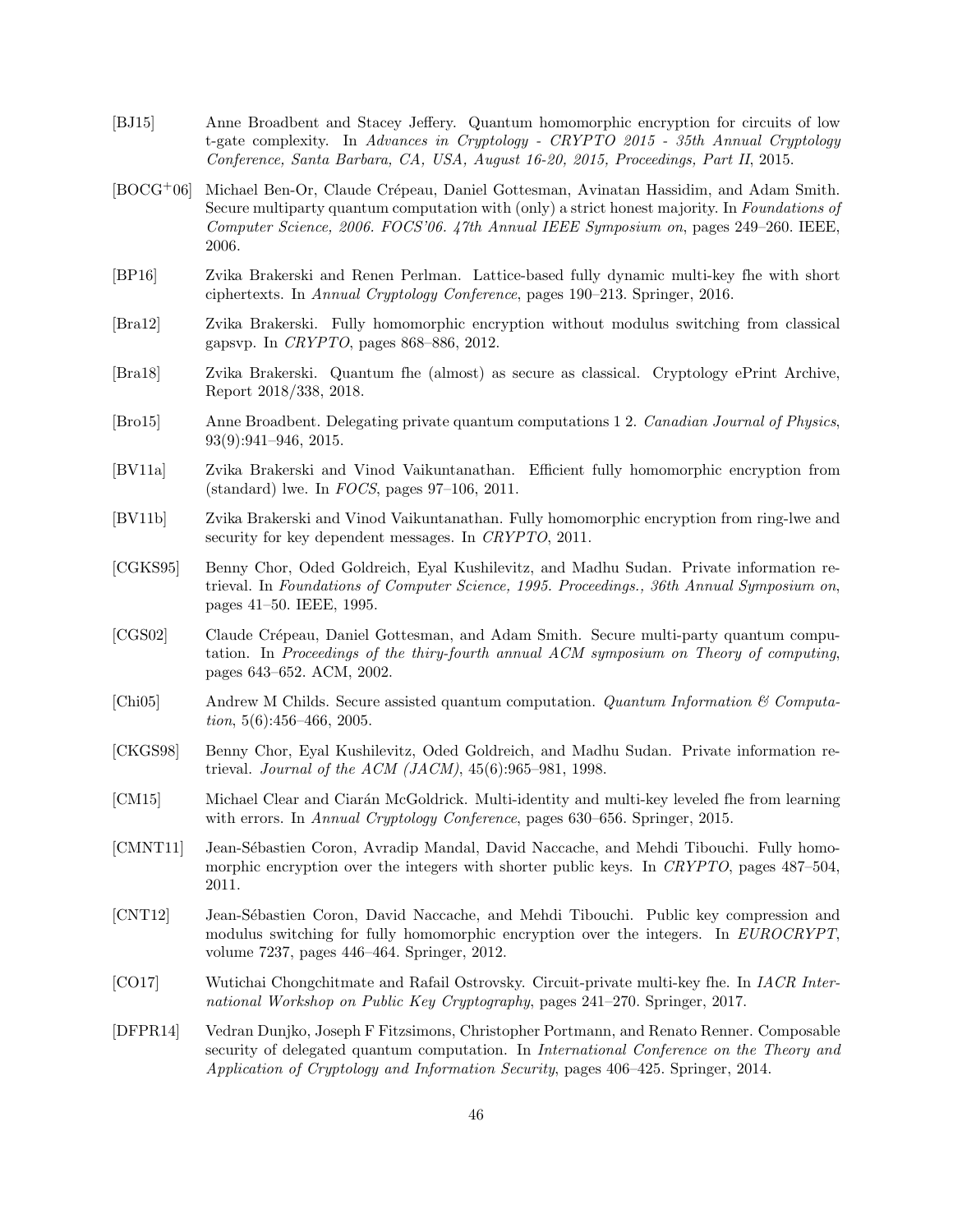[BJ15] Anne Broadbent and Stacey Jeffery. Quantum homomorphic encryption for circuits of low t-gate complexity. In *Advances in Cryptology - CRYPTO 2015 - 35th Annual Cryptology Conference, Santa Barbara, CA, USA, August 16-20, 2015, Proceedings, Part II*, 2015.

[BOCG+06] Michael Ben-Or, Claude Crépeau, Daniel Gottesman, Avinatan Hassidim, and Adam Smith. Secure multiparty quantum computation with (only) a strict honest majority. In *Foundations of Computer Science, 2006. FOCS'06. 47th Annual IEEE Symposium on*, pages 249–260. IEEE, 2006.

[BP16] Zvika Brakerski and Renen Perlman. Lattice-based fully dynamic multi-key fhe with short ciphertexts. In *Annual Cryptology Conference*, pages 190–213. Springer, 2016.

[Bra12] Zvika Brakerski. Fully homomorphic encryption without modulus switching from classical gapsvp. In *CRYPTO*, pages 868–886, 2012.

[Bra18] Zvika Brakerski. Quantum fhe (almost) as secure as classical. Cryptology ePrint Archive, Report 2018/338, 2018.

[Bro15] Anne Broadbent. Delegating private quantum computations 1 2. *Canadian Journal of Physics*, 93(9):941–946, 2015.

[BV11a] Zvika Brakerski and Vinod Vaikuntanathan. Efficient fully homomorphic encryption from (standard) lwe. In *FOCS*, pages 97–106, 2011.

[BV11b] Zvika Brakerski and Vinod Vaikuntanathan. Fully homomorphic encryption from ring-lwe and security for key dependent messages. In *CRYPTO*, 2011.

[CGKS95] Benny Chor, Oded Goldreich, Eyal Kushilevitz, and Madhu Sudan. Private information retrieval. In *Foundations of Computer Science, 1995. Proceedings., 36th Annual Symposium on*, pages 41–50. IEEE, 1995.

[CGS02] Claude Crépeau, Daniel Gottesman, and Adam Smith. Secure multi-party quantum computation. In *Proceedings of the thiry-fourth annual ACM symposium on Theory of computing*, pages 643–652. ACM, 2002.

[Chi05] Andrew M Childs. Secure assisted quantum computation. *Quantum Information & Computation*, 5(6):456–466, 2005.

[CKGS98] Benny Chor, Eyal Kushilevitz, Oded Goldreich, and Madhu Sudan. Private information retrieval. *Journal of the ACM (JACM)*, 45(6):965–981, 1998.

[CM15] Michael Clear and Ciarán McGoldrick. Multi-identity and multi-key leveled fhe from learning with errors. In *Annual Cryptology Conference*, pages 630–656. Springer, 2015.

[CMNT11] Jean-Sébastien Coron, Avradip Mandal, David Naccache, and Mehdi Tibouchi. Fully homomorphic encryption over the integers with shorter public keys. In *CRYPTO*, pages 487–504, 2011.

[CNT12] Jean-Sébastien Coron, David Naccache, and Mehdi Tibouchi. Public key compression and modulus switching for fully homomorphic encryption over the integers. In *EUROCRYPT*, volume 7237, pages 446–464. Springer, 2012.

[CO17] Wutichai Chongchitmate and Rafail Ostrovsky. Circuit-private multi-key fhe. In *IACR International Workshop on Public Key Cryptography*, pages 241–270. Springer, 2017.

[DFPR14] Vedran Dunjko, Joseph F Fitzsimons, Christopher Portmann, and Renato Renner. Composable security of delegated quantum computation. In *International Conference on the Theory and Application of Cryptology and Information Security*, pages 406–425. Springer, 2014.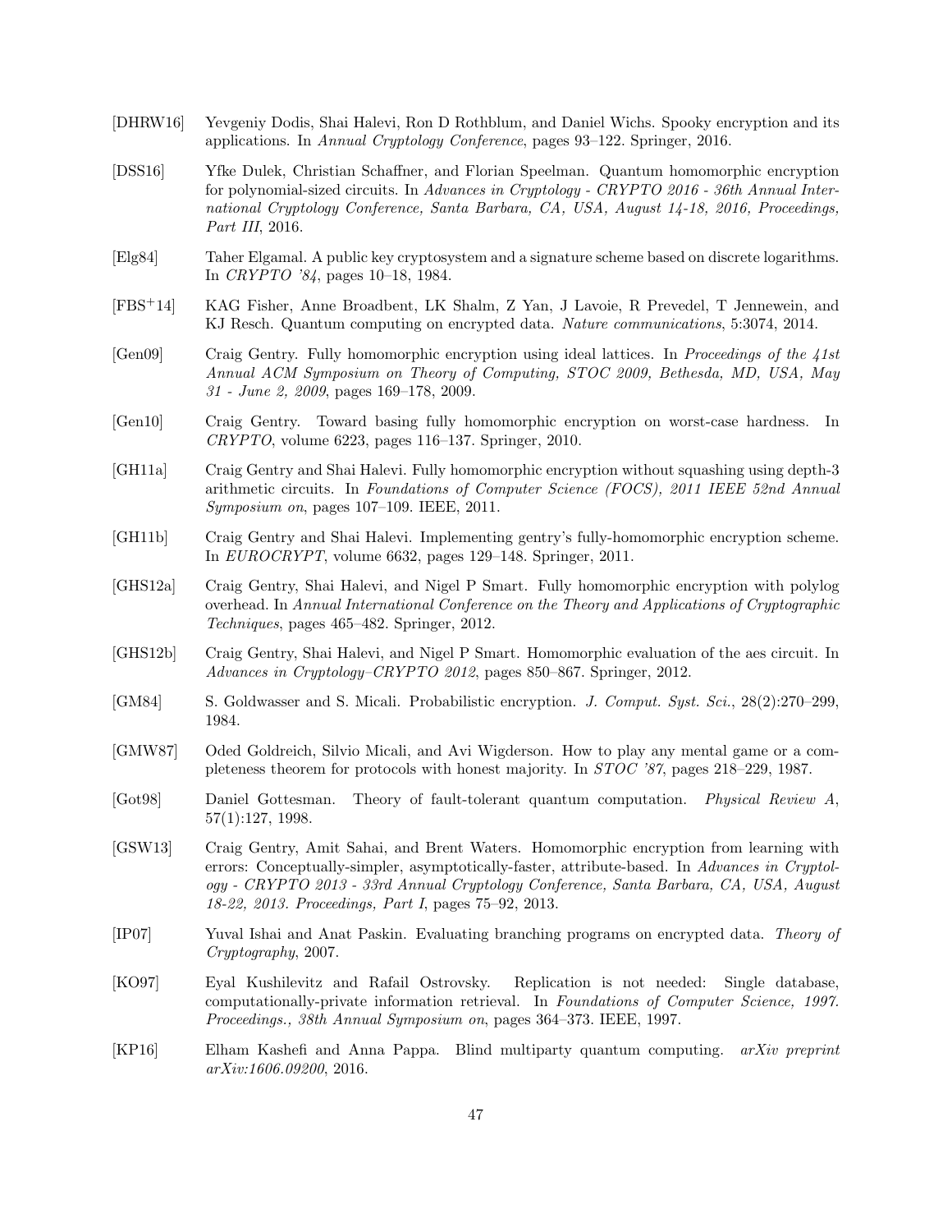[DHRW16] Yevgeniy Dodis, Shai Halevi, Ron D Rothblum, and Daniel Wichs. Spooky encryption and its applications. In *Annual Cryptology Conference*, pages 93–122. Springer, 2016.

[DSS16] Yfke Dulek, Christian Schaffner, and Florian Speelman. Quantum homomorphic encryption for polynomial-sized circuits. In *Advances in Cryptology - CRYPTO 2016 - 36th Annual International Cryptology Conference, Santa Barbara, CA, USA, August 14-18, 2016, Proceedings, Part III*, 2016.

[Elg84] Taher Elgamal. A public key cryptosystem and a signature scheme based on discrete logarithms. In *CRYPTO '84*, pages 10–18, 1984.

[FBS+14] KAG Fisher, Anne Broadbent, LK Shalm, Z Yan, J Lavoie, R Prevedel, T Jennewein, and KJ Resch. Quantum computing on encrypted data. *Nature communications*, 5:3074, 2014.

[Gen09] Craig Gentry. Fully homomorphic encryption using ideal lattices. In *Proceedings of the 41st Annual ACM Symposium on Theory of Computing, STOC 2009, Bethesda, MD, USA, May 31 - June 2, 2009*, pages 169–178, 2009.

[Gen10] Craig Gentry. Toward basing fully homomorphic encryption on worst-case hardness. In *CRYPTO*, volume 6223, pages 116–137. Springer, 2010.

[GH11a] Craig Gentry and Shai Halevi. Fully homomorphic encryption without squashing using depth-3 arithmetic circuits. In *Foundations of Computer Science (FOCS), 2011 IEEE 52nd Annual Symposium on*, pages 107–109. IEEE, 2011.

[GH11b] Craig Gentry and Shai Halevi. Implementing gentry's fully-homomorphic encryption scheme. In *EUROCRYPT*, volume 6632, pages 129–148. Springer, 2011.

[GHS12a] Craig Gentry, Shai Halevi, and Nigel P Smart. Fully homomorphic encryption with polylog overhead. In *Annual International Conference on the Theory and Applications of Cryptographic Techniques*, pages 465–482. Springer, 2012.

[GHS12b] Craig Gentry, Shai Halevi, and Nigel P Smart. Homomorphic evaluation of the aes circuit. In *Advances in Cryptology–CRYPTO 2012*, pages 850–867. Springer, 2012.

[GM84] S. Goldwasser and S. Micali. Probabilistic encryption. *J. Comput. Syst. Sci.*, 28(2):270–299, 1984.

[GMW87] Oded Goldreich, Silvio Micali, and Avi Wigderson. How to play any mental game or a completeness theorem for protocols with honest majority. In *STOC '87*, pages 218–229, 1987.

[Got98] Daniel Gottesman. Theory of fault-tolerant quantum computation. *Physical Review A*, 57(1):127, 1998.

[GSW13] Craig Gentry, Amit Sahai, and Brent Waters. Homomorphic encryption from learning with errors: Conceptually-simpler, asymptotically-faster, attribute-based. In *Advances in Cryptology - CRYPTO 2013 - 33rd Annual Cryptology Conference, Santa Barbara, CA, USA, August 18-22, 2013. Proceedings, Part I*, pages 75–92, 2013.

[IP07] Yuval Ishai and Anat Paskin. Evaluating branching programs on encrypted data. *Theory of Cryptography*, 2007.

[KO97] Eyal Kushilevitz and Rafail Ostrovsky. Replication is not needed: Single database, computationally-private information retrieval. In *Foundations of Computer Science, 1997. Proceedings., 38th Annual Symposium on*, pages 364–373. IEEE, 1997.

[KP16] Elham Kashefi and Anna Pappa. Blind multiparty quantum computing. *arXiv preprint arXiv:1606.09200*, 2016.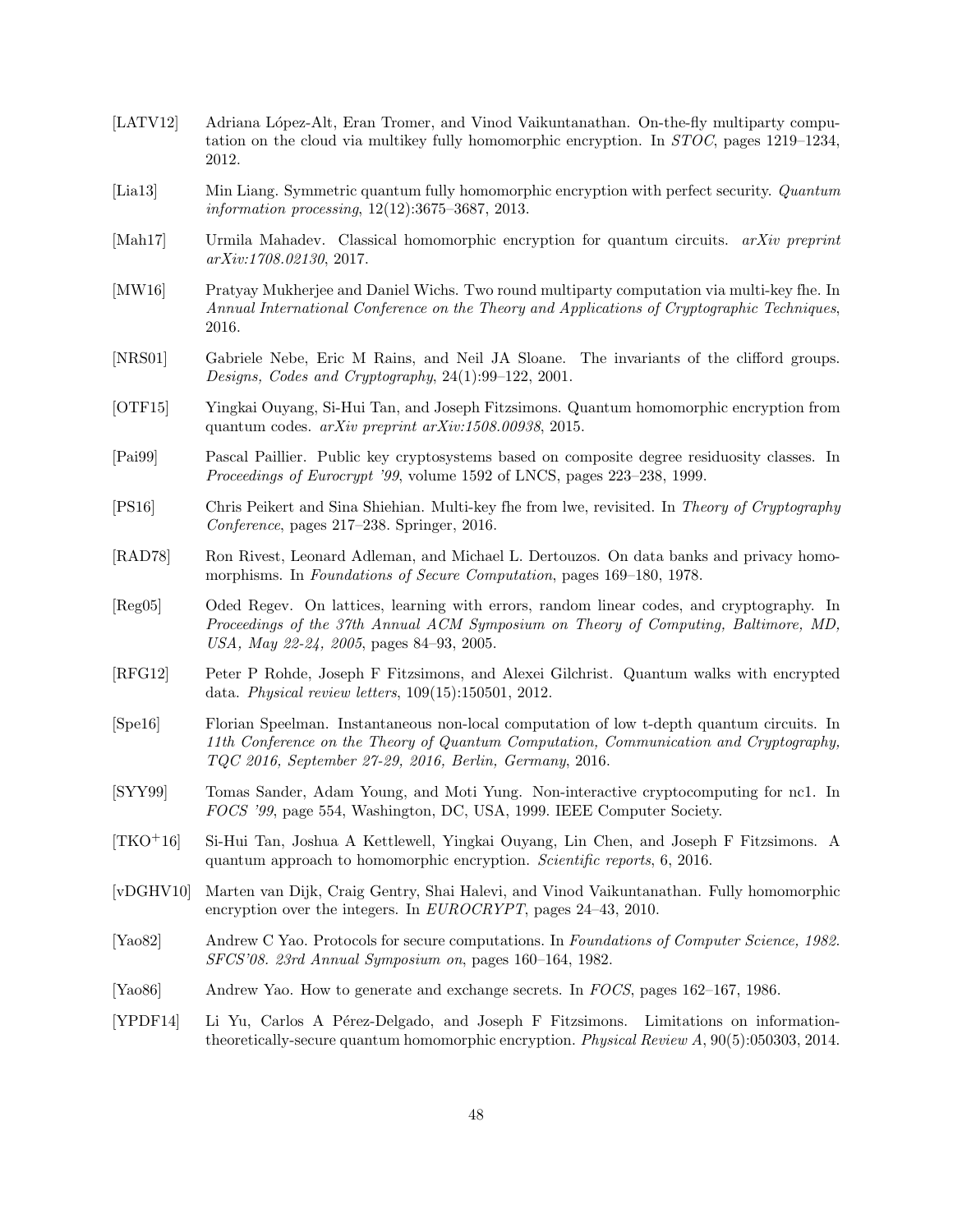[LATV12] Adriana López-Alt, Eran Tromer, and Vinod Vaikuntanathan. On-the-fly multiparty computation on the cloud via multikey fully homomorphic encryption. In *STOC*, pages 1219–1234, 2012.

[Lia13] Min Liang. Symmetric quantum fully homomorphic encryption with perfect security. *Quantum information processing*, 12(12):3675–3687, 2013.

[Mah17] Urmila Mahadev. Classical homomorphic encryption for quantum circuits. *arXiv preprint arXiv:1708.02130*, 2017.

[MW16] Pratyay Mukherjee and Daniel Wichs. Two round multiparty computation via multi-key fhe. In *Annual International Conference on the Theory and Applications of Cryptographic Techniques*, 2016.

[NRS01] Gabriele Nebe, Eric M Rains, and Neil JA Sloane. The invariants of the clifford groups. *Designs, Codes and Cryptography*, 24(1):99–122, 2001.

[OTF15] Yingkai Ouyang, Si-Hui Tan, and Joseph Fitzsimons. Quantum homomorphic encryption from quantum codes. *arXiv preprint arXiv:1508.00938*, 2015.

[Pai99] Pascal Paillier. Public key cryptosystems based on composite degree residuosity classes. In *Proceedings of Eurocrypt '99*, volume 1592 of LNCS, pages 223–238, 1999.

[PS16] Chris Peikert and Sina Shiehian. Multi-key fhe from lwe, revisited. In *Theory of Cryptography Conference*, pages 217–238. Springer, 2016.

[RAD78] Ron Rivest, Leonard Adleman, and Michael L. Dertouzos. On data banks and privacy homomorphisms. In *Foundations of Secure Computation*, pages 169–180, 1978.

[Reg05] Oded Regev. On lattices, learning with errors, random linear codes, and cryptography. In *Proceedings of the 37th Annual ACM Symposium on Theory of Computing, Baltimore, MD, USA, May 22-24, 2005*, pages 84–93, 2005.

[RFG12] Peter P Rohde, Joseph F Fitzsimons, and Alexei Gilchrist. Quantum walks with encrypted data. *Physical review letters*, 109(15):150501, 2012.

[Spe16] Florian Speelman. Instantaneous non-local computation of low t-depth quantum circuits. In *11th Conference on the Theory of Quantum Computation, Communication and Cryptography, TQC 2016, September 27-29, 2016, Berlin, Germany*, 2016.

[SYY99] Tomas Sander, Adam Young, and Moti Yung. Non-interactive cryptocomputing for nc1. In *FOCS '99*, page 554, Washington, DC, USA, 1999. IEEE Computer Society.

[TKO+16] Si-Hui Tan, Joshua A Kettlewell, Yingkai Ouyang, Lin Chen, and Joseph F Fitzsimons. A quantum approach to homomorphic encryption. *Scientific reports*, 6, 2016.

[vDGHV10] Marten van Dijk, Craig Gentry, Shai Halevi, and Vinod Vaikuntanathan. Fully homomorphic encryption over the integers. In *EUROCRYPT*, pages 24–43, 2010.

[Yao82] Andrew C Yao. Protocols for secure computations. In *Foundations of Computer Science, 1982. SFCS'08. 23rd Annual Symposium on*, pages 160–164, 1982.

[Yao86] Andrew Yao. How to generate and exchange secrets. In *FOCS*, pages 162–167, 1986.

[YPDF14] Li Yu, Carlos A Pérez-Delgado, and Joseph F Fitzsimons. Limitations on information-theoretically-secure quantum homomorphic encryption. *Physical Review A*, 90(5):050303, 2014.